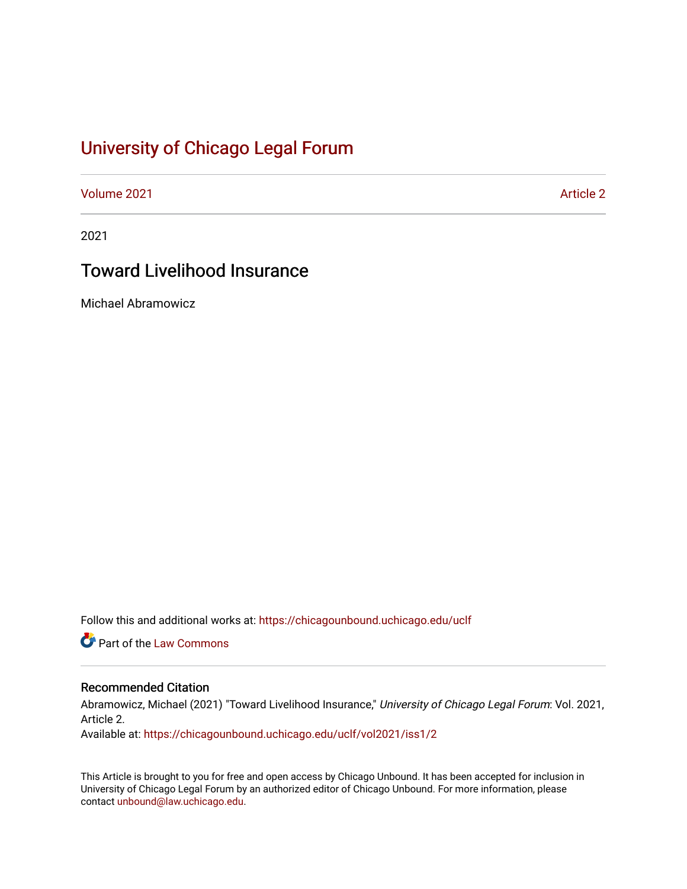# University of Chicago Legal Forum

Volume 2021 | Article 2

2021

## Toward Livelihood Insurance

Michael Abramowicz

Follow this and additional works at: https://chicagounbound.uchicago.edu/uclf

Part of the Law Commons

### Recommended Citation

Abramowicz, Michael (2021) "Toward Livelihood Insurance," *University of Chicago Legal Forum*: Vol. 2021, Article 2.

Available at: https://chicagounbound.uchicago.edu/uclf/vol2021/iss1/2

This Article is brought to you for free and open access by Chicago Unbound. It has been accepted for inclusion in University of Chicago Legal Forum by an authorized editor of Chicago Unbound. For more information, please contact unbound@law.uchicago.edu.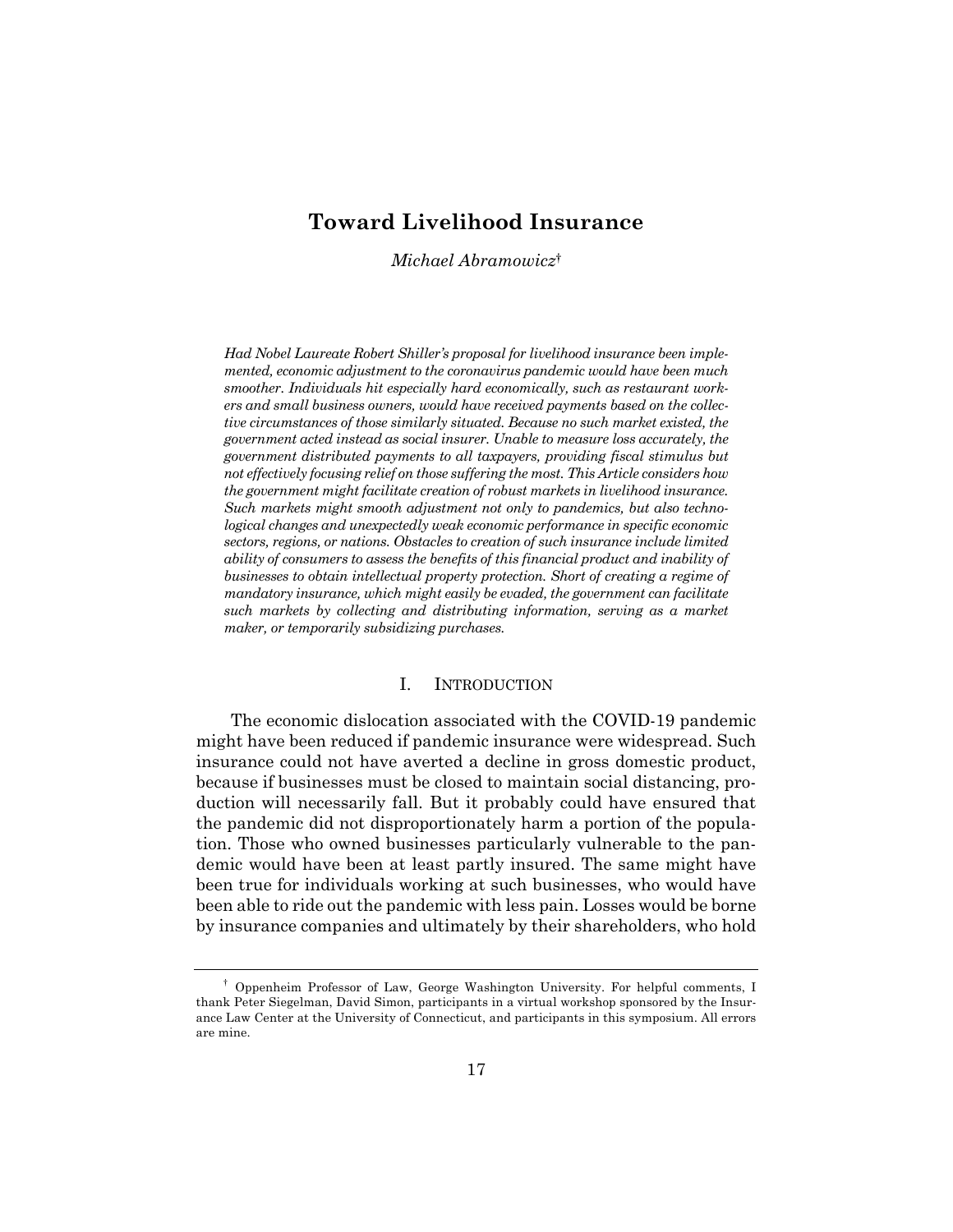# Toward Livelihood Insurance

*Michael Abramowicz*[†]

*Had Nobel Laureate Robert Shiller's proposal for livelihood insurance been implemented, economic adjustment to the coronavirus pandemic would have been much smoother. Individuals hit especially hard economically, such as restaurant workers and small business owners, would have received payments based on the collective circumstances of those similarly situated. Because no such market existed, the government acted instead as social insurer. Unable to measure loss accurately, the government distributed payments to all taxpayers, providing fiscal stimulus but not effectively focusing relief on those suffering the most. This Article considers how the government might facilitate creation of robust markets in livelihood insurance. Such markets might smooth adjustment not only to pandemics, but also technological changes and unexpectedly weak economic performance in specific economic sectors, regions, or nations. Obstacles to creation of such insurance include limited ability of consumers to assess the benefits of this financial product and inability of businesses to obtain intellectual property protection. Short of creating a regime of mandatory insurance, which might easily be evaded, the government can facilitate such markets by collecting and distributing information, serving as a market maker, or temporarily subsidizing purchases.*

## I. Introduction

The economic dislocation associated with the COVID-19 pandemic might have been reduced if pandemic insurance were widespread. Such insurance could not have averted a decline in gross domestic product, because if businesses must be closed to maintain social distancing, production will necessarily fall. But it probably could have ensured that the pandemic did not disproportionately harm a portion of the population. Those who owned businesses particularly vulnerable to the pandemic would have been at least partly insured. The same might have been true for individuals working at such businesses, who would have been able to ride out the pandemic with less pain. Losses would be borne by insurance companies and ultimately by their shareholders, who hold

---

[†] Oppenheim Professor of Law, George Washington University. For helpful comments, I thank Peter Siegelman, David Simon, participants in a virtual workshop sponsored by the Insurance Law Center at the University of Connecticut, and participants in this symposium. All errors are mine.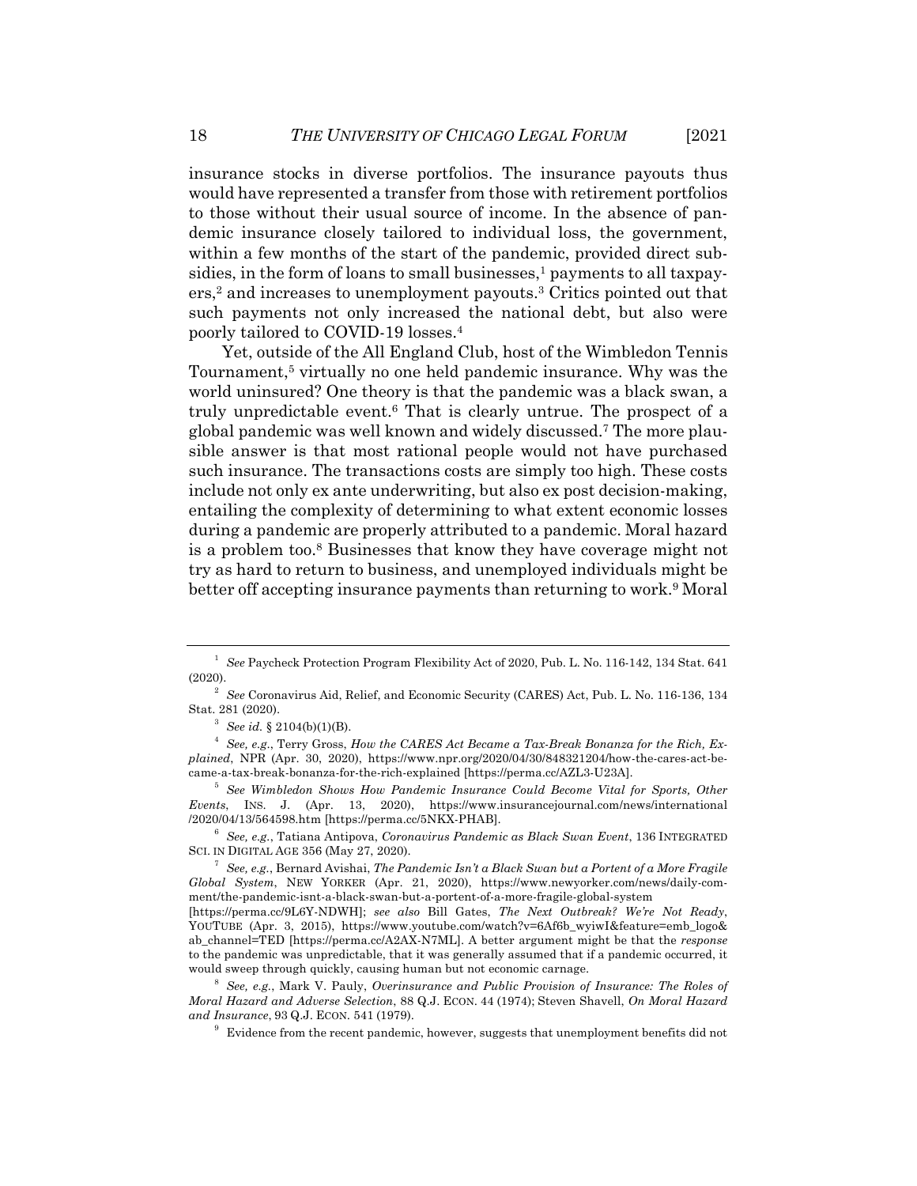insurance stocks in diverse portfolios. The insurance payouts thus would have represented a transfer from those with retirement portfolios to those without their usual source of income. In the absence of pandemic insurance closely tailored to individual loss, the government, within a few months of the start of the pandemic, provided direct subsidies, in the form of loans to small businesses,[1] payments to all taxpayers,[2] and increases to unemployment payouts.[3] Critics pointed out that such payments not only increased the national debt, but also were poorly tailored to COVID-19 losses.[4]

Yet, outside of the All England Club, host of the Wimbledon Tennis Tournament,[5] virtually no one held pandemic insurance. Why was the world uninsured? One theory is that the pandemic was a black swan, a truly unpredictable event.[6] That is clearly untrue. The prospect of a global pandemic was well known and widely discussed.[7] The more plausible answer is that most rational people would not have purchased such insurance. The transactions costs are simply too high. These costs include not only ex ante underwriting, but also ex post decision-making, entailing the complexity of determining to what extent economic losses during a pandemic are properly attributed to a pandemic. Moral hazard is a problem too.[8] Businesses that know they have coverage might not try as hard to return to business, and unemployed individuals might be better off accepting insurance payments than returning to work.[9] Moral

---

[1] *See* Paycheck Protection Program Flexibility Act of 2020, Pub. L. No. 116-142, 134 Stat. 641 (2020).

[2] *See* Coronavirus Aid, Relief, and Economic Security (CARES) Act, Pub. L. No. 116-136, 134 Stat. 281 (2020).

[3] *See id.* § 2104(b)(1)(B).

[4] *See, e.g.*, Terry Gross, *How the CARES Act Became a Tax-Break Bonanza for the Rich, Explained*, NPR (Apr. 30, 2020), https://www.npr.org/2020/04/30/848321204/how-the-cares-act-became-a-tax-break-bonanza-for-the-rich-explained [https://perma.cc/AZL3-U23A].

[5] *See Wimbledon Shows How Pandemic Insurance Could Become Vital for Sports, Other Events*, INS. J. (Apr. 13, 2020), https://www.insurancejournal.com/news/international/2020/04/13/564598.htm [https://perma.cc/5NKX-PHAB].

[6] *See, e.g.*, Tatiana Antipova, *Coronavirus Pandemic as Black Swan Event*, 136 INTEGRATED SCI. IN DIGITAL AGE 356 (May 27, 2020).

[7] *See, e.g.*, Bernard Avishai, *The Pandemic Isn't a Black Swan but a Portent of a More Fragile Global System*, NEW YORKER (Apr. 21, 2020), https://www.newyorker.com/news/daily-comment/the-pandemic-isnt-a-black-swan-but-a-portent-of-a-more-fragile-global-system [https://perma.cc/9L6Y-NDWH]; *see also* Bill Gates, *The Next Outbreak? We're Not Ready*, YOUTUBE (Apr. 3, 2015), https://www.youtube.com/watch?v=6Af6b_wyiwI&feature=emb_logo&ab_channel=TED [https://perma.cc/A2AX-N7ML]. A better argument might be that the *response* to the pandemic was unpredictable, that it was generally assumed that if a pandemic occurred, it would sweep through quickly, causing human but not economic carnage.

[8] *See, e.g.*, Mark V. Pauly, *Overinsurance and Public Provision of Insurance: The Roles of Moral Hazard and Adverse Selection*, 88 Q.J. ECON. 44 (1974); Steven Shavell, *On Moral Hazard and Insurance*, 93 Q.J. ECON. 541 (1979).

[9] Evidence from the recent pandemic, however, suggests that unemployment benefits did not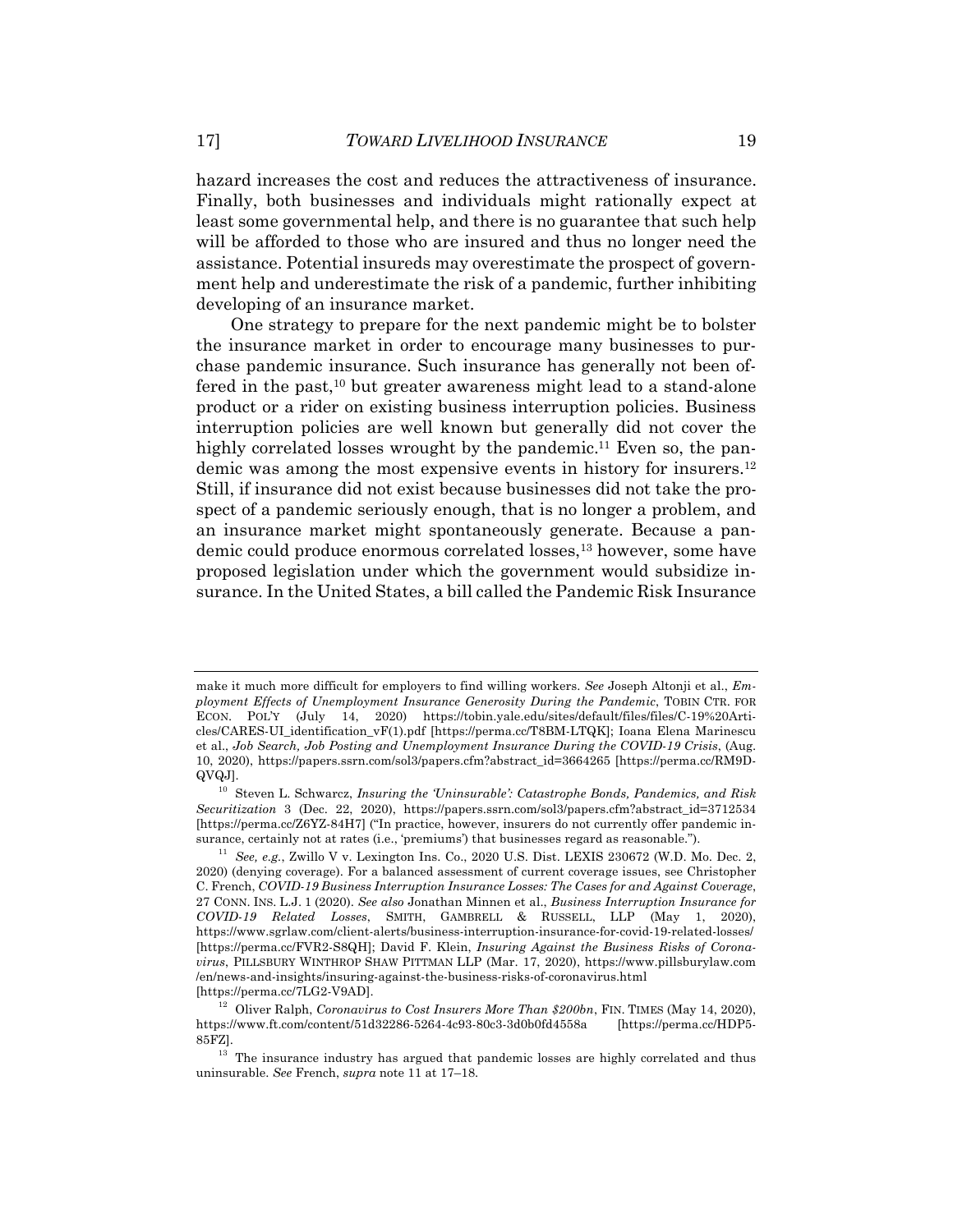hazard increases the cost and reduces the attractiveness of insurance. Finally, both businesses and individuals might rationally expect at least some governmental help, and there is no guarantee that such help will be afforded to those who are insured and thus no longer need the assistance. Potential insureds may overestimate the prospect of government help and underestimate the risk of a pandemic, further inhibiting developing of an insurance market.

One strategy to prepare for the next pandemic might be to bolster the insurance market in order to encourage many businesses to purchase pandemic insurance. Such insurance has generally not been offered in the past,[10] but greater awareness might lead to a stand-alone product or a rider on existing business interruption policies. Business interruption policies are well known but generally did not cover the highly correlated losses wrought by the pandemic.[11] Even so, the pandemic was among the most expensive events in history for insurers.[12] Still, if insurance did not exist because businesses did not take the prospect of a pandemic seriously enough, that is no longer a problem, and an insurance market might spontaneously generate. Because a pandemic could produce enormous correlated losses,[13] however, some have proposed legislation under which the government would subsidize insurance. In the United States, a bill called the Pandemic Risk Insurance

---

make it much more difficult for employers to find willing workers. *See* Joseph Altonji et al., *Employment Effects of Unemployment Insurance Generosity During the Pandemic*, TOBIN CTR. FOR ECON. POL'Y (July 14, 2020) https://tobin.yale.edu/sites/default/files/files/C-19%20Articles/CARES-UI_identification_vF(1).pdf [https://perma.cc/T8BM-LTQK]; Ioana Elena Marinescu et al., *Job Search, Job Posting and Unemployment Insurance During the COVID-19 Crisis*, (Aug. 10, 2020), https://papers.ssrn.com/sol3/papers.cfm?abstract_id=3664265 [https://perma.cc/RM9D-QVQJ].

[10] Steven L. Schwarcz, *Insuring the 'Uninsurable': Catastrophe Bonds, Pandemics, and Risk Securitization* 3 (Dec. 22, 2020), https://papers.ssrn.com/sol3/papers.cfm?abstract_id=3712534 [https://perma.cc/Z6YZ-84H7] ("In practice, however, insurers do not currently offer pandemic insurance, certainly not at rates (i.e., 'premiums') that businesses regard as reasonable.").

[11] *See, e.g.*, Zwillo V v. Lexington Ins. Co., 2020 U.S. Dist. LEXIS 230672 (W.D. Mo. Dec. 2, 2020) (denying coverage). For a balanced assessment of current coverage issues, see Christopher C. French, *COVID-19 Business Interruption Insurance Losses: The Cases for and Against Coverage*, 27 CONN. INS. L.J. 1 (2020). *See also* Jonathan Minnen et al., *Business Interruption Insurance for COVID-19 Related Losses*, SMITH, GAMBRELL & RUSSELL, LLP (May 1, 2020), https://www.sgrlaw.com/client-alerts/business-interruption-insurance-for-covid-19-related-losses/ [https://perma.cc/FVR2-S8QH]; David F. Klein, *Insuring Against the Business Risks of Coronavirus*, PILLSBURY WINTHROP SHAW PITTMAN LLP (Mar. 17, 2020), https://www.pillsburylaw.com/en/news-and-insights/insuring-against-the-business-risks-of-coronavirus.html [https://perma.cc/7LG2-V9AD].

[12] Oliver Ralph, *Coronavirus to Cost Insurers More Than $200bn*, FIN. TIMES (May 14, 2020), https://www.ft.com/content/51d32286-5264-4c93-80c3-3d0b0fd4558a [https://perma.cc/HDP5-85FZ].

[13] The insurance industry has argued that pandemic losses are highly correlated and thus uninsurable. *See* French, *supra* note 11 at 17–18.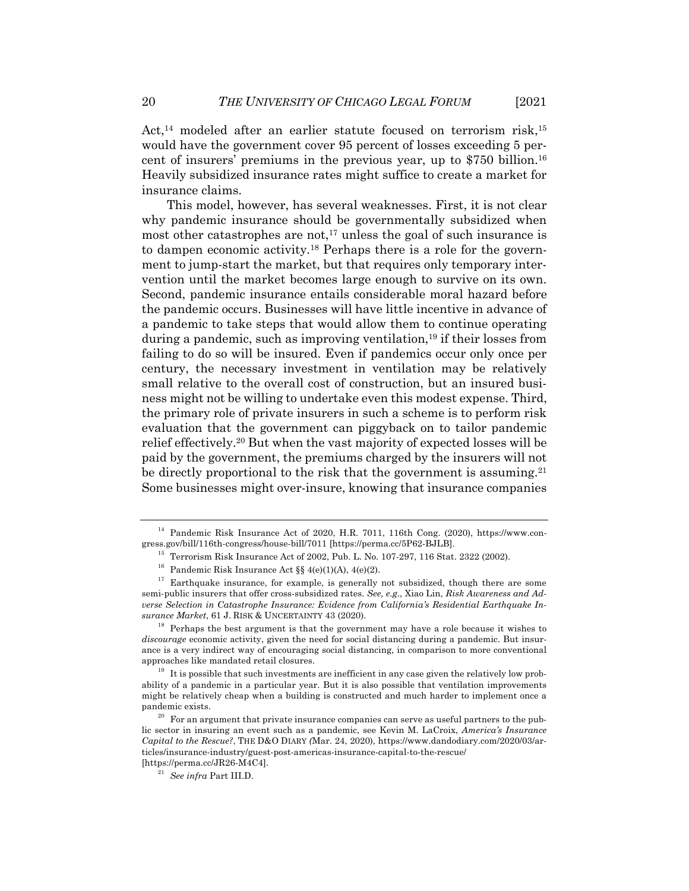Act,[14] modeled after an earlier statute focused on terrorism risk,[15] would have the government cover 95 percent of losses exceeding 5 percent of insurers' premiums in the previous year, up to $750 billion.[16] Heavily subsidized insurance rates might suffice to create a market for insurance claims.

This model, however, has several weaknesses. First, it is not clear why pandemic insurance should be governmentally subsidized when most other catastrophes are not,[17] unless the goal of such insurance is to dampen economic activity.[18] Perhaps there is a role for the government to jump-start the market, but that requires only temporary intervention until the market becomes large enough to survive on its own. Second, pandemic insurance entails considerable moral hazard before the pandemic occurs. Businesses will have little incentive in advance of a pandemic to take steps that would allow them to continue operating during a pandemic, such as improving ventilation,[19] if their losses from failing to do so will be insured. Even if pandemics occur only once per century, the necessary investment in ventilation may be relatively small relative to the overall cost of construction, but an insured business might not be willing to undertake even this modest expense. Third, the primary role of private insurers in such a scheme is to perform risk evaluation that the government can piggyback on to tailor pandemic relief effectively.[20] But when the vast majority of expected losses will be paid by the government, the premiums charged by the insurers will not be directly proportional to the risk that the government is assuming.[21] Some businesses might over-insure, knowing that insurance companies

---

[14] Pandemic Risk Insurance Act of 2020, H.R. 7011, 116th Cong. (2020), https://www.congress.gov/bill/116th-congress/house-bill/7011 [https://perma.cc/5P62-BJLB].

[15] Terrorism Risk Insurance Act of 2002, Pub. L. No. 107-297, 116 Stat. 2322 (2002).

[16] Pandemic Risk Insurance Act §§ 4(e)(1)(A), 4(e)(2).

[17] Earthquake insurance, for example, is generally not subsidized, though there are some semi-public insurers that offer cross-subsidized rates. *See, e.g.*, Xiao Lin, *Risk Awareness and Adverse Selection in Catastrophe Insurance: Evidence from California's Residential Earthquake Insurance Market*, 61 J. RISK & UNCERTAINTY 43 (2020).

[18] Perhaps the best argument is that the government may have a role because it wishes to *discourage* economic activity, given the need for social distancing during a pandemic. But insurance is a very indirect way of encouraging social distancing, in comparison to more conventional approaches like mandated retail closures.

[19] It is possible that such investments are inefficient in any case given the relatively low probability of a pandemic in a particular year. But it is also possible that ventilation improvements might be relatively cheap when a building is constructed and much harder to implement once a pandemic exists.

[20] For an argument that private insurance companies can serve as useful partners to the public sector in insuring an event such as a pandemic, see Kevin M. LaCroix, *America's Insurance Capital to the Rescue?*, THE D&O DIARY (Mar. 24, 2020), https://www.dandodiary.com/2020/03/articles/insurance-industry/guest-post-americas-insurance-capital-to-the-rescue/ [https://perma.cc/JR26-M4C4].

[21] *See infra* Part III.D.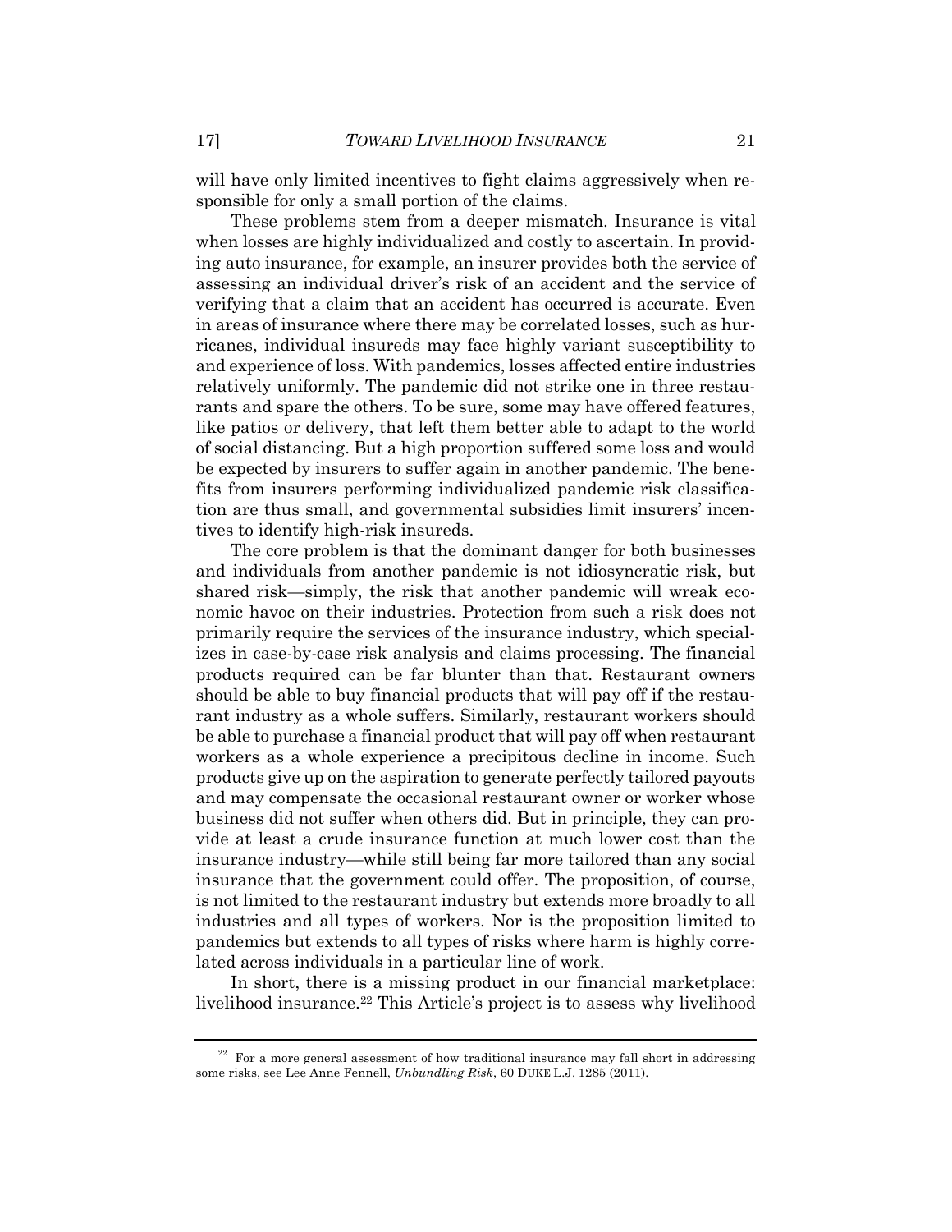will have only limited incentives to fight claims aggressively when responsible for only a small portion of the claims.

These problems stem from a deeper mismatch. Insurance is vital when losses are highly individualized and costly to ascertain. In providing auto insurance, for example, an insurer provides both the service of assessing an individual driver's risk of an accident and the service of verifying that a claim that an accident has occurred is accurate. Even in areas of insurance where there may be correlated losses, such as hurricanes, individual insureds may face highly variant susceptibility to and experience of loss. With pandemics, losses affected entire industries relatively uniformly. The pandemic did not strike one in three restaurants and spare the others. To be sure, some may have offered features, like patios or delivery, that left them better able to adapt to the world of social distancing. But a high proportion suffered some loss and would be expected by insurers to suffer again in another pandemic. The benefits from insurers performing individualized pandemic risk classification are thus small, and governmental subsidies limit insurers' incentives to identify high-risk insureds.

The core problem is that the dominant danger for both businesses and individuals from another pandemic is not idiosyncratic risk, but shared risk—simply, the risk that another pandemic will wreak economic havoc on their industries. Protection from such a risk does not primarily require the services of the insurance industry, which specializes in case-by-case risk analysis and claims processing. The financial products required can be far blunter than that. Restaurant owners should be able to buy financial products that will pay off if the restaurant industry as a whole suffers. Similarly, restaurant workers should be able to purchase a financial product that will pay off when restaurant workers as a whole experience a precipitous decline in income. Such products give up on the aspiration to generate perfectly tailored payouts and may compensate the occasional restaurant owner or worker whose business did not suffer when others did. But in principle, they can provide at least a crude insurance function at much lower cost than the insurance industry—while still being far more tailored than any social insurance that the government could offer. The proposition, of course, is not limited to the restaurant industry but extends more broadly to all industries and all types of workers. Nor is the proposition limited to pandemics but extends to all types of risks where harm is highly correlated across individuals in a particular line of work.

In short, there is a missing product in our financial marketplace: livelihood insurance.[22] This Article's project is to assess why livelihood

[22] For a more general assessment of how traditional insurance may fall short in addressing some risks, see Lee Anne Fennell, *Unbundling Risk*, 60 DUKE L.J. 1285 (2011).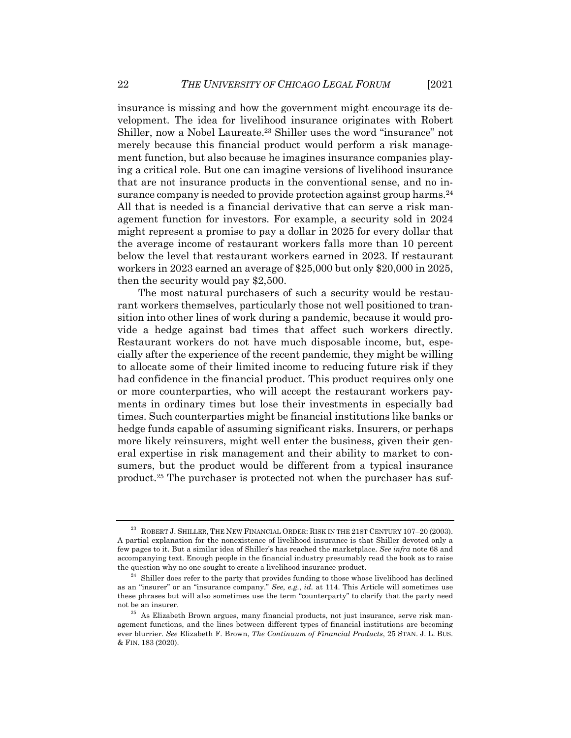insurance is missing and how the government might encourage its development. The idea for livelihood insurance originates with Robert Shiller, now a Nobel Laureate.[23] Shiller uses the word "insurance" not merely because this financial product would perform a risk management function, but also because he imagines insurance companies playing a critical role. But one can imagine versions of livelihood insurance that are not insurance products in the conventional sense, and no insurance company is needed to provide protection against group harms.[24] All that is needed is a financial derivative that can serve a risk management function for investors. For example, a security sold in 2024 might represent a promise to pay a dollar in 2025 for every dollar that the average income of restaurant workers falls more than 10 percent below the level that restaurant workers earned in 2023. If restaurant workers in 2023 earned an average of $25,000 but only $20,000 in 2025, then the security would pay $2,500.

The most natural purchasers of such a security would be restaurant workers themselves, particularly those not well positioned to transition into other lines of work during a pandemic, because it would provide a hedge against bad times that affect such workers directly. Restaurant workers do not have much disposable income, but, especially after the experience of the recent pandemic, they might be willing to allocate some of their limited income to reducing future risk if they had confidence in the financial product. This product requires only one or more counterparties, who will accept the restaurant workers payments in ordinary times but lose their investments in especially bad times. Such counterparties might be financial institutions like banks or hedge funds capable of assuming significant risks. Insurers, or perhaps more likely reinsurers, might well enter the business, given their general expertise in risk management and their ability to market to consumers, but the product would be different from a typical insurance product.[25] The purchaser is protected not when the purchaser has suf-

---

[23] ROBERT J. SHILLER, THE NEW FINANCIAL ORDER: RISK IN THE 21ST CENTURY 107–20 (2003). A partial explanation for the nonexistence of livelihood insurance is that Shiller devoted only a few pages to it. But a similar idea of Shiller's has reached the marketplace. *See infra* note 68 and accompanying text. Enough people in the financial industry presumably read the book as to raise the question why no one sought to create a livelihood insurance product.

[24] Shiller does refer to the party that provides funding to those whose livelihood has declined as an "insurer" or an "insurance company." *See, e.g.*, *id.* at 114. This Article will sometimes use these phrases but will also sometimes use the term "counterparty" to clarify that the party need not be an insurer.

[25] As Elizabeth Brown argues, many financial products, not just insurance, serve risk management functions, and the lines between different types of financial institutions are becoming ever blurrier. *See* Elizabeth F. Brown, *The Continuum of Financial Products*, 25 STAN. J. L. BUS. & FIN. 183 (2020).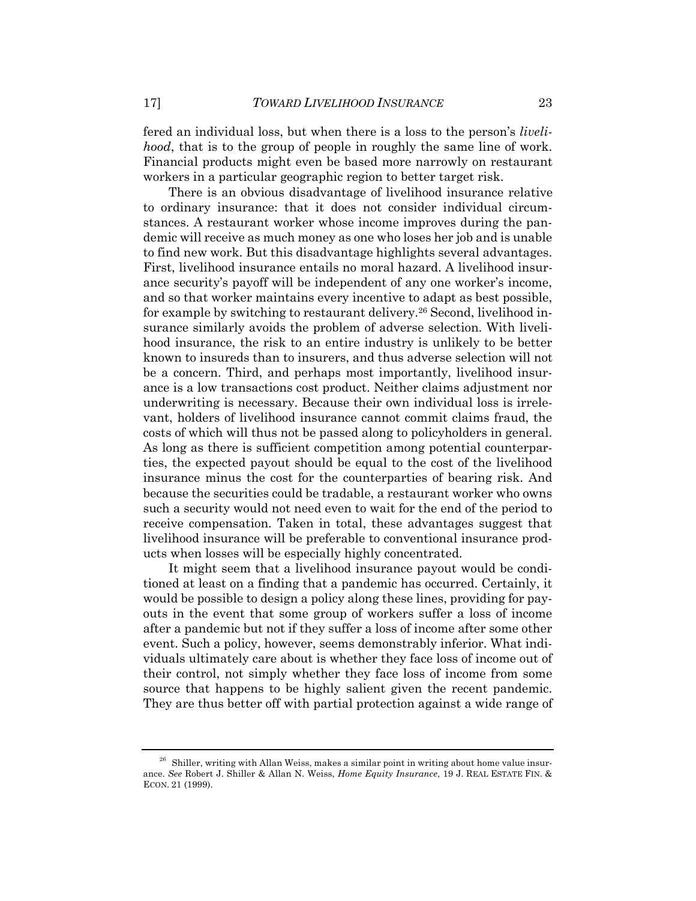fered an individual loss, but when there is a loss to the person's *livelihood*, that is to the group of people in roughly the same line of work. Financial products might even be based more narrowly on restaurant workers in a particular geographic region to better target risk.

There is an obvious disadvantage of livelihood insurance relative to ordinary insurance: that it does not consider individual circumstances. A restaurant worker whose income improves during the pandemic will receive as much money as one who loses her job and is unable to find new work. But this disadvantage highlights several advantages. First, livelihood insurance entails no moral hazard. A livelihood insurance security's payoff will be independent of any one worker's income, and so that worker maintains every incentive to adapt as best possible, for example by switching to restaurant delivery.[26] Second, livelihood insurance similarly avoids the problem of adverse selection. With livelihood insurance, the risk to an entire industry is unlikely to be better known to insureds than to insurers, and thus adverse selection will not be a concern. Third, and perhaps most importantly, livelihood insurance is a low transactions cost product. Neither claims adjustment nor underwriting is necessary. Because their own individual loss is irrelevant, holders of livelihood insurance cannot commit claims fraud, the costs of which will thus not be passed along to policyholders in general. As long as there is sufficient competition among potential counterparties, the expected payout should be equal to the cost of the livelihood insurance minus the cost for the counterparties of bearing risk. And because the securities could be tradable, a restaurant worker who owns such a security would not need even to wait for the end of the period to receive compensation. Taken in total, these advantages suggest that livelihood insurance will be preferable to conventional insurance products when losses will be especially highly concentrated.

It might seem that a livelihood insurance payout would be conditioned at least on a finding that a pandemic has occurred. Certainly, it would be possible to design a policy along these lines, providing for payouts in the event that some group of workers suffer a loss of income after a pandemic but not if they suffer a loss of income after some other event. Such a policy, however, seems demonstrably inferior. What individuals ultimately care about is whether they face loss of income out of their control, not simply whether they face loss of income from some source that happens to be highly salient given the recent pandemic. They are thus better off with partial protection against a wide range of

---

[26] Shiller, writing with Allan Weiss, makes a similar point in writing about home value insurance. *See* Robert J. Shiller & Allan N. Weiss, *Home Equity Insurance*, 19 J. REAL ESTATE FIN. & ECON. 21 (1999).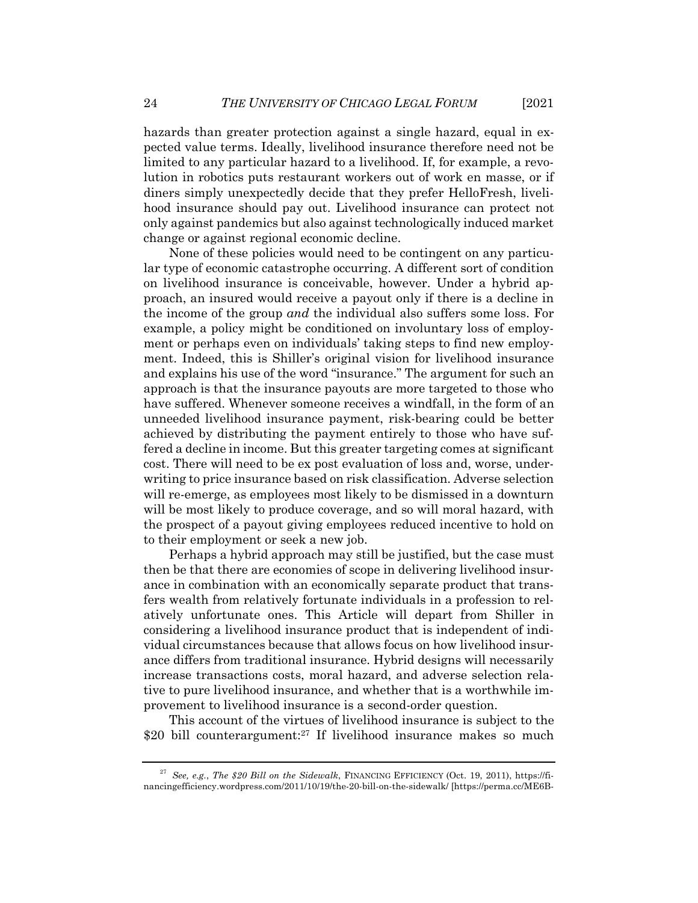hazards than greater protection against a single hazard, equal in expected value terms. Ideally, livelihood insurance therefore need not be limited to any particular hazard to a livelihood. If, for example, a revolution in robotics puts restaurant workers out of work en masse, or if diners simply unexpectedly decide that they prefer HelloFresh, livelihood insurance should pay out. Livelihood insurance can protect not only against pandemics but also against technologically induced market change or against regional economic decline.

None of these policies would need to be contingent on any particular type of economic catastrophe occurring. A different sort of condition on livelihood insurance is conceivable, however. Under a hybrid approach, an insured would receive a payout only if there is a decline in the income of the group *and* the individual also suffers some loss. For example, a policy might be conditioned on involuntary loss of employment or perhaps even on individuals' taking steps to find new employment. Indeed, this is Shiller's original vision for livelihood insurance and explains his use of the word "insurance." The argument for such an approach is that the insurance payouts are more targeted to those who have suffered. Whenever someone receives a windfall, in the form of an unneeded livelihood insurance payment, risk-bearing could be better achieved by distributing the payment entirely to those who have suffered a decline in income. But this greater targeting comes at significant cost. There will need to be ex post evaluation of loss and, worse, underwriting to price insurance based on risk classification. Adverse selection will re-emerge, as employees most likely to be dismissed in a downturn will be most likely to produce coverage, and so will moral hazard, with the prospect of a payout giving employees reduced incentive to hold on to their employment or seek a new job.

Perhaps a hybrid approach may still be justified, but the case must then be that there are economies of scope in delivering livelihood insurance in combination with an economically separate product that transfers wealth from relatively fortunate individuals in a profession to relatively unfortunate ones. This Article will depart from Shiller in considering a livelihood insurance product that is independent of individual circumstances because that allows focus on how livelihood insurance differs from traditional insurance. Hybrid designs will necessarily increase transactions costs, moral hazard, and adverse selection relative to pure livelihood insurance, and whether that is a worthwhile improvement to livelihood insurance is a second-order question.

This account of the virtues of livelihood insurance is subject to the $20 bill counterargument:[27] If livelihood insurance makes so much

[27] *See, e.g.*, *The $20 Bill on the Sidewalk*, FINANCING EFFICIENCY (Oct. 19, 2011), https://financingefficiency.wordpress.com/2011/10/19/the-20-bill-on-the-sidewalk/ [https://perma.cc/ME6B-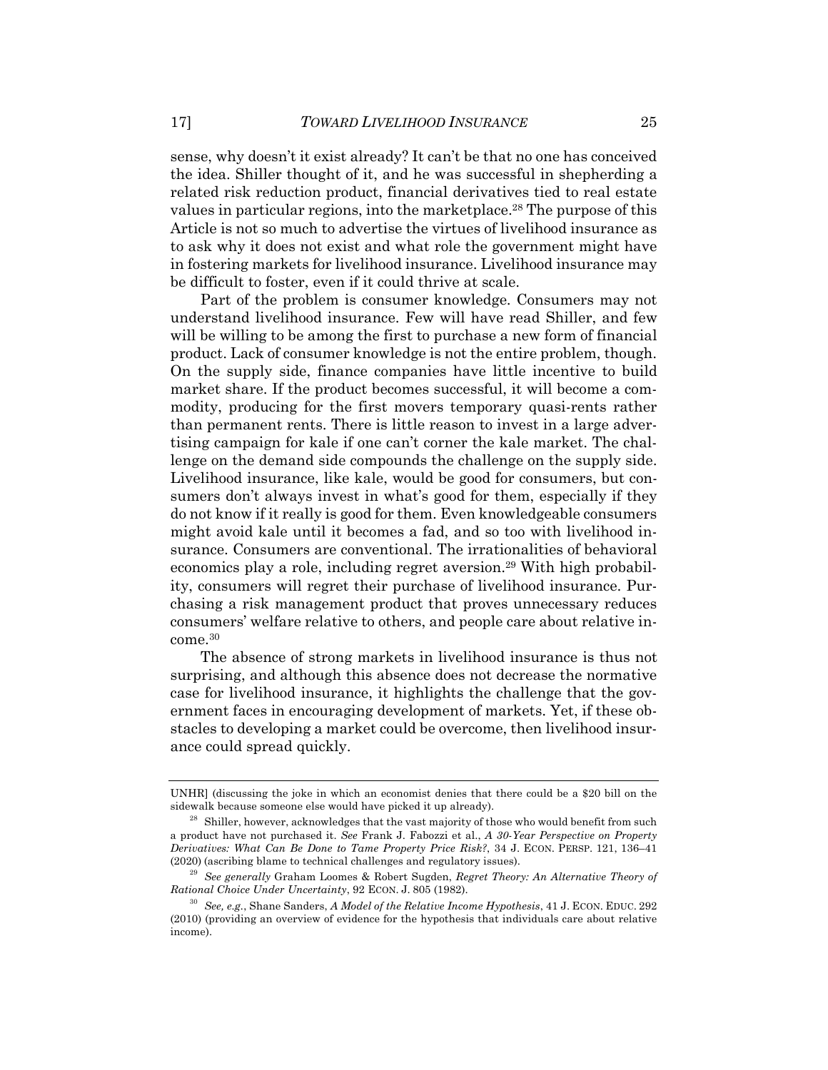sense, why doesn't it exist already? It can't be that no one has conceived the idea. Shiller thought of it, and he was successful in shepherding a related risk reduction product, financial derivatives tied to real estate values in particular regions, into the marketplace.[28] The purpose of this Article is not so much to advertise the virtues of livelihood insurance as to ask why it does not exist and what role the government might have in fostering markets for livelihood insurance. Livelihood insurance may be difficult to foster, even if it could thrive at scale.

Part of the problem is consumer knowledge. Consumers may not understand livelihood insurance. Few will have read Shiller, and few will be willing to be among the first to purchase a new form of financial product. Lack of consumer knowledge is not the entire problem, though. On the supply side, finance companies have little incentive to build market share. If the product becomes successful, it will become a commodity, producing for the first movers temporary quasi-rents rather than permanent rents. There is little reason to invest in a large advertising campaign for kale if one can't corner the kale market. The challenge on the demand side compounds the challenge on the supply side. Livelihood insurance, like kale, would be good for consumers, but consumers don't always invest in what's good for them, especially if they do not know if it really is good for them. Even knowledgeable consumers might avoid kale until it becomes a fad, and so too with livelihood insurance. Consumers are conventional. The irrationalities of behavioral economics play a role, including regret aversion.[29] With high probability, consumers will regret their purchase of livelihood insurance. Purchasing a risk management product that proves unnecessary reduces consumers' welfare relative to others, and people care about relative income.[30]

The absence of strong markets in livelihood insurance is thus not surprising, and although this absence does not decrease the normative case for livelihood insurance, it highlights the challenge that the government faces in encouraging development of markets. Yet, if these obstacles to developing a market could be overcome, then livelihood insurance could spread quickly.

---

UNHR] (discussing the joke in which an economist denies that there could be a $20 bill on the sidewalk because someone else would have picked it up already).

[28] Shiller, however, acknowledges that the vast majority of those who would benefit from such a product have not purchased it. *See* Frank J. Fabozzi et al., *A 30-Year Perspective on Property Derivatives: What Can Be Done to Tame Property Price Risk?*, 34 J. ECON. PERSP. 121, 136–41 (2020) (ascribing blame to technical challenges and regulatory issues).

[29] *See generally* Graham Loomes & Robert Sugden, *Regret Theory: An Alternative Theory of Rational Choice Under Uncertainty*, 92 ECON. J. 805 (1982).

[30] *See, e.g.*, Shane Sanders, *A Model of the Relative Income Hypothesis*, 41 J. ECON. EDUC. 292 (2010) (providing an overview of evidence for the hypothesis that individuals care about relative income).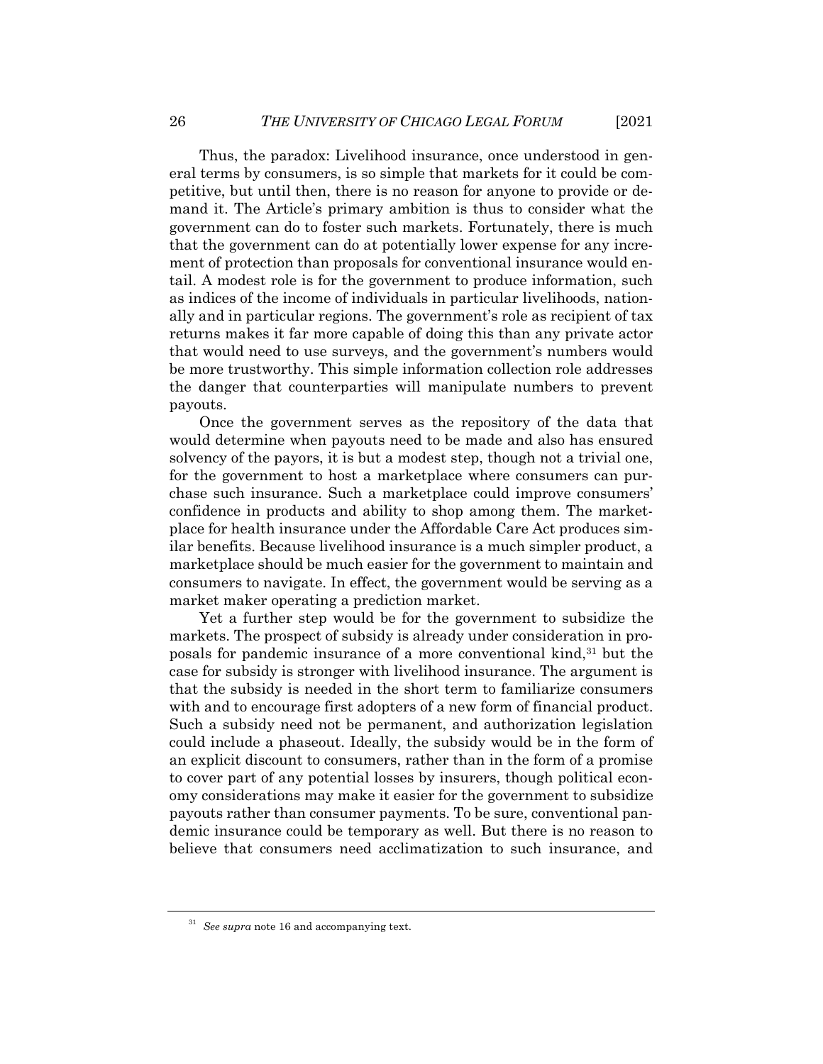Thus, the paradox: Livelihood insurance, once understood in general terms by consumers, is so simple that markets for it could be competitive, but until then, there is no reason for anyone to provide or demand it. The Article's primary ambition is thus to consider what the government can do to foster such markets. Fortunately, there is much that the government can do at potentially lower expense for any increment of protection than proposals for conventional insurance would entail. A modest role is for the government to produce information, such as indices of the income of individuals in particular livelihoods, nationally and in particular regions. The government's role as recipient of tax returns makes it far more capable of doing this than any private actor that would need to use surveys, and the government's numbers would be more trustworthy. This simple information collection role addresses the danger that counterparties will manipulate numbers to prevent payouts.

Once the government serves as the repository of the data that would determine when payouts need to be made and also has ensured solvency of the payors, it is but a modest step, though not a trivial one, for the government to host a marketplace where consumers can purchase such insurance. Such a marketplace could improve consumers' confidence in products and ability to shop among them. The marketplace for health insurance under the Affordable Care Act produces similar benefits. Because livelihood insurance is a much simpler product, a marketplace should be much easier for the government to maintain and consumers to navigate. In effect, the government would be serving as a market maker operating a prediction market.

Yet a further step would be for the government to subsidize the markets. The prospect of subsidy is already under consideration in proposals for pandemic insurance of a more conventional kind,[31] but the case for subsidy is stronger with livelihood insurance. The argument is that the subsidy is needed in the short term to familiarize consumers with and to encourage first adopters of a new form of financial product. Such a subsidy need not be permanent, and authorization legislation could include a phaseout. Ideally, the subsidy would be in the form of an explicit discount to consumers, rather than in the form of a promise to cover part of any potential losses by insurers, though political economy considerations may make it easier for the government to subsidize payouts rather than consumer payments. To be sure, conventional pandemic insurance could be temporary as well. But there is no reason to believe that consumers need acclimatization to such insurance, and

---

[31] *See supra* note 16 and accompanying text.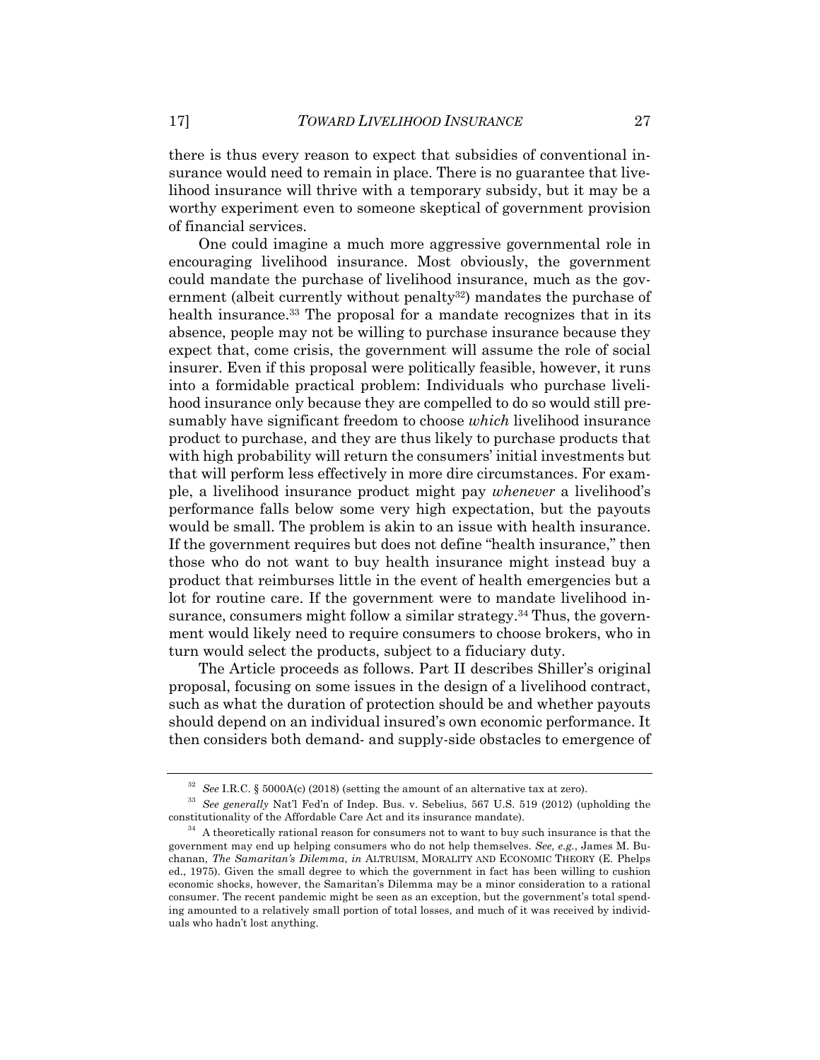there is thus every reason to expect that subsidies of conventional insurance would need to remain in place. There is no guarantee that livelihood insurance will thrive with a temporary subsidy, but it may be a worthy experiment even to someone skeptical of government provision of financial services.

One could imagine a much more aggressive governmental role in encouraging livelihood insurance. Most obviously, the government could mandate the purchase of livelihood insurance, much as the government (albeit currently without penalty[32]) mandates the purchase of health insurance.[33] The proposal for a mandate recognizes that in its absence, people may not be willing to purchase insurance because they expect that, come crisis, the government will assume the role of social insurer. Even if this proposal were politically feasible, however, it runs into a formidable practical problem: Individuals who purchase livelihood insurance only because they are compelled to do so would still presumably have significant freedom to choose *which* livelihood insurance product to purchase, and they are thus likely to purchase products that with high probability will return the consumers' initial investments but that will perform less effectively in more dire circumstances. For example, a livelihood insurance product might pay *whenever* a livelihood's performance falls below some very high expectation, but the payouts would be small. The problem is akin to an issue with health insurance. If the government requires but does not define "health insurance," then those who do not want to buy health insurance might instead buy a product that reimburses little in the event of health emergencies but a lot for routine care. If the government were to mandate livelihood insurance, consumers might follow a similar strategy.[34] Thus, the government would likely need to require consumers to choose brokers, who in turn would select the products, subject to a fiduciary duty.

The Article proceeds as follows. Part II describes Shiller's original proposal, focusing on some issues in the design of a livelihood contract, such as what the duration of protection should be and whether payouts should depend on an individual insured's own economic performance. It then considers both demand- and supply-side obstacles to emergence of

---

[32] *See* I.R.C. § 5000A(c) (2018) (setting the amount of an alternative tax at zero).

[33] *See generally* Nat'l Fed'n of Indep. Bus. v. Sebelius, 567 U.S. 519 (2012) (upholding the constitutionality of the Affordable Care Act and its insurance mandate).

[34] A theoretically rational reason for consumers not to want to buy such insurance is that the government may end up helping consumers who do not help themselves. *See, e.g.*, James M. Buchanan, *The Samaritan's Dilemma*, *in* ALTRUISM, MORALITY AND ECONOMIC THEORY (E. Phelps ed., 1975). Given the small degree to which the government in fact has been willing to cushion economic shocks, however, the Samaritan's Dilemma may be a minor consideration to a rational consumer. The recent pandemic might be seen as an exception, but the government's total spending amounted to a relatively small portion of total losses, and much of it was received by individuals who hadn't lost anything.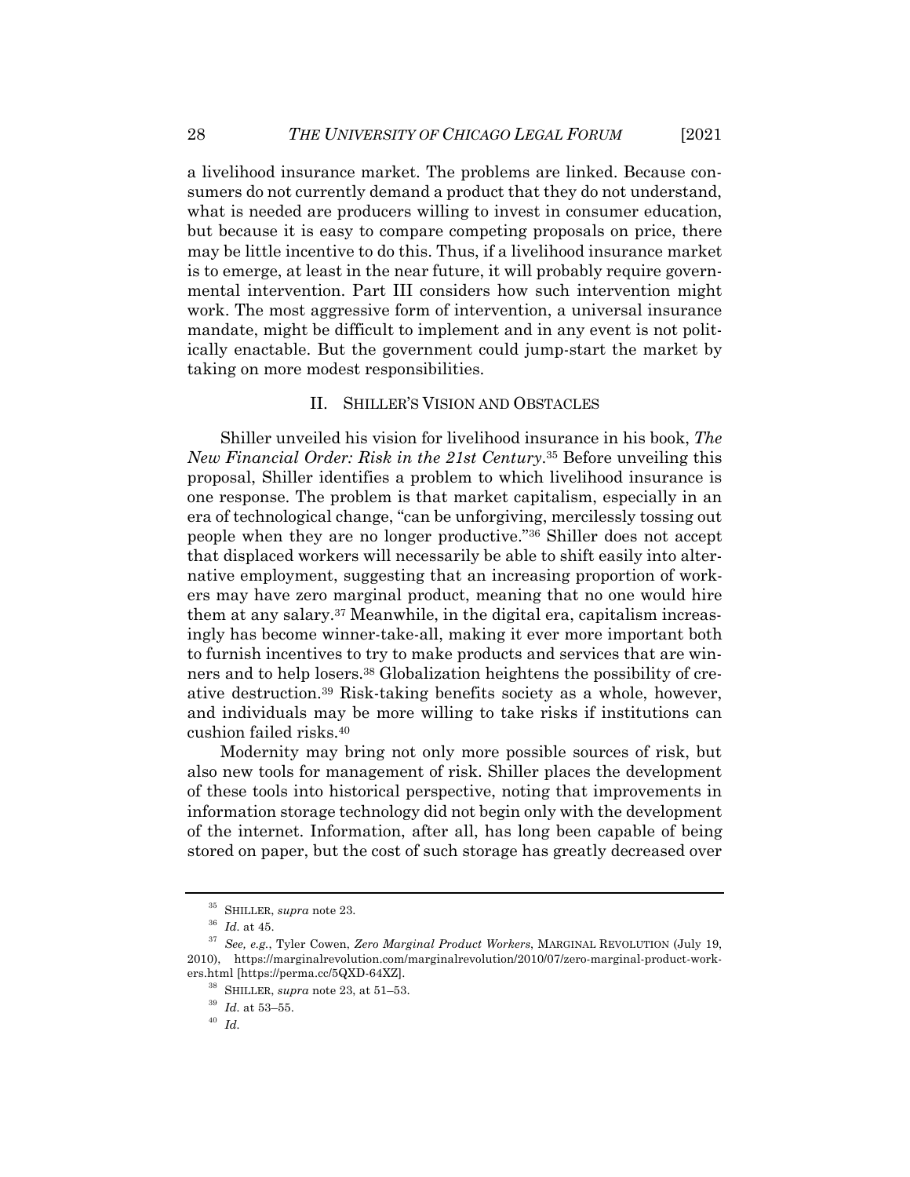a livelihood insurance market. The problems are linked. Because consumers do not currently demand a product that they do not understand, what is needed are producers willing to invest in consumer education, but because it is easy to compare competing proposals on price, there may be little incentive to do this. Thus, if a livelihood insurance market is to emerge, at least in the near future, it will probably require governmental intervention. Part III considers how such intervention might work. The most aggressive form of intervention, a universal insurance mandate, might be difficult to implement and in any event is not politically enactable. But the government could jump-start the market by taking on more modest responsibilities.

## II. SHILLER'S VISION AND OBSTACLES

Shiller unveiled his vision for livelihood insurance in his book, *The New Financial Order: Risk in the 21st Century*.[35] Before unveiling this proposal, Shiller identifies a problem to which livelihood insurance is one response. The problem is that market capitalism, especially in an era of technological change, "can be unforgiving, mercilessly tossing out people when they are no longer productive."[36] Shiller does not accept that displaced workers will necessarily be able to shift easily into alternative employment, suggesting that an increasing proportion of workers may have zero marginal product, meaning that no one would hire them at any salary.[37] Meanwhile, in the digital era, capitalism increasingly has become winner-take-all, making it ever more important both to furnish incentives to try to make products and services that are winners and to help losers.[38] Globalization heightens the possibility of creative destruction.[39] Risk-taking benefits society as a whole, however, and individuals may be more willing to take risks if institutions can cushion failed risks.[40]

Modernity may bring not only more possible sources of risk, but also new tools for management of risk. Shiller places the development of these tools into historical perspective, noting that improvements in information storage technology did not begin only with the development of the internet. Information, after all, has long been capable of being stored on paper, but the cost of such storage has greatly decreased over

---

[35] SHILLER, *supra* note 23.

[36] *Id.* at 45.

[37] *See, e.g.*, Tyler Cowen, *Zero Marginal Product Workers*, MARGINAL REVOLUTION (July 19, 2010), https://marginalrevolution.com/marginalrevolution/2010/07/zero-marginal-product-workers.html [https://perma.cc/5QXD-64XZ].

[38] SHILLER, *supra* note 23, at 51–53.

[39] *Id.* at 53–55.

[40] *Id.*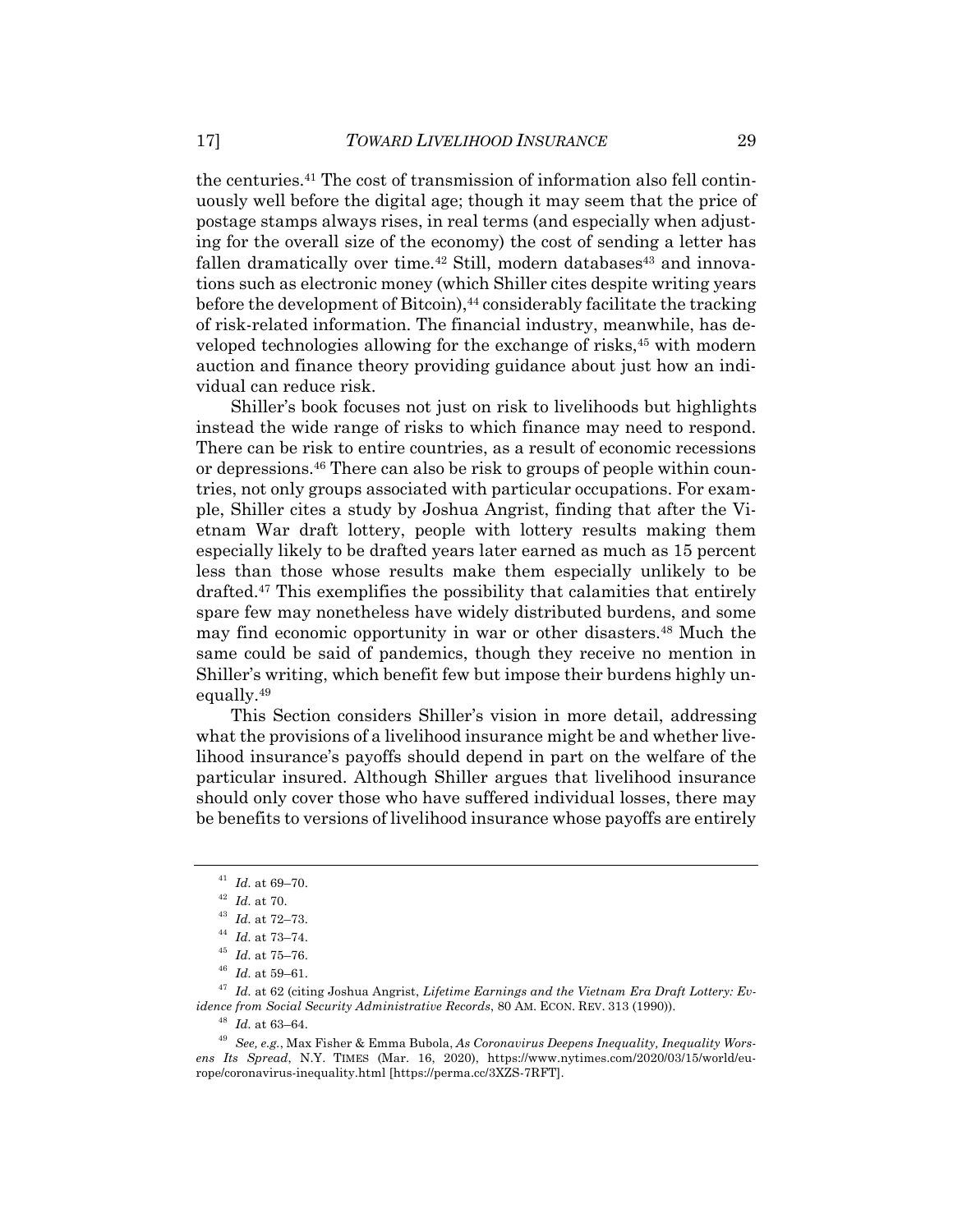the centuries.[41] The cost of transmission of information also fell continuously well before the digital age; though it may seem that the price of postage stamps always rises, in real terms (and especially when adjusting for the overall size of the economy) the cost of sending a letter has fallen dramatically over time.[42] Still, modern databases[43] and innovations such as electronic money (which Shiller cites despite writing years before the development of Bitcoin),[44] considerably facilitate the tracking of risk-related information. The financial industry, meanwhile, has developed technologies allowing for the exchange of risks,[45] with modern auction and finance theory providing guidance about just how an individual can reduce risk.

Shiller's book focuses not just on risk to livelihoods but highlights instead the wide range of risks to which finance may need to respond. There can be risk to entire countries, as a result of economic recessions or depressions.[46] There can also be risk to groups of people within countries, not only groups associated with particular occupations. For example, Shiller cites a study by Joshua Angrist, finding that after the Vietnam War draft lottery, people with lottery results making them especially likely to be drafted years later earned as much as 15 percent less than those whose results make them especially unlikely to be drafted.[47] This exemplifies the possibility that calamities that entirely spare few may nonetheless have widely distributed burdens, and some may find economic opportunity in war or other disasters.[48] Much the same could be said of pandemics, though they receive no mention in Shiller's writing, which benefit few but impose their burdens highly unequally.[49]

This Section considers Shiller's vision in more detail, addressing what the provisions of a livelihood insurance might be and whether livelihood insurance's payoffs should depend in part on the welfare of the particular insured. Although Shiller argues that livelihood insurance should only cover those who have suffered individual losses, there may be benefits to versions of livelihood insurance whose payoffs are entirely

---

[41] *Id.* at 69–70.

[42] *Id.* at 70.

[43] *Id.* at 72–73.

[44] *Id.* at 73–74.

[45] *Id.* at 75–76.

[46] *Id.* at 59–61.

[47] *Id.* at 62 (citing Joshua Angrist, *Lifetime Earnings and the Vietnam Era Draft Lottery: Evidence from Social Security Administrative Records*, 80 AM. ECON. REV. 313 (1990)).

[48] *Id.* at 63–64.

[49] *See, e.g.*, Max Fisher & Emma Bubola, *As Coronavirus Deepens Inequality, Inequality Worsens Its Spread*, N.Y. TIMES (Mar. 16, 2020), https://www.nytimes.com/2020/03/15/world/europe/coronavirus-inequality.html [https://perma.cc/3XZS-7RFT].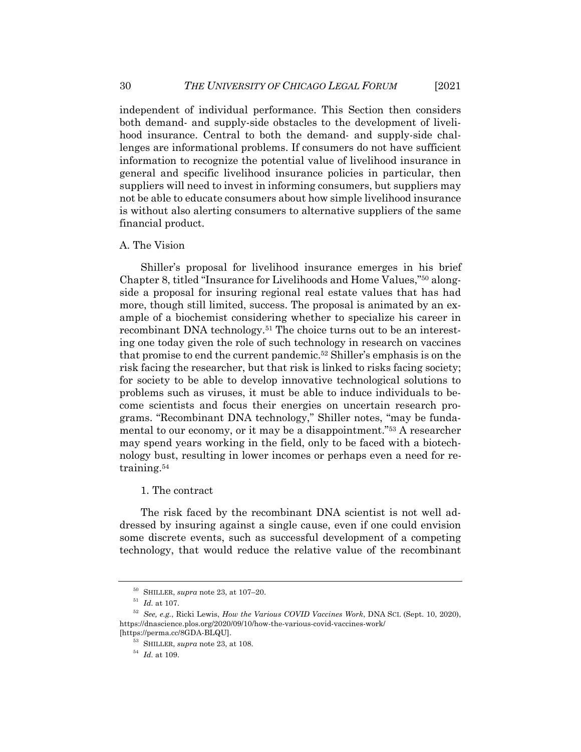independent of individual performance. This Section then considers both demand- and supply-side obstacles to the development of livelihood insurance. Central to both the demand- and supply-side challenges are informational problems. If consumers do not have sufficient information to recognize the potential value of livelihood insurance in general and specific livelihood insurance policies in particular, then suppliers will need to invest in informing consumers, but suppliers may not be able to educate consumers about how simple livelihood insurance is without also alerting consumers to alternative suppliers of the same financial product.

## A. The Vision

Shiller's proposal for livelihood insurance emerges in his brief Chapter 8, titled "Insurance for Livelihoods and Home Values,"[50] alongside a proposal for insuring regional real estate values that has had more, though still limited, success. The proposal is animated by an example of a biochemist considering whether to specialize his career in recombinant DNA technology.[51] The choice turns out to be an interesting one today given the role of such technology in research on vaccines that promise to end the current pandemic.[52] Shiller's emphasis is on the risk facing the researcher, but that risk is linked to risks facing society; for society to be able to develop innovative technological solutions to problems such as viruses, it must be able to induce individuals to become scientists and focus their energies on uncertain research programs. "Recombinant DNA technology," Shiller notes, "may be fundamental to our economy, or it may be a disappointment."[53] A researcher may spend years working in the field, only to be faced with a biotechnology bust, resulting in lower incomes or perhaps even a need for retraining.[54]

### 1. The contract

The risk faced by the recombinant DNA scientist is not well addressed by insuring against a single cause, even if one could envision some discrete events, such as successful development of a competing technology, that would reduce the relative value of the recombinant

---

[50] SHILLER, *supra* note 23, at 107–20.

[51] *Id.* at 107.

[52] *See, e.g.*, Ricki Lewis, *How the Various COVID Vaccines Work*, DNA SCI. (Sept. 10, 2020), https://dnascience.plos.org/2020/09/10/how-the-various-covid-vaccines-work/ [https://perma.cc/8GDA-BLQU].

[53] SHILLER, *supra* note 23, at 108.

[54] *Id.* at 109.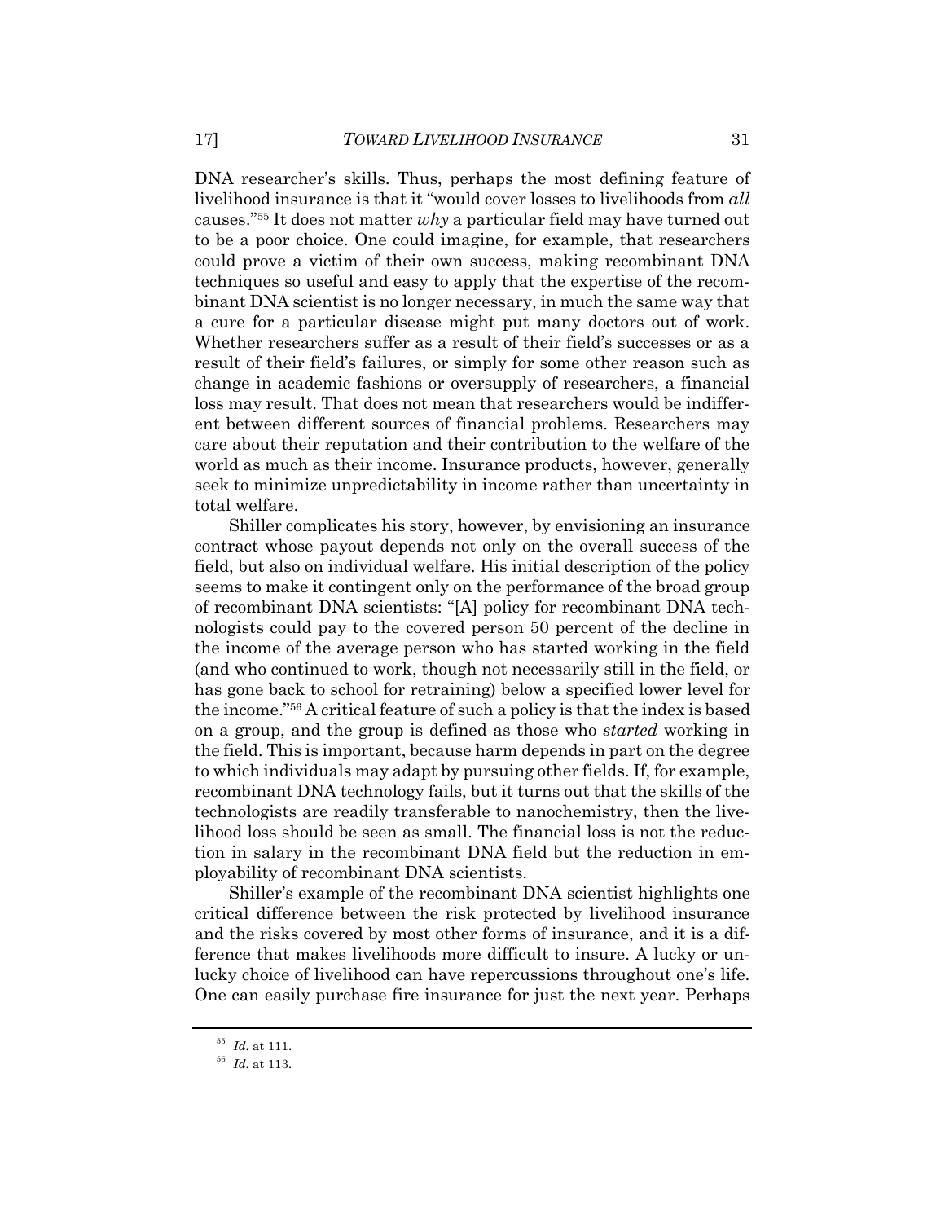DNA researcher's skills. Thus, perhaps the most defining feature of livelihood insurance is that it "would cover losses to livelihoods from *all* causes."[55] It does not matter *why* a particular field may have turned out to be a poor choice. One could imagine, for example, that researchers could prove a victim of their own success, making recombinant DNA techniques so useful and easy to apply that the expertise of the recombinant DNA scientist is no longer necessary, in much the same way that a cure for a particular disease might put many doctors out of work. Whether researchers suffer as a result of their field's successes or as a result of their field's failures, or simply for some other reason such as change in academic fashions or oversupply of researchers, a financial loss may result. That does not mean that researchers would be indifferent between different sources of financial problems. Researchers may care about their reputation and their contribution to the welfare of the world as much as their income. Insurance products, however, generally seek to minimize unpredictability in income rather than uncertainty in total welfare.

Shiller complicates his story, however, by envisioning an insurance contract whose payout depends not only on the overall success of the field, but also on individual welfare. His initial description of the policy seems to make it contingent only on the performance of the broad group of recombinant DNA scientists: "[A] policy for recombinant DNA technologists could pay to the covered person 50 percent of the decline in the income of the average person who has started working in the field (and who continued to work, though not necessarily still in the field, or has gone back to school for retraining) below a specified lower level for the income."[56] A critical feature of such a policy is that the index is based on a group, and the group is defined as those who *started* working in the field. This is important, because harm depends in part on the degree to which individuals may adapt by pursuing other fields. If, for example, recombinant DNA technology fails, but it turns out that the skills of the technologists are readily transferable to nanochemistry, then the livelihood loss should be seen as small. The financial loss is not the reduction in salary in the recombinant DNA field but the reduction in employability of recombinant DNA scientists.

Shiller's example of the recombinant DNA scientist highlights one critical difference between the risk protected by livelihood insurance and the risks covered by most other forms of insurance, and it is a difference that makes livelihoods more difficult to insure. A lucky or unlucky choice of livelihood can have repercussions throughout one's life. One can easily purchase fire insurance for just the next year. Perhaps

---

[55] *Id.* at 111.

[56] *Id.* at 113.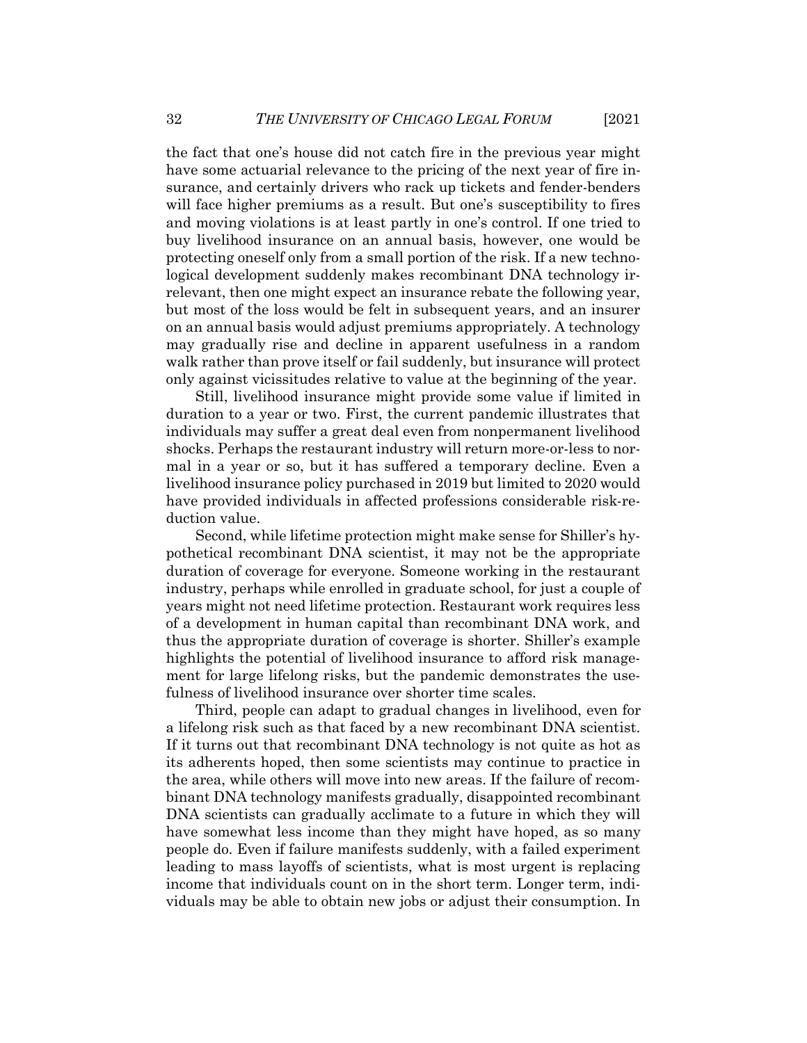the fact that one's house did not catch fire in the previous year might have some actuarial relevance to the pricing of the next year of fire insurance, and certainly drivers who rack up tickets and fender-benders will face higher premiums as a result. But one's susceptibility to fires and moving violations is at least partly in one's control. If one tried to buy livelihood insurance on an annual basis, however, one would be protecting oneself only from a small portion of the risk. If a new technological development suddenly makes recombinant DNA technology irrelevant, then one might expect an insurance rebate the following year, but most of the loss would be felt in subsequent years, and an insurer on an annual basis would adjust premiums appropriately. A technology may gradually rise and decline in apparent usefulness in a random walk rather than prove itself or fail suddenly, but insurance will protect only against vicissitudes relative to value at the beginning of the year.

Still, livelihood insurance might provide some value if limited in duration to a year or two. First, the current pandemic illustrates that individuals may suffer a great deal even from nonpermanent livelihood shocks. Perhaps the restaurant industry will return more-or-less to normal in a year or so, but it has suffered a temporary decline. Even a livelihood insurance policy purchased in 2019 but limited to 2020 would have provided individuals in affected professions considerable risk-reduction value.

Second, while lifetime protection might make sense for Shiller's hypothetical recombinant DNA scientist, it may not be the appropriate duration of coverage for everyone. Someone working in the restaurant industry, perhaps while enrolled in graduate school, for just a couple of years might not need lifetime protection. Restaurant work requires less of a development in human capital than recombinant DNA work, and thus the appropriate duration of coverage is shorter. Shiller's example highlights the potential of livelihood insurance to afford risk management for large lifelong risks, but the pandemic demonstrates the usefulness of livelihood insurance over shorter time scales.

Third, people can adapt to gradual changes in livelihood, even for a lifelong risk such as that faced by a new recombinant DNA scientist. If it turns out that recombinant DNA technology is not quite as hot as its adherents hoped, then some scientists may continue to practice in the area, while others will move into new areas. If the failure of recombinant DNA technology manifests gradually, disappointed recombinant DNA scientists can gradually acclimate to a future in which they will have somewhat less income than they might have hoped, as so many people do. Even if failure manifests suddenly, with a failed experiment leading to mass layoffs of scientists, what is most urgent is replacing income that individuals count on in the short term. Longer term, individuals may be able to obtain new jobs or adjust their consumption. In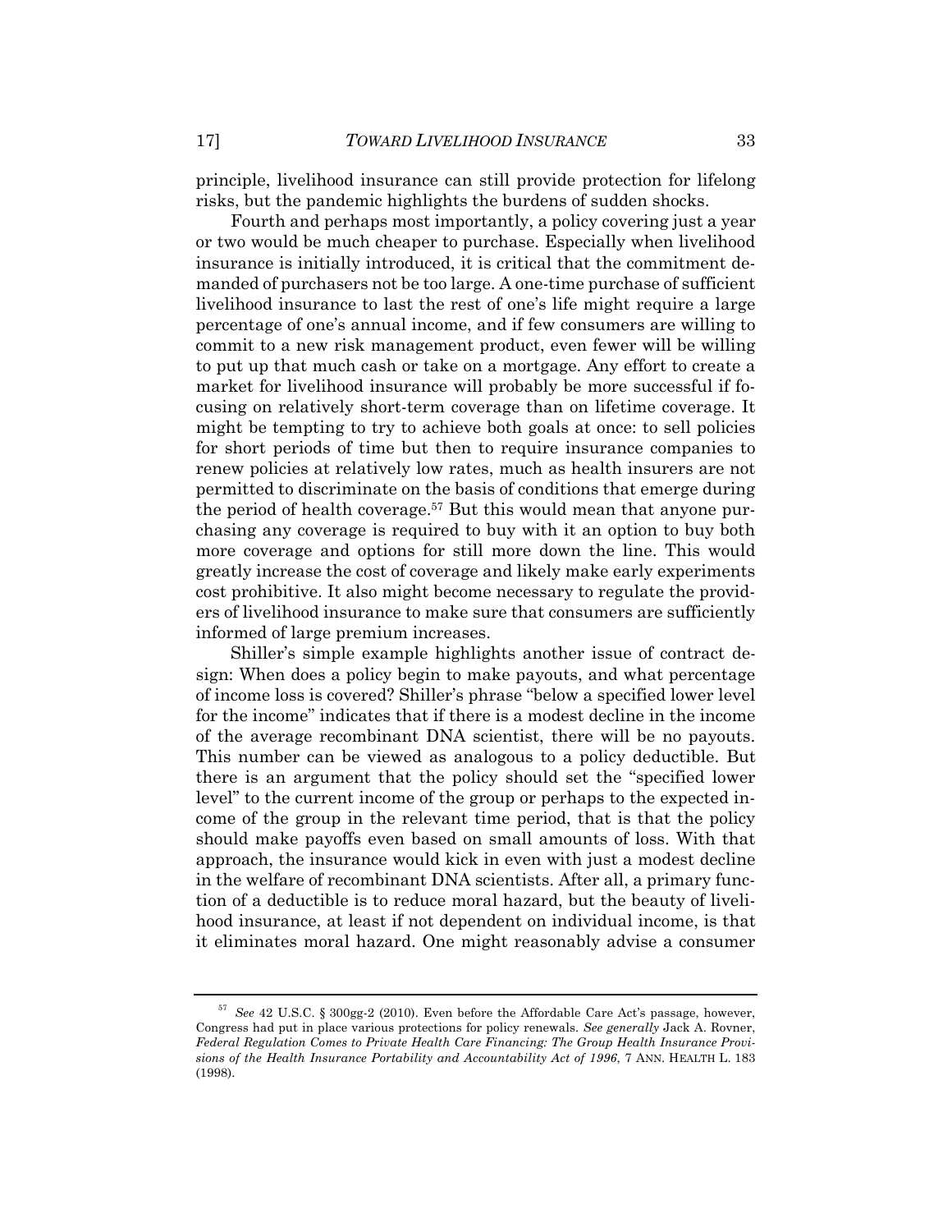principle, livelihood insurance can still provide protection for lifelong risks, but the pandemic highlights the burdens of sudden shocks.

Fourth and perhaps most importantly, a policy covering just a year or two would be much cheaper to purchase. Especially when livelihood insurance is initially introduced, it is critical that the commitment demanded of purchasers not be too large. A one-time purchase of sufficient livelihood insurance to last the rest of one's life might require a large percentage of one's annual income, and if few consumers are willing to commit to a new risk management product, even fewer will be willing to put up that much cash or take on a mortgage. Any effort to create a market for livelihood insurance will probably be more successful if focusing on relatively short-term coverage than on lifetime coverage. It might be tempting to try to achieve both goals at once: to sell policies for short periods of time but then to require insurance companies to renew policies at relatively low rates, much as health insurers are not permitted to discriminate on the basis of conditions that emerge during the period of health coverage.[57] But this would mean that anyone purchasing any coverage is required to buy with it an option to buy both more coverage and options for still more down the line. This would greatly increase the cost of coverage and likely make early experiments cost prohibitive. It also might become necessary to regulate the providers of livelihood insurance to make sure that consumers are sufficiently informed of large premium increases.

Shiller's simple example highlights another issue of contract design: When does a policy begin to make payouts, and what percentage of income loss is covered? Shiller's phrase "below a specified lower level for the income" indicates that if there is a modest decline in the income of the average recombinant DNA scientist, there will be no payouts. This number can be viewed as analogous to a policy deductible. But there is an argument that the policy should set the "specified lower level" to the current income of the group or perhaps to the expected income of the group in the relevant time period, that is that the policy should make payoffs even based on small amounts of loss. With that approach, the insurance would kick in even with just a modest decline in the welfare of recombinant DNA scientists. After all, a primary function of a deductible is to reduce moral hazard, but the beauty of livelihood insurance, at least if not dependent on individual income, is that it eliminates moral hazard. One might reasonably advise a consumer

---

[57] *See* 42 U.S.C. § 300gg-2 (2010). Even before the Affordable Care Act's passage, however, Congress had put in place various protections for policy renewals. *See generally* Jack A. Rovner, *Federal Regulation Comes to Private Health Care Financing: The Group Health Insurance Provisions of the Health Insurance Portability and Accountability Act of 1996*, 7 ANN. HEALTH L. 183 (1998).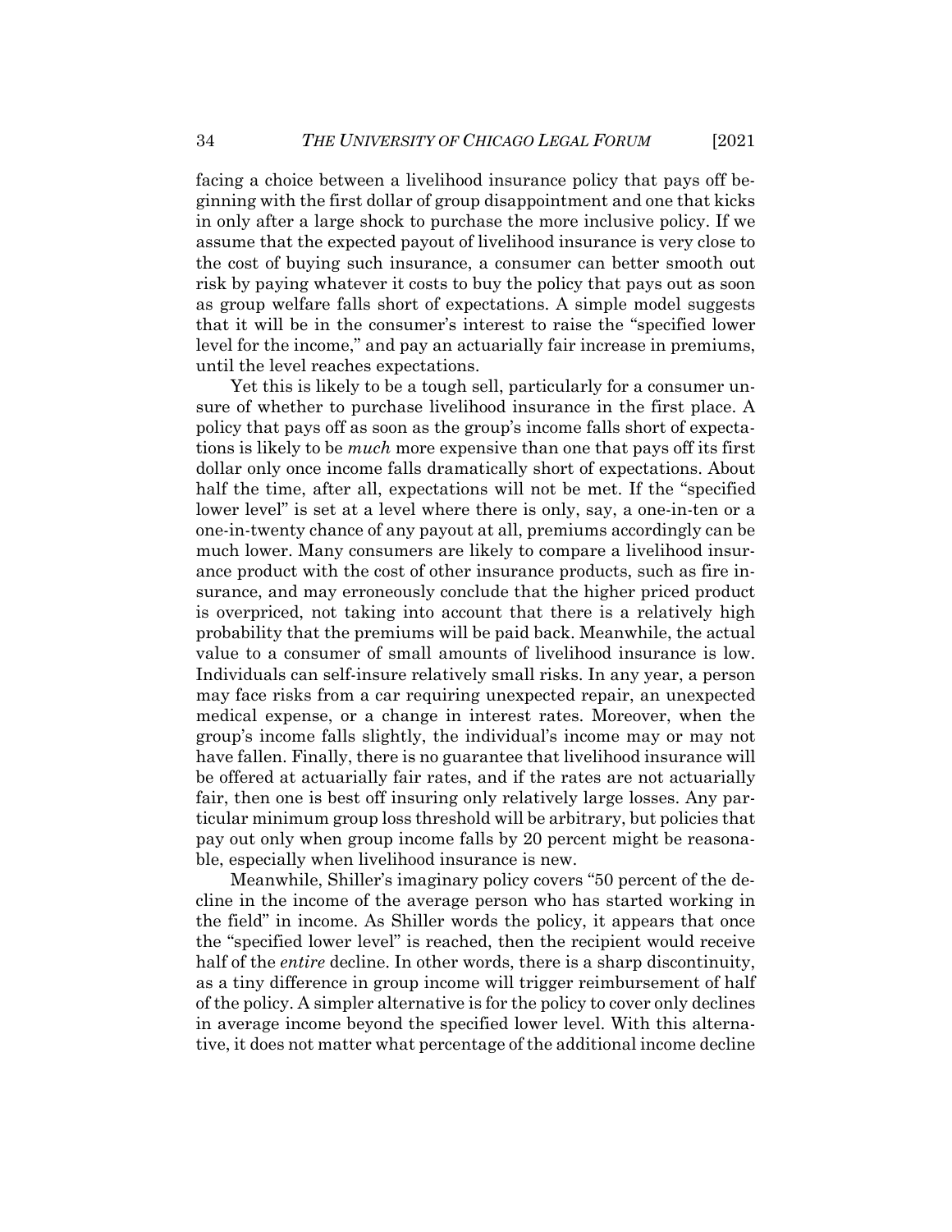facing a choice between a livelihood insurance policy that pays off beginning with the first dollar of group disappointment and one that kicks in only after a large shock to purchase the more inclusive policy. If we assume that the expected payout of livelihood insurance is very close to the cost of buying such insurance, a consumer can better smooth out risk by paying whatever it costs to buy the policy that pays out as soon as group welfare falls short of expectations. A simple model suggests that it will be in the consumer's interest to raise the "specified lower level for the income," and pay an actuarially fair increase in premiums, until the level reaches expectations.

Yet this is likely to be a tough sell, particularly for a consumer unsure of whether to purchase livelihood insurance in the first place. A policy that pays off as soon as the group's income falls short of expectations is likely to be *much* more expensive than one that pays off its first dollar only once income falls dramatically short of expectations. About half the time, after all, expectations will not be met. If the "specified lower level" is set at a level where there is only, say, a one-in-ten or a one-in-twenty chance of any payout at all, premiums accordingly can be much lower. Many consumers are likely to compare a livelihood insurance product with the cost of other insurance products, such as fire insurance, and may erroneously conclude that the higher priced product is overpriced, not taking into account that there is a relatively high probability that the premiums will be paid back. Meanwhile, the actual value to a consumer of small amounts of livelihood insurance is low. Individuals can self-insure relatively small risks. In any year, a person may face risks from a car requiring unexpected repair, an unexpected medical expense, or a change in interest rates. Moreover, when the group's income falls slightly, the individual's income may or may not have fallen. Finally, there is no guarantee that livelihood insurance will be offered at actuarially fair rates, and if the rates are not actuarially fair, then one is best off insuring only relatively large losses. Any particular minimum group loss threshold will be arbitrary, but policies that pay out only when group income falls by 20 percent might be reasonable, especially when livelihood insurance is new.

Meanwhile, Shiller's imaginary policy covers "50 percent of the decline in the income of the average person who has started working in the field" in income. As Shiller words the policy, it appears that once the "specified lower level" is reached, then the recipient would receive half of the *entire* decline. In other words, there is a sharp discontinuity, as a tiny difference in group income will trigger reimbursement of half of the policy. A simpler alternative is for the policy to cover only declines in average income beyond the specified lower level. With this alternative, it does not matter what percentage of the additional income decline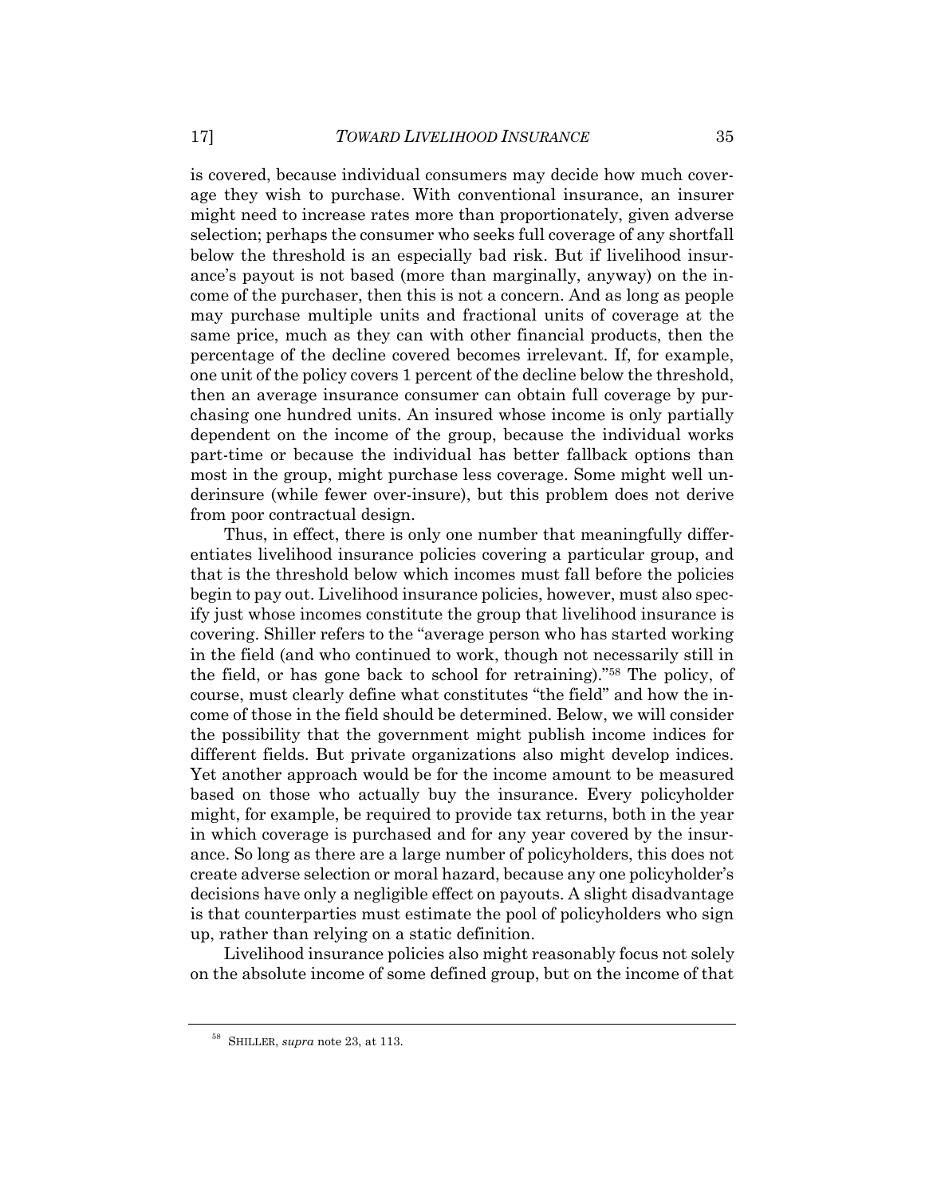is covered, because individual consumers may decide how much coverage they wish to purchase. With conventional insurance, an insurer might need to increase rates more than proportionately, given adverse selection; perhaps the consumer who seeks full coverage of any shortfall below the threshold is an especially bad risk. But if livelihood insurance's payout is not based (more than marginally, anyway) on the income of the purchaser, then this is not a concern. And as long as people may purchase multiple units and fractional units of coverage at the same price, much as they can with other financial products, then the percentage of the decline covered becomes irrelevant. If, for example, one unit of the policy covers 1 percent of the decline below the threshold, then an average insurance consumer can obtain full coverage by purchasing one hundred units. An insured whose income is only partially dependent on the income of the group, because the individual works part-time or because the individual has better fallback options than most in the group, might purchase less coverage. Some might well underinsure (while fewer over-insure), but this problem does not derive from poor contractual design.

Thus, in effect, there is only one number that meaningfully differentiates livelihood insurance policies covering a particular group, and that is the threshold below which incomes must fall before the policies begin to pay out. Livelihood insurance policies, however, must also specify just whose incomes constitute the group that livelihood insurance is covering. Shiller refers to the "average person who has started working in the field (and who continued to work, though not necessarily still in the field, or has gone back to school for retraining)."[58] The policy, of course, must clearly define what constitutes "the field" and how the income of those in the field should be determined. Below, we will consider the possibility that the government might publish income indices for different fields. But private organizations also might develop indices. Yet another approach would be for the income amount to be measured based on those who actually buy the insurance. Every policyholder might, for example, be required to provide tax returns, both in the year in which coverage is purchased and for any year covered by the insurance. So long as there are a large number of policyholders, this does not create adverse selection or moral hazard, because any one policyholder's decisions have only a negligible effect on payouts. A slight disadvantage is that counterparties must estimate the pool of policyholders who sign up, rather than relying on a static definition.

Livelihood insurance policies also might reasonably focus not solely on the absolute income of some defined group, but on the income of that

---

[58] SHILLER, *supra* note 23, at 113.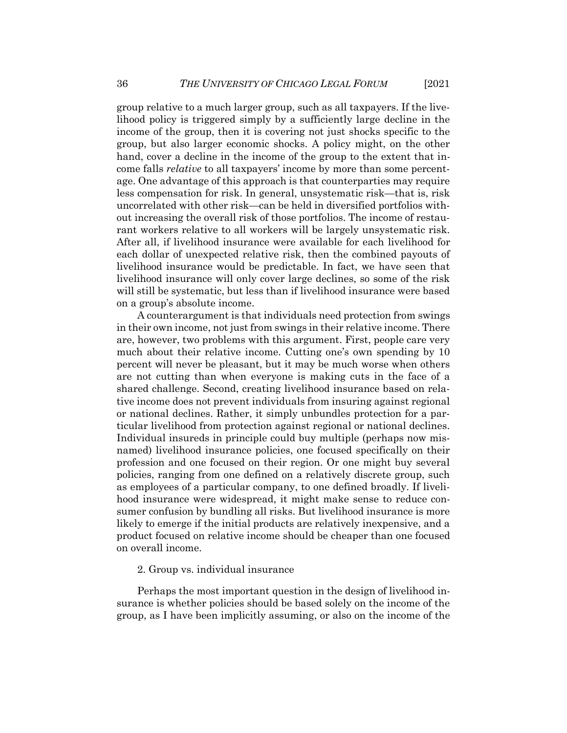group relative to a much larger group, such as all taxpayers. If the livelihood policy is triggered simply by a sufficiently large decline in the income of the group, then it is covering not just shocks specific to the group, but also larger economic shocks. A policy might, on the other hand, cover a decline in the income of the group to the extent that income falls *relative* to all taxpayers' income by more than some percentage. One advantage of this approach is that counterparties may require less compensation for risk. In general, unsystematic risk—that is, risk uncorrelated with other risk—can be held in diversified portfolios without increasing the overall risk of those portfolios. The income of restaurant workers relative to all workers will be largely unsystematic risk. After all, if livelihood insurance were available for each livelihood for each dollar of unexpected relative risk, then the combined payouts of livelihood insurance would be predictable. In fact, we have seen that livelihood insurance will only cover large declines, so some of the risk will still be systematic, but less than if livelihood insurance were based on a group's absolute income.

A counterargument is that individuals need protection from swings in their own income, not just from swings in their relative income. There are, however, two problems with this argument. First, people care very much about their relative income. Cutting one's own spending by 10 percent will never be pleasant, but it may be much worse when others are not cutting than when everyone is making cuts in the face of a shared challenge. Second, creating livelihood insurance based on relative income does not prevent individuals from insuring against regional or national declines. Rather, it simply unbundles protection for a particular livelihood from protection against regional or national declines. Individual insureds in principle could buy multiple (perhaps now misnamed) livelihood insurance policies, one focused specifically on their profession and one focused on their region. Or one might buy several policies, ranging from one defined on a relatively discrete group, such as employees of a particular company, to one defined broadly. If livelihood insurance were widespread, it might make sense to reduce consumer confusion by bundling all risks. But livelihood insurance is more likely to emerge if the initial products are relatively inexpensive, and a product focused on relative income should be cheaper than one focused on overall income.

### 2. Group vs. individual insurance

Perhaps the most important question in the design of livelihood insurance is whether policies should be based solely on the income of the group, as I have been implicitly assuming, or also on the income of the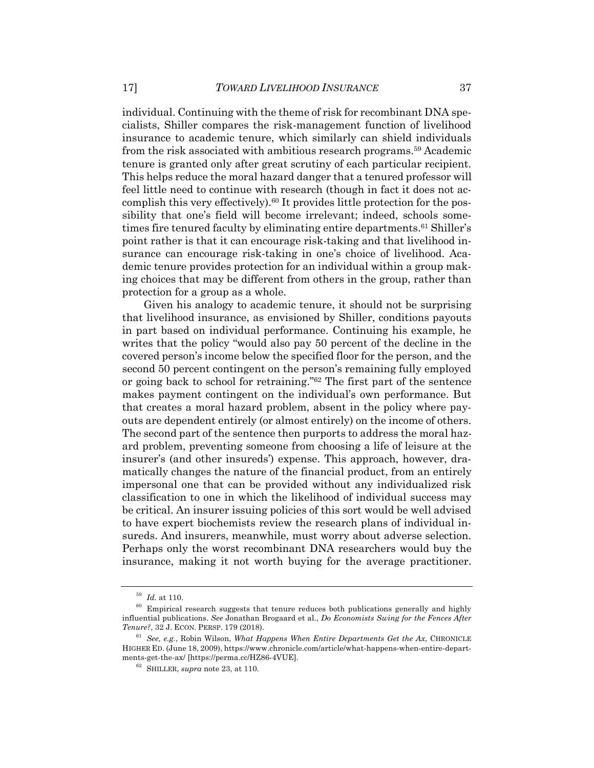individual. Continuing with the theme of risk for recombinant DNA specialists, Shiller compares the risk-management function of livelihood insurance to academic tenure, which similarly can shield individuals from the risk associated with ambitious research programs.[59] Academic tenure is granted only after great scrutiny of each particular recipient. This helps reduce the moral hazard danger that a tenured professor will feel little need to continue with research (though in fact it does not accomplish this very effectively).[60] It provides little protection for the possibility that one's field will become irrelevant; indeed, schools sometimes fire tenured faculty by eliminating entire departments.[61] Shiller's point rather is that it can encourage risk-taking and that livelihood insurance can encourage risk-taking in one's choice of livelihood. Academic tenure provides protection for an individual within a group making choices that may be different from others in the group, rather than protection for a group as a whole.

Given his analogy to academic tenure, it should not be surprising that livelihood insurance, as envisioned by Shiller, conditions payouts in part based on individual performance. Continuing his example, he writes that the policy "would also pay 50 percent of the decline in the covered person's income below the specified floor for the person, and the second 50 percent contingent on the person's remaining fully employed or going back to school for retraining."[62] The first part of the sentence makes payment contingent on the individual's own performance. But that creates a moral hazard problem, absent in the policy where payouts are dependent entirely (or almost entirely) on the income of others. The second part of the sentence then purports to address the moral hazard problem, preventing someone from choosing a life of leisure at the insurer's (and other insureds') expense. This approach, however, dramatically changes the nature of the financial product, from an entirely impersonal one that can be provided without any individualized risk classification to one in which the likelihood of individual success may be critical. An insurer issuing policies of this sort would be well advised to have expert biochemists review the research plans of individual insureds. And insurers, meanwhile, must worry about adverse selection. Perhaps only the worst recombinant DNA researchers would buy the insurance, making it not worth buying for the average practitioner.

---

[59] *Id.* at 110.

[60] Empirical research suggests that tenure reduces both publications generally and highly influential publications. *See* Jonathan Brogaard et al., *Do Economists Swing for the Fences After Tenure?*, 32 J. ECON. PERSP. 179 (2018).

[61] *See, e.g.*, Robin Wilson, *What Happens When Entire Departments Get the Ax*, CHRONICLE HIGHER ED. (June 18, 2009), https://www.chronicle.com/article/what-happens-when-entire-departments-get-the-ax/ [https://perma.cc/HZ86-4VUE].

[62] SHILLER, *supra* note 23, at 110.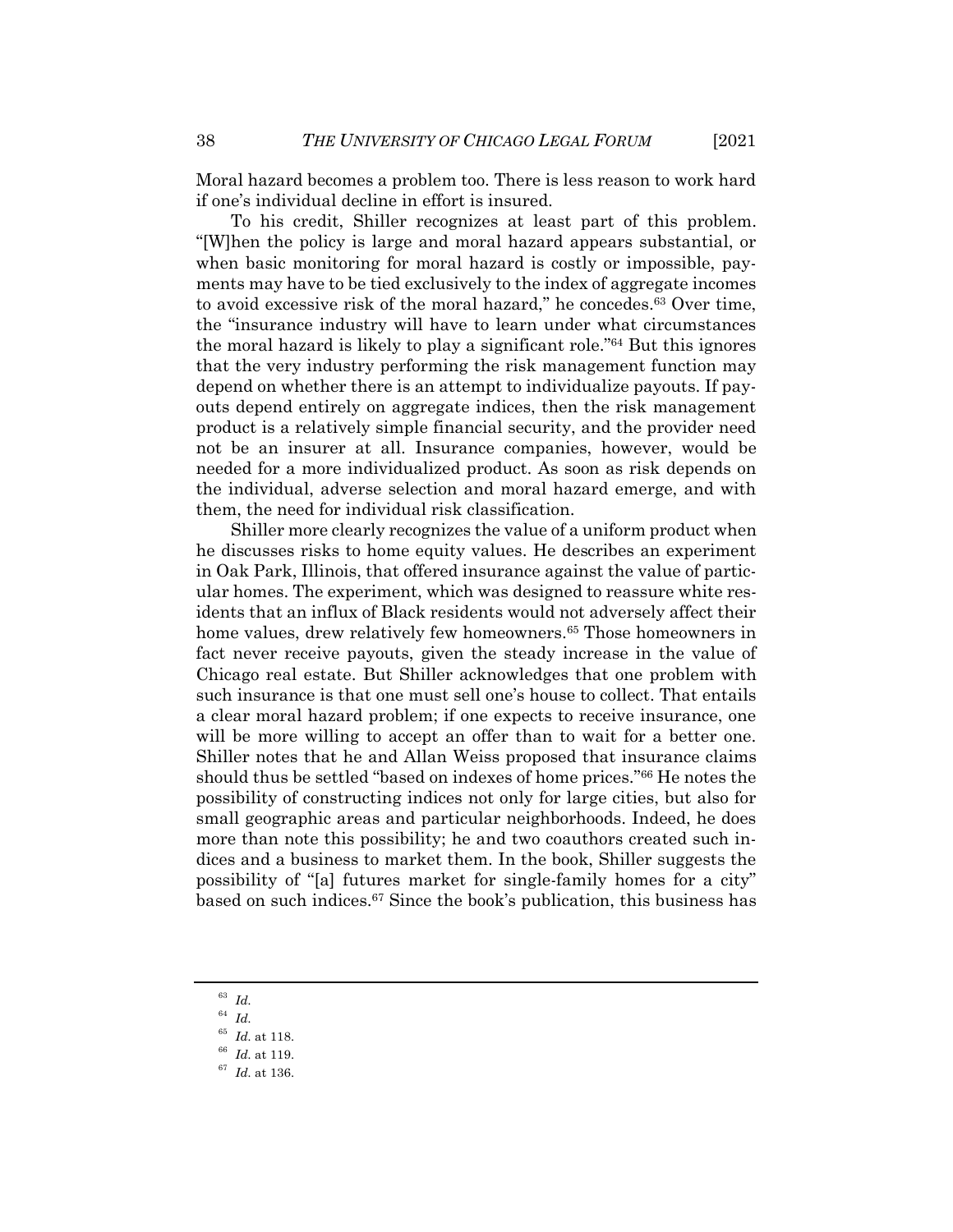Moral hazard becomes a problem too. There is less reason to work hard if one's individual decline in effort is insured.

To his credit, Shiller recognizes at least part of this problem. "[W]hen the policy is large and moral hazard appears substantial, or when basic monitoring for moral hazard is costly or impossible, payments may have to be tied exclusively to the index of aggregate incomes to avoid excessive risk of the moral hazard," he concedes.[63] Over time, the "insurance industry will have to learn under what circumstances the moral hazard is likely to play a significant role."[64] But this ignores that the very industry performing the risk management function may depend on whether there is an attempt to individualize payouts. If payouts depend entirely on aggregate indices, then the risk management product is a relatively simple financial security, and the provider need not be an insurer at all. Insurance companies, however, would be needed for a more individualized product. As soon as risk depends on the individual, adverse selection and moral hazard emerge, and with them, the need for individual risk classification.

Shiller more clearly recognizes the value of a uniform product when he discusses risks to home equity values. He describes an experiment in Oak Park, Illinois, that offered insurance against the value of particular homes. The experiment, which was designed to reassure white residents that an influx of Black residents would not adversely affect their home values, drew relatively few homeowners.[65] Those homeowners in fact never receive payouts, given the steady increase in the value of Chicago real estate. But Shiller acknowledges that one problem with such insurance is that one must sell one's house to collect. That entails a clear moral hazard problem; if one expects to receive insurance, one will be more willing to accept an offer than to wait for a better one. Shiller notes that he and Allan Weiss proposed that insurance claims should thus be settled "based on indexes of home prices."[66] He notes the possibility of constructing indices not only for large cities, but also for small geographic areas and particular neighborhoods. Indeed, he does more than note this possibility; he and two coauthors created such indices and a business to market them. In the book, Shiller suggests the possibility of "[a] futures market for single-family homes for a city" based on such indices.[67] Since the book's publication, this business has

---

[63] *Id.*

[64] *Id.*

[65] *Id.* at 118.

[66] *Id.* at 119.

[67] *Id.* at 136.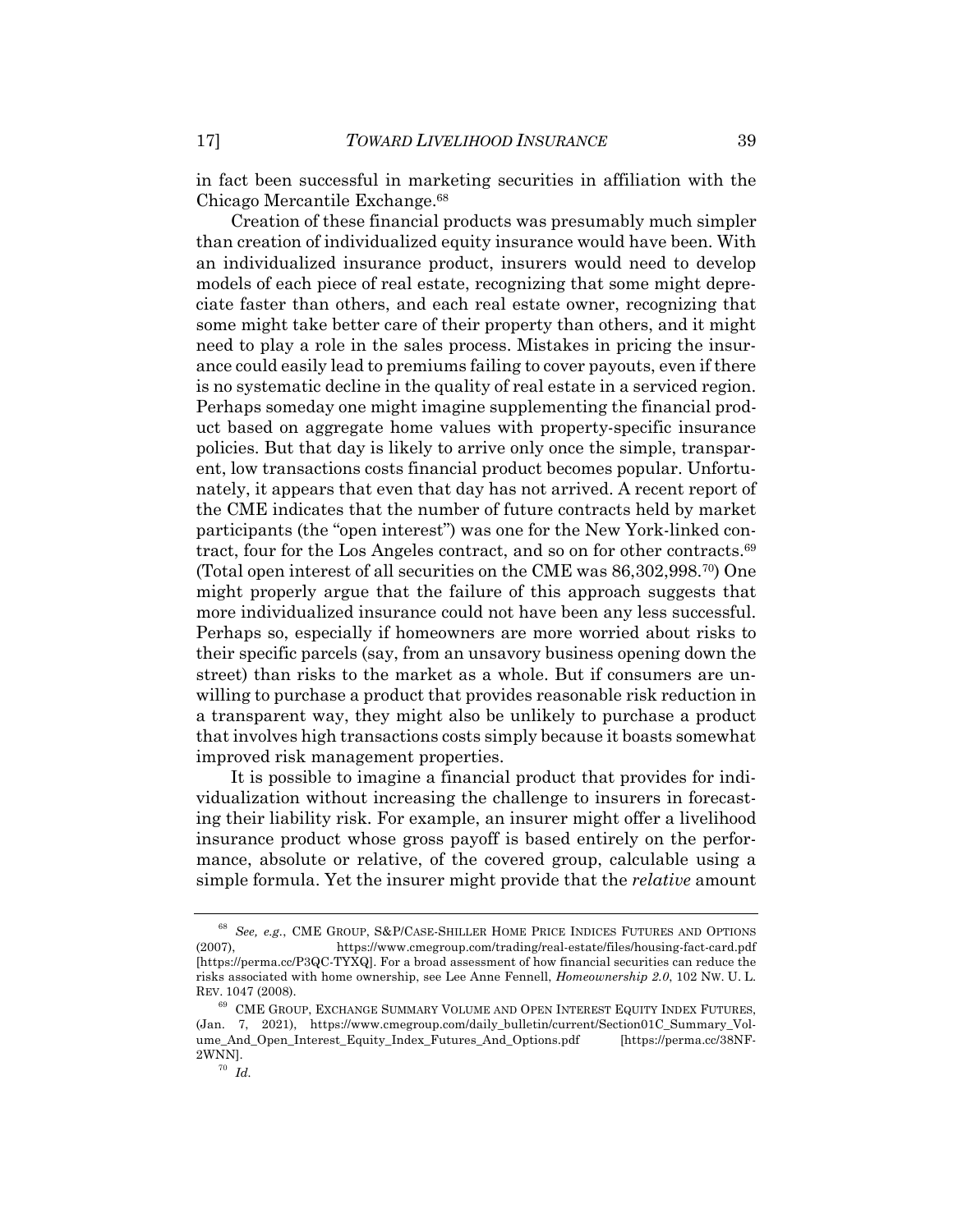in fact been successful in marketing securities in affiliation with the Chicago Mercantile Exchange.[68]

Creation of these financial products was presumably much simpler than creation of individualized equity insurance would have been. With an individualized insurance product, insurers would need to develop models of each piece of real estate, recognizing that some might depreciate faster than others, and each real estate owner, recognizing that some might take better care of their property than others, and it might need to play a role in the sales process. Mistakes in pricing the insurance could easily lead to premiums failing to cover payouts, even if there is no systematic decline in the quality of real estate in a serviced region. Perhaps someday one might imagine supplementing the financial product based on aggregate home values with property-specific insurance policies. But that day is likely to arrive only once the simple, transparent, low transactions costs financial product becomes popular. Unfortunately, it appears that even that day has not arrived. A recent report of the CME indicates that the number of future contracts held by market participants (the "open interest") was one for the New York-linked contract, four for the Los Angeles contract, and so on for other contracts.[69] (Total open interest of all securities on the CME was 86,302,998.[70]) One might properly argue that the failure of this approach suggests that more individualized insurance could not have been any less successful. Perhaps so, especially if homeowners are more worried about risks to their specific parcels (say, from an unsavory business opening down the street) than risks to the market as a whole. But if consumers are unwilling to purchase a product that provides reasonable risk reduction in a transparent way, they might also be unlikely to purchase a product that involves high transactions costs simply because it boasts somewhat improved risk management properties.

It is possible to imagine a financial product that provides for individualization without increasing the challenge to insurers in forecasting their liability risk. For example, an insurer might offer a livelihood insurance product whose gross payoff is based entirely on the performance, absolute or relative, of the covered group, calculable using a simple formula. Yet the insurer might provide that the *relative* amount

---

[68] *See, e.g.*, CME GROUP, S&P/CASE-SHILLER HOME PRICE INDICES FUTURES AND OPTIONS (2007), https://www.cmegroup.com/trading/real-estate/files/housing-fact-card.pdf [https://perma.cc/P3QC-TYXQ]. For a broad assessment of how financial securities can reduce the risks associated with home ownership, see Lee Anne Fennell, *Homeownership 2.0*, 102 NW. U. L. REV. 1047 (2008).

[69] CME GROUP, EXCHANGE SUMMARY VOLUME AND OPEN INTEREST EQUITY INDEX FUTURES, (Jan. 7, 2021), https://www.cmegroup.com/daily_bulletin/current/Section01C_Summary_Volume_And_Open_Interest_Equity_Index_Futures_And_Options.pdf [https://perma.cc/38NF-2WNN].

[70] *Id.*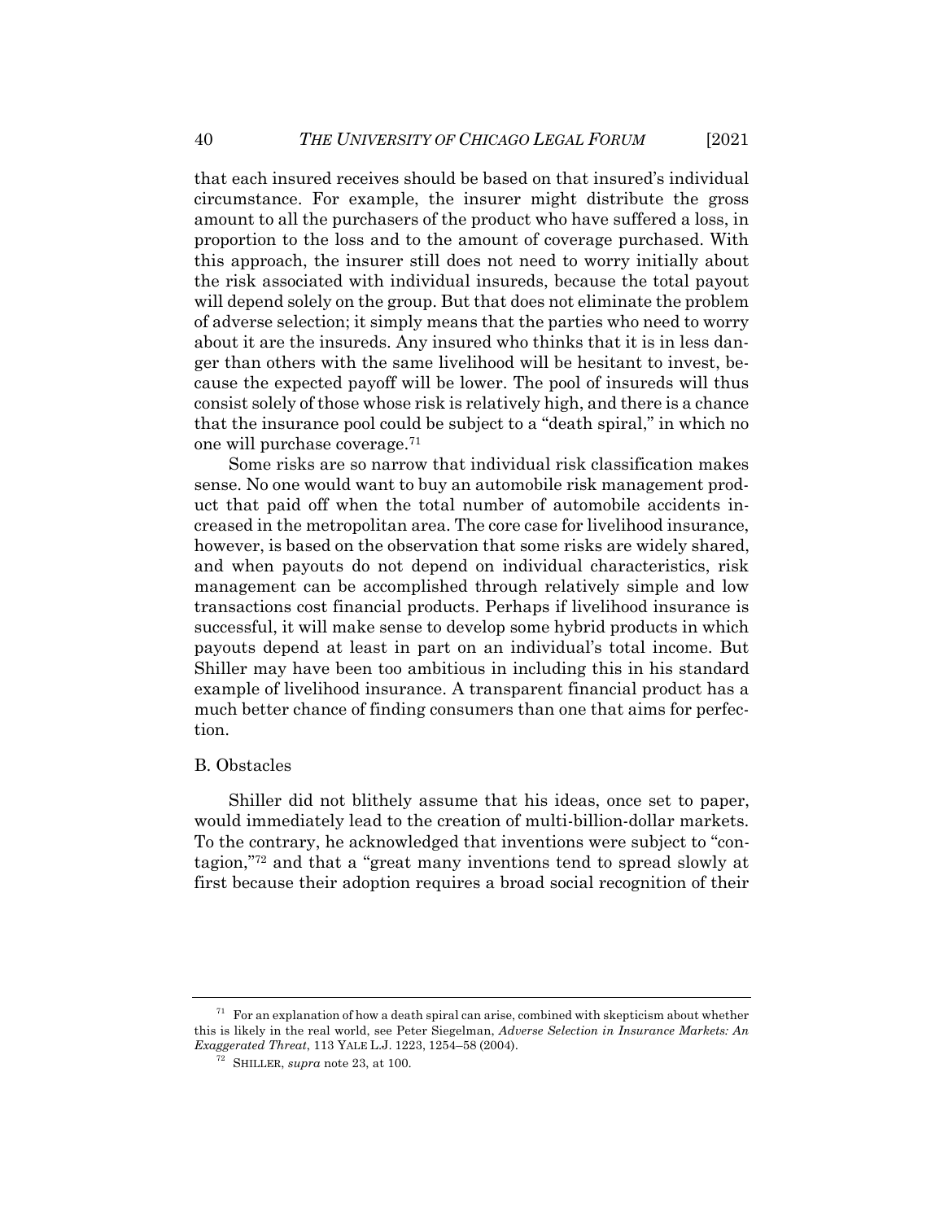that each insured receives should be based on that insured's individual circumstance. For example, the insurer might distribute the gross amount to all the purchasers of the product who have suffered a loss, in proportion to the loss and to the amount of coverage purchased. With this approach, the insurer still does not need to worry initially about the risk associated with individual insureds, because the total payout will depend solely on the group. But that does not eliminate the problem of adverse selection; it simply means that the parties who need to worry about it are the insureds. Any insured who thinks that it is in less danger than others with the same livelihood will be hesitant to invest, because the expected payoff will be lower. The pool of insureds will thus consist solely of those whose risk is relatively high, and there is a chance that the insurance pool could be subject to a "death spiral," in which no one will purchase coverage.[71]

Some risks are so narrow that individual risk classification makes sense. No one would want to buy an automobile risk management product that paid off when the total number of automobile accidents increased in the metropolitan area. The core case for livelihood insurance, however, is based on the observation that some risks are widely shared, and when payouts do not depend on individual characteristics, risk management can be accomplished through relatively simple and low transactions cost financial products. Perhaps if livelihood insurance is successful, it will make sense to develop some hybrid products in which payouts depend at least in part on an individual's total income. But Shiller may have been too ambitious in including this in his standard example of livelihood insurance. A transparent financial product has a much better chance of finding consumers than one that aims for perfection.

### B. Obstacles

Shiller did not blithely assume that his ideas, once set to paper, would immediately lead to the creation of multi-billion-dollar markets. To the contrary, he acknowledged that inventions were subject to "contagion,"[72] and that a "great many inventions tend to spread slowly at first because their adoption requires a broad social recognition of their

---

[71] For an explanation of how a death spiral can arise, combined with skepticism about whether this is likely in the real world, see Peter Siegelman, *Adverse Selection in Insurance Markets: An Exaggerated Threat*, 113 YALE L.J. 1223, 1254–58 (2004).

[72] SHILLER, *supra* note 23, at 100.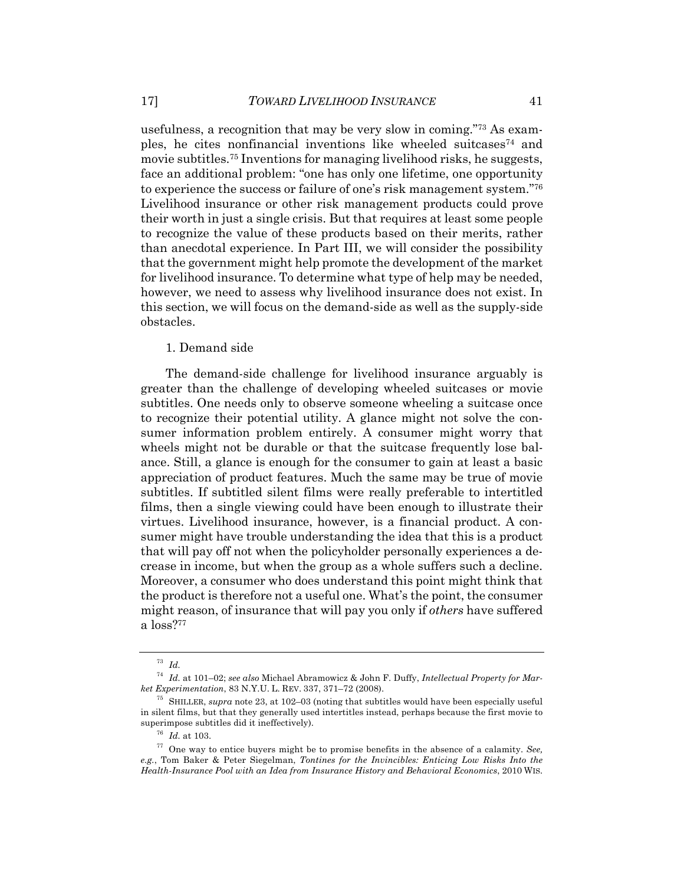usefulness, a recognition that may be very slow in coming."[73] As examples, he cites nonfinancial inventions like wheeled suitcases[74] and movie subtitles.[75] Inventions for managing livelihood risks, he suggests, face an additional problem: "one has only one lifetime, one opportunity to experience the success or failure of one's risk management system."[76] Livelihood insurance or other risk management products could prove their worth in just a single crisis. But that requires at least some people to recognize the value of these products based on their merits, rather than anecdotal experience. In Part III, we will consider the possibility that the government might help promote the development of the market for livelihood insurance. To determine what type of help may be needed, however, we need to assess why livelihood insurance does not exist. In this section, we will focus on the demand-side as well as the supply-side obstacles.

1. Demand side

The demand-side challenge for livelihood insurance arguably is greater than the challenge of developing wheeled suitcases or movie subtitles. One needs only to observe someone wheeling a suitcase once to recognize their potential utility. A glance might not solve the consumer information problem entirely. A consumer might worry that wheels might not be durable or that the suitcase frequently lose balance. Still, a glance is enough for the consumer to gain at least a basic appreciation of product features. Much the same may be true of movie subtitles. If subtitled silent films were really preferable to intertitled films, then a single viewing could have been enough to illustrate their virtues. Livelihood insurance, however, is a financial product. A consumer might have trouble understanding the idea that this is a product that will pay off not when the policyholder personally experiences a decrease in income, but when the group as a whole suffers such a decline. Moreover, a consumer who does understand this point might think that the product is therefore not a useful one. What's the point, the consumer might reason, of insurance that will pay you only if *others* have suffered a loss?[77]

---

[73] *Id.*

[74] *Id.* at 101–02; *see also* Michael Abramowicz & John F. Duffy, *Intellectual Property for Market Experimentation*, 83 N.Y.U. L. REV. 337, 371–72 (2008).

[75] SHILLER, *supra* note 23, at 102–03 (noting that subtitles would have been especially useful in silent films, but that they generally used intertitles instead, perhaps because the first movie to superimpose subtitles did it ineffectively).

[76] *Id.* at 103.

[77] One way to entice buyers might be to promise benefits in the absence of a calamity. *See, e.g.*, Tom Baker & Peter Siegelman, *Tontines for the Invincibles: Enticing Low Risks Into the Health-Insurance Pool with an Idea from Insurance History and Behavioral Economics*, 2010 WIS.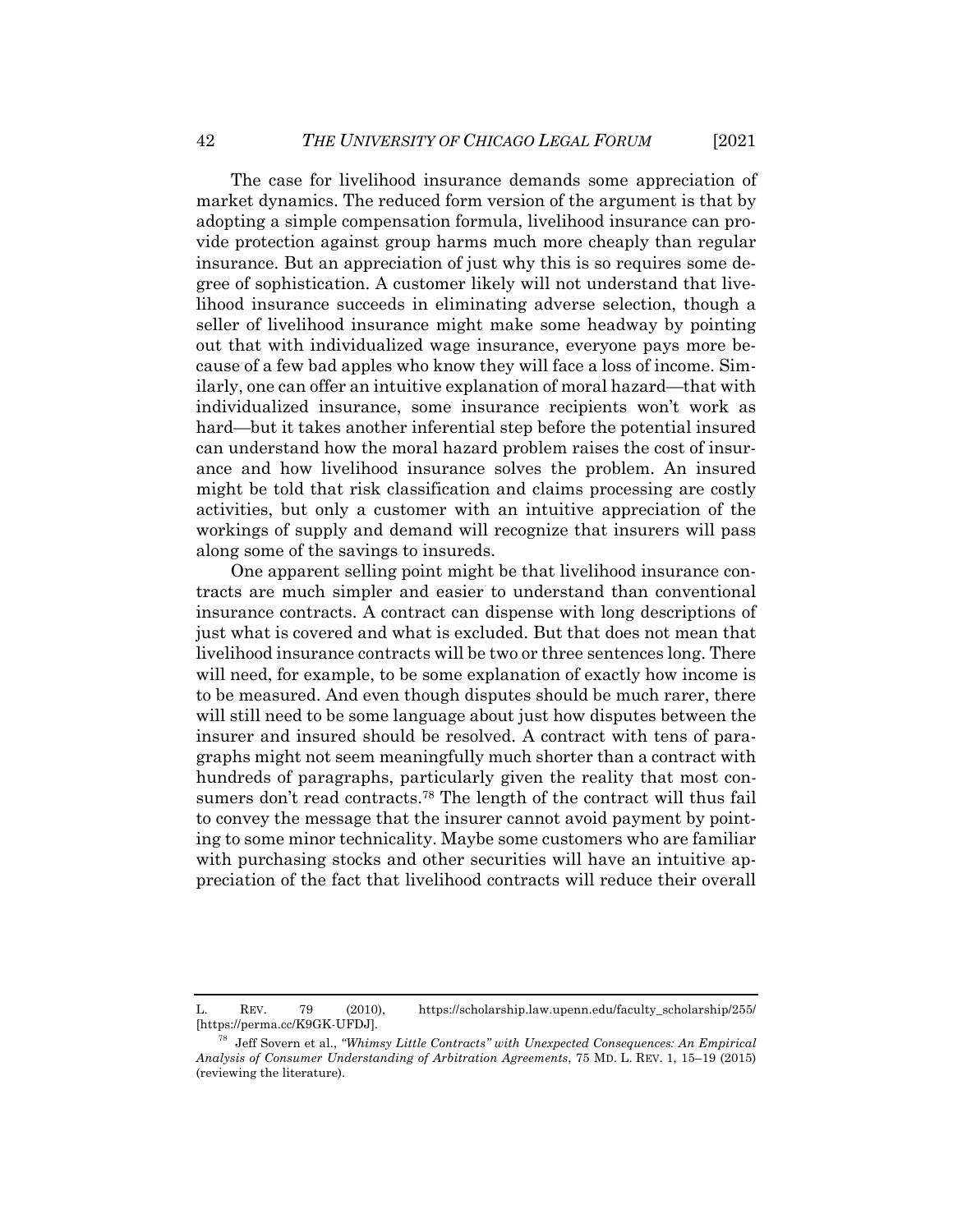The case for livelihood insurance demands some appreciation of market dynamics. The reduced form version of the argument is that by adopting a simple compensation formula, livelihood insurance can provide protection against group harms much more cheaply than regular insurance. But an appreciation of just why this is so requires some degree of sophistication. A customer likely will not understand that livelihood insurance succeeds in eliminating adverse selection, though a seller of livelihood insurance might make some headway by pointing out that with individualized wage insurance, everyone pays more because of a few bad apples who know they will face a loss of income. Similarly, one can offer an intuitive explanation of moral hazard—that with individualized insurance, some insurance recipients won't work as hard—but it takes another inferential step before the potential insured can understand how the moral hazard problem raises the cost of insurance and how livelihood insurance solves the problem. An insured might be told that risk classification and claims processing are costly activities, but only a customer with an intuitive appreciation of the workings of supply and demand will recognize that insurers will pass along some of the savings to insureds.

One apparent selling point might be that livelihood insurance contracts are much simpler and easier to understand than conventional insurance contracts. A contract can dispense with long descriptions of just what is covered and what is excluded. But that does not mean that livelihood insurance contracts will be two or three sentences long. There will need, for example, to be some explanation of exactly how income is to be measured. And even though disputes should be much rarer, there will still need to be some language about just how disputes between the insurer and insured should be resolved. A contract with tens of paragraphs might not seem meaningfully much shorter than a contract with hundreds of paragraphs, particularly given the reality that most consumers don't read contracts.[78] The length of the contract will thus fail to convey the message that the insurer cannot avoid payment by pointing to some minor technicality. Maybe some customers who are familiar with purchasing stocks and other securities will have an intuitive appreciation of the fact that livelihood contracts will reduce their overall

---

L. REV. 79 (2010), https://scholarship.law.upenn.edu/faculty_scholarship/255/ [https://perma.cc/K9GK-UFDJ].

[78] Jeff Sovern et al., *"Whimsy Little Contracts" with Unexpected Consequences: An Empirical Analysis of Consumer Understanding of Arbitration Agreements*, 75 MD. L. REV. 1, 15–19 (2015) (reviewing the literature).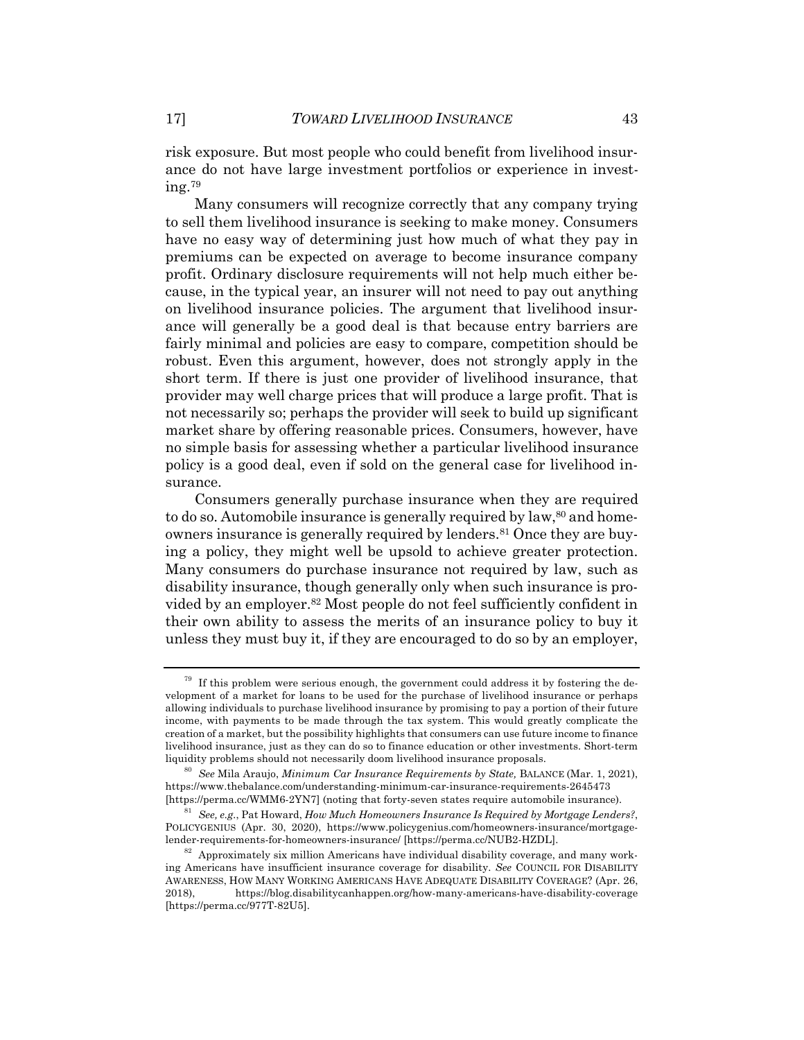risk exposure. But most people who could benefit from livelihood insurance do not have large investment portfolios or experience in investing.[79]

Many consumers will recognize correctly that any company trying to sell them livelihood insurance is seeking to make money. Consumers have no easy way of determining just how much of what they pay in premiums can be expected on average to become insurance company profit. Ordinary disclosure requirements will not help much either because, in the typical year, an insurer will not need to pay out anything on livelihood insurance policies. The argument that livelihood insurance will generally be a good deal is that because entry barriers are fairly minimal and policies are easy to compare, competition should be robust. Even this argument, however, does not strongly apply in the short term. If there is just one provider of livelihood insurance, that provider may well charge prices that will produce a large profit. That is not necessarily so; perhaps the provider will seek to build up significant market share by offering reasonable prices. Consumers, however, have no simple basis for assessing whether a particular livelihood insurance policy is a good deal, even if sold on the general case for livelihood insurance.

Consumers generally purchase insurance when they are required to do so. Automobile insurance is generally required by law,[80] and homeowners insurance is generally required by lenders.[81] Once they are buying a policy, they might well be upsold to achieve greater protection. Many consumers do purchase insurance not required by law, such as disability insurance, though generally only when such insurance is provided by an employer.[82] Most people do not feel sufficiently confident in their own ability to assess the merits of an insurance policy to buy it unless they must buy it, if they are encouraged to do so by an employer,

---

[79] If this problem were serious enough, the government could address it by fostering the development of a market for loans to be used for the purchase of livelihood insurance or perhaps allowing individuals to purchase livelihood insurance by promising to pay a portion of their future income, with payments to be made through the tax system. This would greatly complicate the creation of a market, but the possibility highlights that consumers can use future income to finance livelihood insurance, just as they can do so to finance education or other investments. Short-term liquidity problems should not necessarily doom livelihood insurance proposals.

[80] *See* Mila Araujo, *Minimum Car Insurance Requirements by State,* BALANCE (Mar. 1, 2021), https://www.thebalance.com/understanding-minimum-car-insurance-requirements-2645473 [https://perma.cc/WMM6-2YN7] (noting that forty-seven states require automobile insurance).

[81] *See, e.g.*, Pat Howard, *How Much Homeowners Insurance Is Required by Mortgage Lenders?*, POLICYGENIUS (Apr. 30, 2020), https://www.policygenius.com/homeowners-insurance/mortgage-lender-requirements-for-homeowners-insurance/ [https://perma.cc/NUB2-HZDL].

[82] Approximately six million Americans have individual disability coverage, and many working Americans have insufficient insurance coverage for disability. *See* COUNCIL FOR DISABILITY AWARENESS, HOW MANY WORKING AMERICANS HAVE ADEQUATE DISABILITY COVERAGE? (Apr. 26, 2018), https://blog.disabilitycanhappen.org/how-many-americans-have-disability-coverage [https://perma.cc/977T-82U5].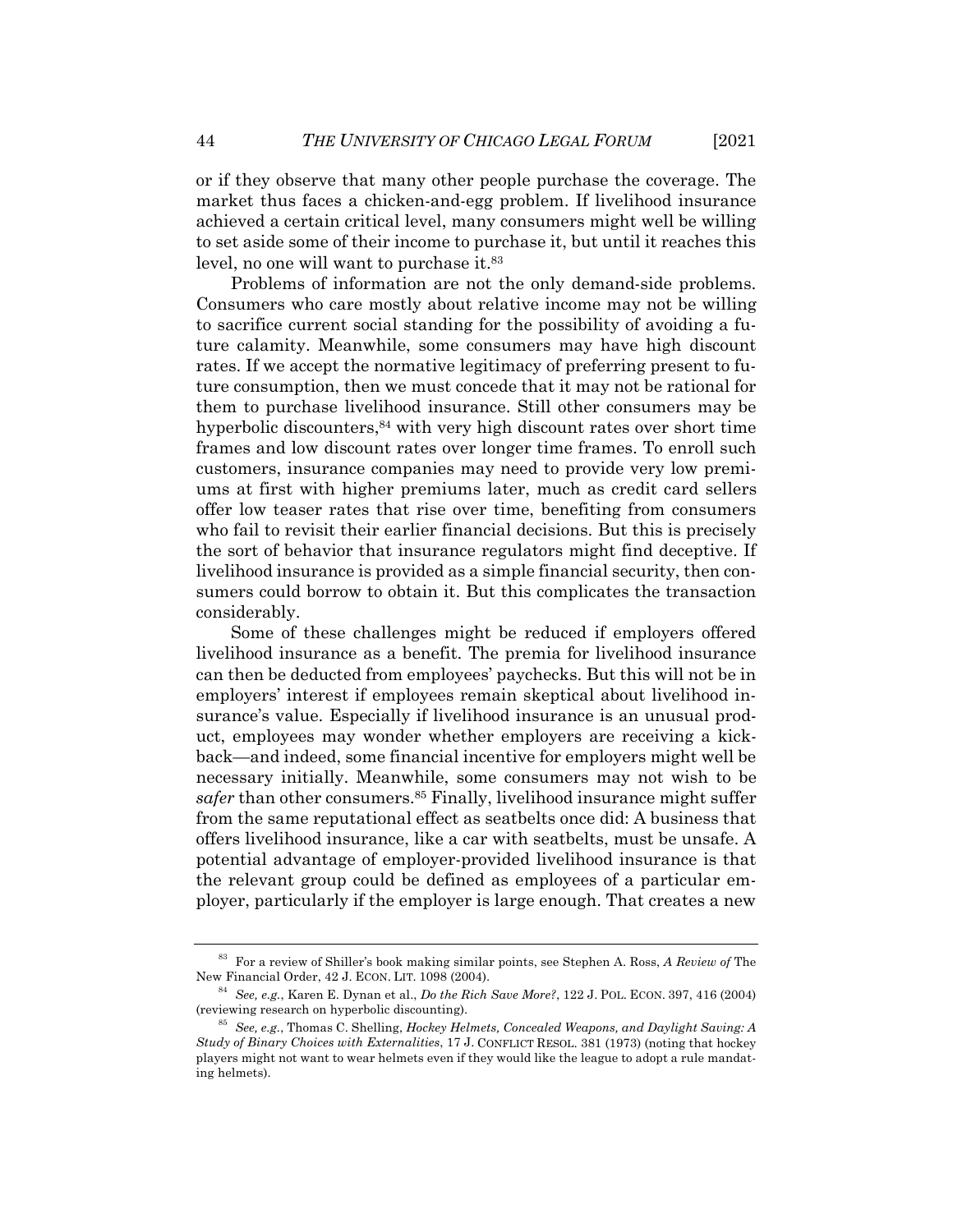or if they observe that many other people purchase the coverage. The market thus faces a chicken-and-egg problem. If livelihood insurance achieved a certain critical level, many consumers might well be willing to set aside some of their income to purchase it, but until it reaches this level, no one will want to purchase it.[83]

Problems of information are not the only demand-side problems. Consumers who care mostly about relative income may not be willing to sacrifice current social standing for the possibility of avoiding a future calamity. Meanwhile, some consumers may have high discount rates. If we accept the normative legitimacy of preferring present to future consumption, then we must concede that it may not be rational for them to purchase livelihood insurance. Still other consumers may be hyperbolic discounters,[84] with very high discount rates over short time frames and low discount rates over longer time frames. To enroll such customers, insurance companies may need to provide very low premiums at first with higher premiums later, much as credit card sellers offer low teaser rates that rise over time, benefiting from consumers who fail to revisit their earlier financial decisions. But this is precisely the sort of behavior that insurance regulators might find deceptive. If livelihood insurance is provided as a simple financial security, then consumers could borrow to obtain it. But this complicates the transaction considerably.

Some of these challenges might be reduced if employers offered livelihood insurance as a benefit. The premia for livelihood insurance can then be deducted from employees' paychecks. But this will not be in employers' interest if employees remain skeptical about livelihood insurance's value. Especially if livelihood insurance is an unusual product, employees may wonder whether employers are receiving a kickback—and indeed, some financial incentive for employers might well be necessary initially. Meanwhile, some consumers may not wish to be *safer* than other consumers.[85] Finally, livelihood insurance might suffer from the same reputational effect as seatbelts once did: A business that offers livelihood insurance, like a car with seatbelts, must be unsafe. A potential advantage of employer-provided livelihood insurance is that the relevant group could be defined as employees of a particular employer, particularly if the employer is large enough. That creates a new

---

[83] For a review of Shiller's book making similar points, see Stephen A. Ross, *A Review of* The New Financial Order, 42 J. ECON. LIT. 1098 (2004).

[84] *See, e.g.*, Karen E. Dynan et al., *Do the Rich Save More?*, 122 J. POL. ECON. 397, 416 (2004) (reviewing research on hyperbolic discounting).

[85] *See, e.g.*, Thomas C. Shelling, *Hockey Helmets, Concealed Weapons, and Daylight Saving: A Study of Binary Choices with Externalities*, 17 J. CONFLICT RESOL. 381 (1973) (noting that hockey players might not want to wear helmets even if they would like the league to adopt a rule mandating helmets).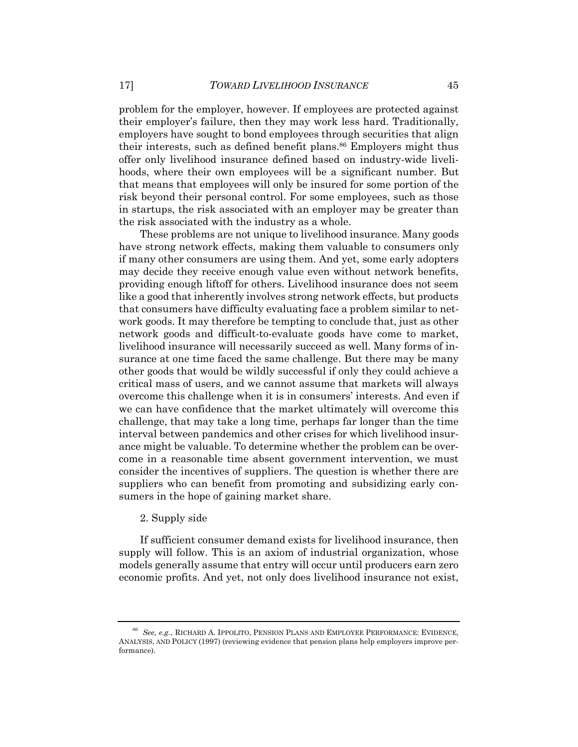problem for the employer, however. If employees are protected against their employer's failure, then they may work less hard. Traditionally, employers have sought to bond employees through securities that align their interests, such as defined benefit plans.[86] Employers might thus offer only livelihood insurance defined based on industry-wide livelihoods, where their own employees will be a significant number. But that means that employees will only be insured for some portion of the risk beyond their personal control. For some employees, such as those in startups, the risk associated with an employer may be greater than the risk associated with the industry as a whole.

These problems are not unique to livelihood insurance. Many goods have strong network effects, making them valuable to consumers only if many other consumers are using them. And yet, some early adopters may decide they receive enough value even without network benefits, providing enough liftoff for others. Livelihood insurance does not seem like a good that inherently involves strong network effects, but products that consumers have difficulty evaluating face a problem similar to network goods. It may therefore be tempting to conclude that, just as other network goods and difficult-to-evaluate goods have come to market, livelihood insurance will necessarily succeed as well. Many forms of insurance at one time faced the same challenge. But there may be many other goods that would be wildly successful if only they could achieve a critical mass of users, and we cannot assume that markets will always overcome this challenge when it is in consumers' interests. And even if we can have confidence that the market ultimately will overcome this challenge, that may take a long time, perhaps far longer than the time interval between pandemics and other crises for which livelihood insurance might be valuable. To determine whether the problem can be overcome in a reasonable time absent government intervention, we must consider the incentives of suppliers. The question is whether there are suppliers who can benefit from promoting and subsidizing early consumers in the hope of gaining market share.

2. Supply side

If sufficient consumer demand exists for livelihood insurance, then supply will follow. This is an axiom of industrial organization, whose models generally assume that entry will occur until producers earn zero economic profits. And yet, not only does livelihood insurance not exist,

---

[86] *See, e.g.*, RICHARD A. IPPOLITO, PENSION PLANS AND EMPLOYEE PERFORMANCE: EVIDENCE, ANALYSIS, AND POLICY (1997) (reviewing evidence that pension plans help employers improve performance).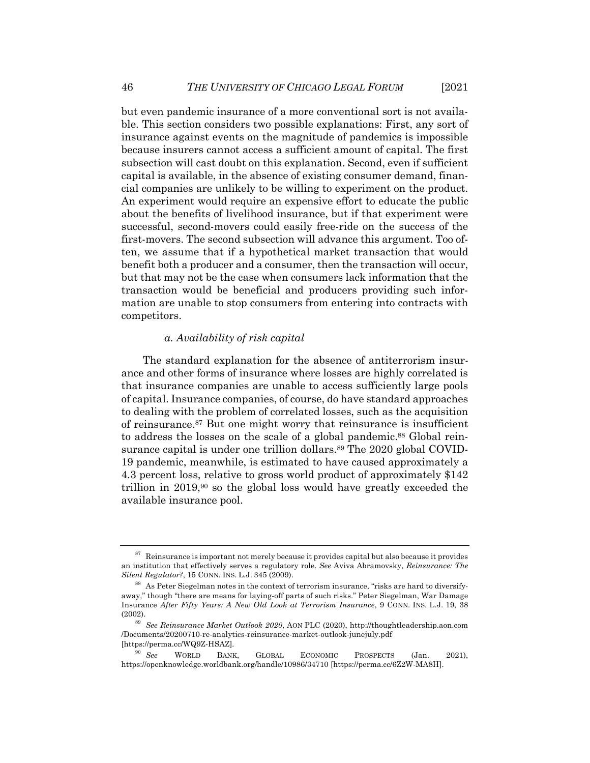but even pandemic insurance of a more conventional sort is not available. This section considers two possible explanations: First, any sort of insurance against events on the magnitude of pandemics is impossible because insurers cannot access a sufficient amount of capital. The first subsection will cast doubt on this explanation. Second, even if sufficient capital is available, in the absence of existing consumer demand, financial companies are unlikely to be willing to experiment on the product. An experiment would require an expensive effort to educate the public about the benefits of livelihood insurance, but if that experiment were successful, second-movers could easily free-ride on the success of the first-movers. The second subsection will advance this argument. Too often, we assume that if a hypothetical market transaction that would benefit both a producer and a consumer, then the transaction will occur, but that may not be the case when consumers lack information that the transaction would be beneficial and producers providing such information are unable to stop consumers from entering into contracts with competitors.

#### *a. Availability of risk capital*

The standard explanation for the absence of antiterrorism insurance and other forms of insurance where losses are highly correlated is that insurance companies are unable to access sufficiently large pools of capital. Insurance companies, of course, do have standard approaches to dealing with the problem of correlated losses, such as the acquisition of reinsurance.[87] But one might worry that reinsurance is insufficient to address the losses on the scale of a global pandemic.[88] Global reinsurance capital is under one trillion dollars.[89] The 2020 global COVID-19 pandemic, meanwhile, is estimated to have caused approximately a 4.3 percent loss, relative to gross world product of approximately $142 trillion in 2019,[90] so the global loss would have greatly exceeded the available insurance pool.

---

[87] Reinsurance is important not merely because it provides capital but also because it provides an institution that effectively serves a regulatory role. *See* Aviva Abramovsky, *Reinsurance: The Silent Regulator?*, 15 CONN. INS. L.J. 345 (2009).

[88] As Peter Siegelman notes in the context of terrorism insurance, "risks are hard to diversify-away," though "there are means for laying-off parts of such risks." Peter Siegelman, War Damage Insurance *After Fifty Years: A New Old Look at Terrorism Insurance*, 9 CONN. INS. L.J. 19, 38 (2002).

[89] *See Reinsurance Market Outlook 2020*, AON PLC (2020), http://thoughtleadership.aon.com/Documents/20200710-re-analytics-reinsurance-market-outlook-junejuly.pdf [https://perma.cc/WQ9Z-HSAZ].

[90] *See* WORLD BANK, GLOBAL ECONOMIC PROSPECTS (Jan. 2021), https://openknowledge.worldbank.org/handle/10986/34710 [https://perma.cc/6Z2W-MA8H].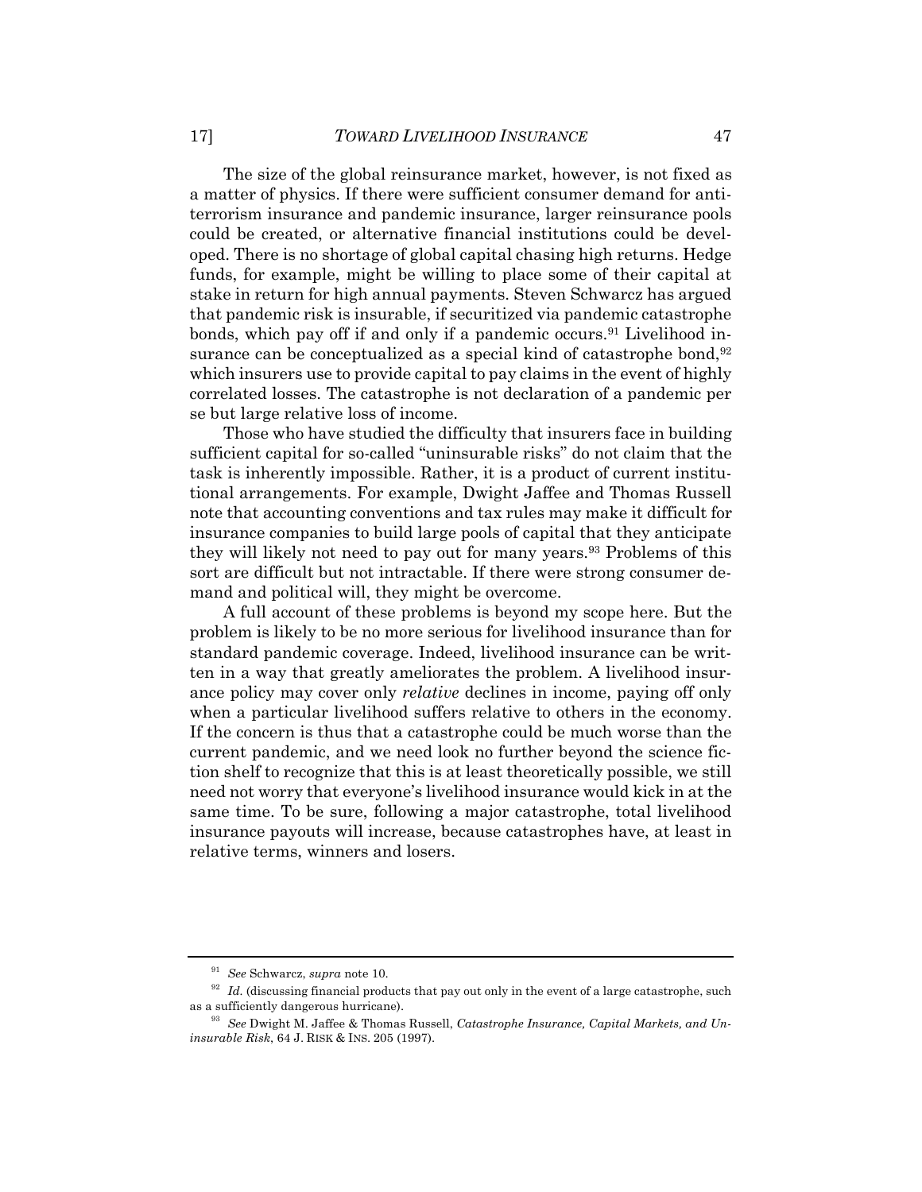The size of the global reinsurance market, however, is not fixed as a matter of physics. If there were sufficient consumer demand for anti-terrorism insurance and pandemic insurance, larger reinsurance pools could be created, or alternative financial institutions could be developed. There is no shortage of global capital chasing high returns. Hedge funds, for example, might be willing to place some of their capital at stake in return for high annual payments. Steven Schwarcz has argued that pandemic risk is insurable, if securitized via pandemic catastrophe bonds, which pay off if and only if a pandemic occurs.[91] Livelihood insurance can be conceptualized as a special kind of catastrophe bond,[92] which insurers use to provide capital to pay claims in the event of highly correlated losses. The catastrophe is not declaration of a pandemic per se but large relative loss of income.

Those who have studied the difficulty that insurers face in building sufficient capital for so-called "uninsurable risks" do not claim that the task is inherently impossible. Rather, it is a product of current institutional arrangements. For example, Dwight Jaffee and Thomas Russell note that accounting conventions and tax rules may make it difficult for insurance companies to build large pools of capital that they anticipate they will likely not need to pay out for many years.[93] Problems of this sort are difficult but not intractable. If there were strong consumer demand and political will, they might be overcome.

A full account of these problems is beyond my scope here. But the problem is likely to be no more serious for livelihood insurance than for standard pandemic coverage. Indeed, livelihood insurance can be written in a way that greatly ameliorates the problem. A livelihood insurance policy may cover only *relative* declines in income, paying off only when a particular livelihood suffers relative to others in the economy. If the concern is thus that a catastrophe could be much worse than the current pandemic, and we need look no further beyond the science fiction shelf to recognize that this is at least theoretically possible, we still need not worry that everyone's livelihood insurance would kick in at the same time. To be sure, following a major catastrophe, total livelihood insurance payouts will increase, because catastrophes have, at least in relative terms, winners and losers.

---

[91] *See* Schwarcz, *supra* note 10.

[92] *Id.* (discussing financial products that pay out only in the event of a large catastrophe, such as a sufficiently dangerous hurricane).

[93] *See* Dwight M. Jaffee & Thomas Russell, *Catastrophe Insurance, Capital Markets, and Uninsurable Risk*, 64 J. RISK & INS. 205 (1997).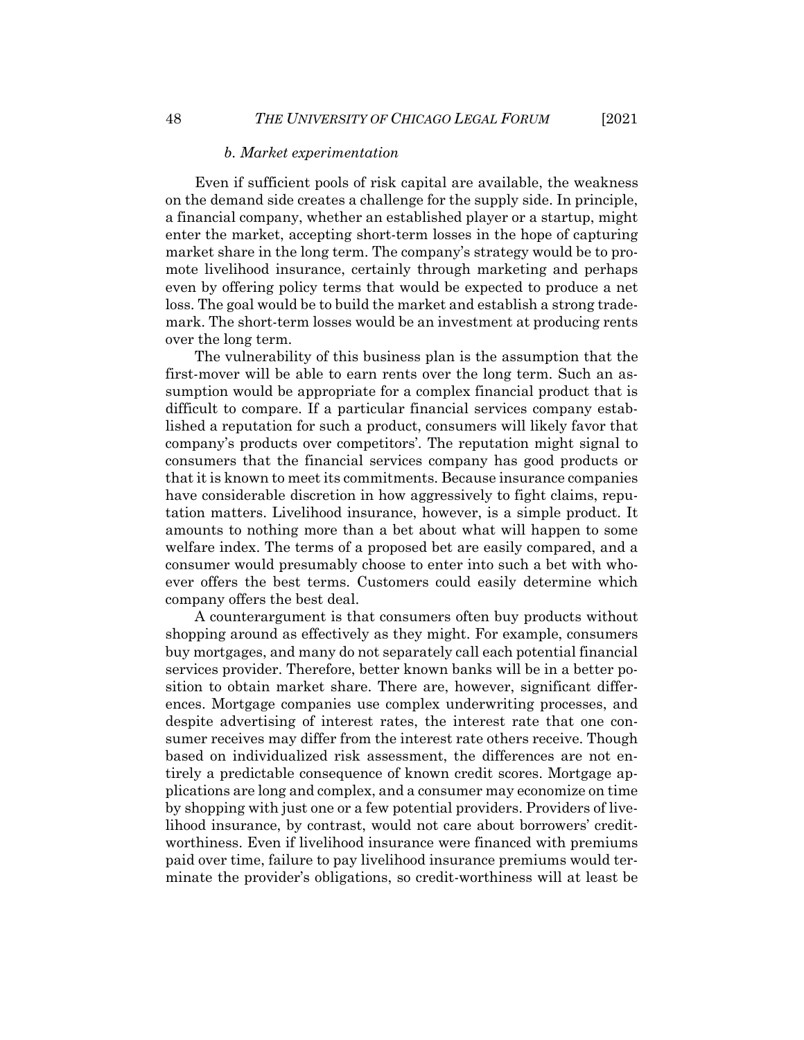#### *b. Market experimentation*

Even if sufficient pools of risk capital are available, the weakness on the demand side creates a challenge for the supply side. In principle, a financial company, whether an established player or a startup, might enter the market, accepting short-term losses in the hope of capturing market share in the long term. The company's strategy would be to promote livelihood insurance, certainly through marketing and perhaps even by offering policy terms that would be expected to produce a net loss. The goal would be to build the market and establish a strong trademark. The short-term losses would be an investment at producing rents over the long term.

The vulnerability of this business plan is the assumption that the first-mover will be able to earn rents over the long term. Such an assumption would be appropriate for a complex financial product that is difficult to compare. If a particular financial services company established a reputation for such a product, consumers will likely favor that company's products over competitors'. The reputation might signal to consumers that the financial services company has good products or that it is known to meet its commitments. Because insurance companies have considerable discretion in how aggressively to fight claims, reputation matters. Livelihood insurance, however, is a simple product. It amounts to nothing more than a bet about what will happen to some welfare index. The terms of a proposed bet are easily compared, and a consumer would presumably choose to enter into such a bet with whoever offers the best terms. Customers could easily determine which company offers the best deal.

A counterargument is that consumers often buy products without shopping around as effectively as they might. For example, consumers buy mortgages, and many do not separately call each potential financial services provider. Therefore, better known banks will be in a better position to obtain market share. There are, however, significant differences. Mortgage companies use complex underwriting processes, and despite advertising of interest rates, the interest rate that one consumer receives may differ from the interest rate others receive. Though based on individualized risk assessment, the differences are not entirely a predictable consequence of known credit scores. Mortgage applications are long and complex, and a consumer may economize on time by shopping with just one or a few potential providers. Providers of livelihood insurance, by contrast, would not care about borrowers' credit-worthiness. Even if livelihood insurance were financed with premiums paid over time, failure to pay livelihood insurance premiums would terminate the provider's obligations, so credit-worthiness will at least be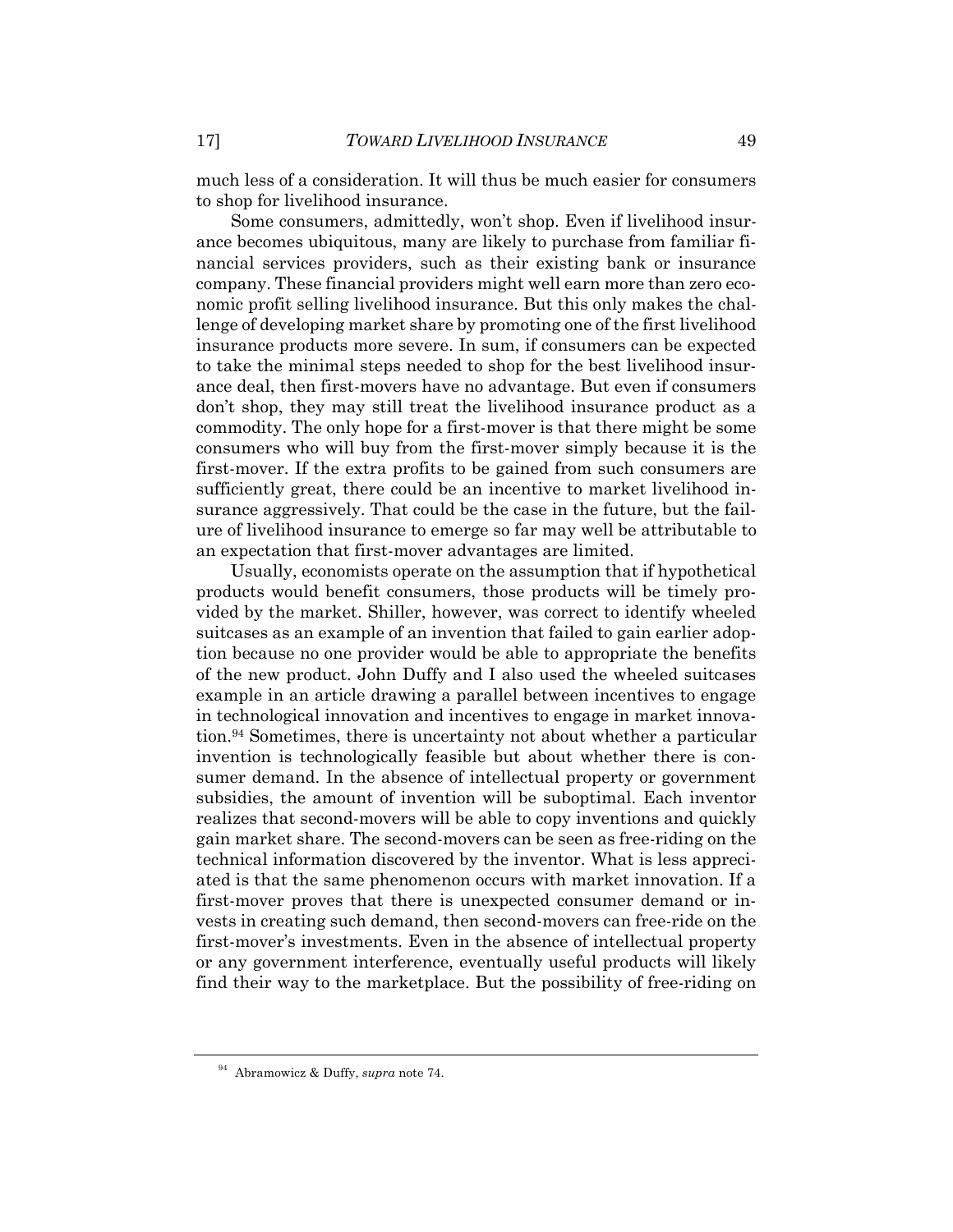much less of a consideration. It will thus be much easier for consumers to shop for livelihood insurance.

Some consumers, admittedly, won't shop. Even if livelihood insurance becomes ubiquitous, many are likely to purchase from familiar financial services providers, such as their existing bank or insurance company. These financial providers might well earn more than zero economic profit selling livelihood insurance. But this only makes the challenge of developing market share by promoting one of the first livelihood insurance products more severe. In sum, if consumers can be expected to take the minimal steps needed to shop for the best livelihood insurance deal, then first-movers have no advantage. But even if consumers don't shop, they may still treat the livelihood insurance product as a commodity. The only hope for a first-mover is that there might be some consumers who will buy from the first-mover simply because it is the first-mover. If the extra profits to be gained from such consumers are sufficiently great, there could be an incentive to market livelihood insurance aggressively. That could be the case in the future, but the failure of livelihood insurance to emerge so far may well be attributable to an expectation that first-mover advantages are limited.

Usually, economists operate on the assumption that if hypothetical products would benefit consumers, those products will be timely provided by the market. Shiller, however, was correct to identify wheeled suitcases as an example of an invention that failed to gain earlier adoption because no one provider would be able to appropriate the benefits of the new product. John Duffy and I also used the wheeled suitcases example in an article drawing a parallel between incentives to engage in technological innovation and incentives to engage in market innovation.[94] Sometimes, there is uncertainty not about whether a particular invention is technologically feasible but about whether there is consumer demand. In the absence of intellectual property or government subsidies, the amount of invention will be suboptimal. Each inventor realizes that second-movers will be able to copy inventions and quickly gain market share. The second-movers can be seen as free-riding on the technical information discovered by the inventor. What is less appreciated is that the same phenomenon occurs with market innovation. If a first-mover proves that there is unexpected consumer demand or invests in creating such demand, then second-movers can free-ride on the first-mover's investments. Even in the absence of intellectual property or any government interference, eventually useful products will likely find their way to the marketplace. But the possibility of free-riding on

[94] Abramowicz & Duffy, *supra* note 74.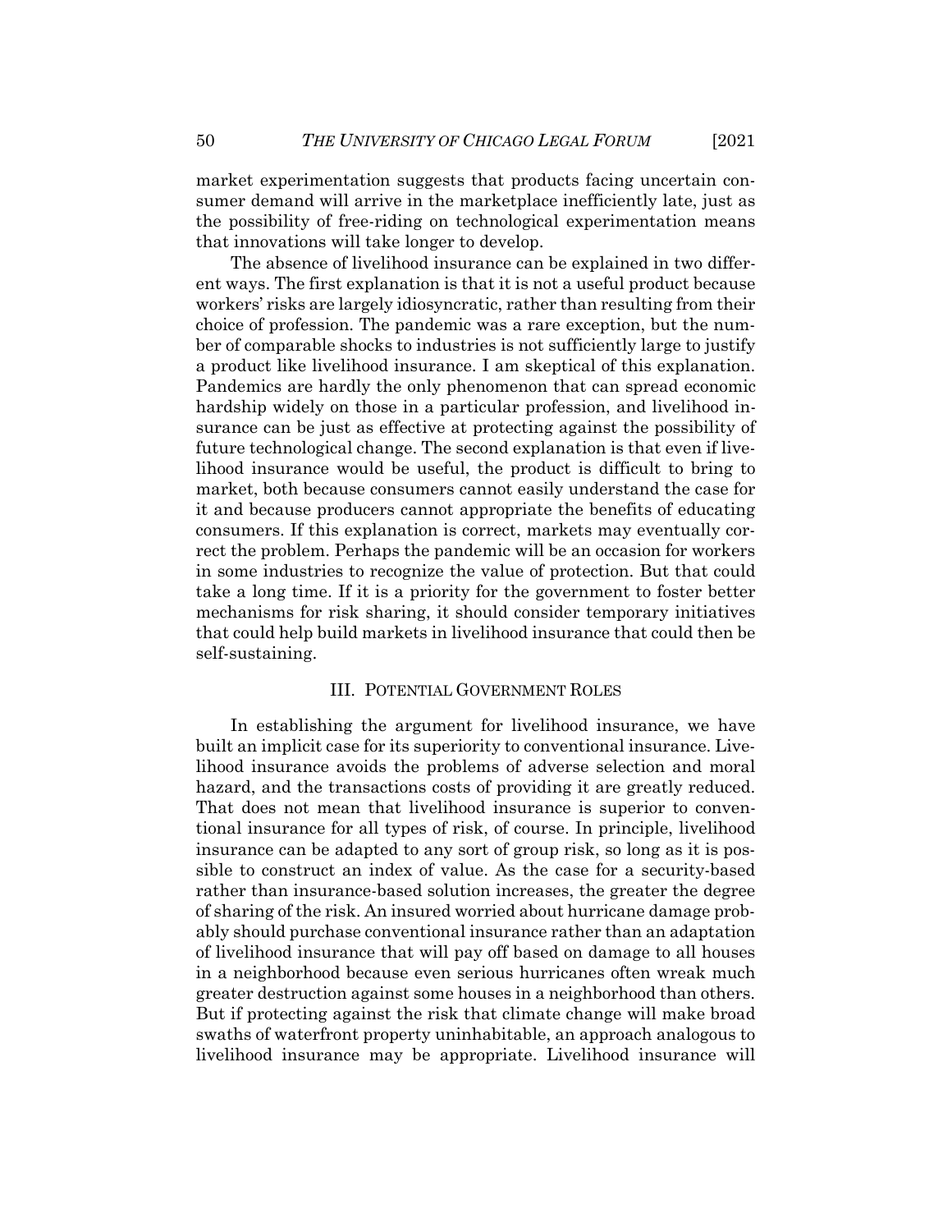market experimentation suggests that products facing uncertain consumer demand will arrive in the marketplace inefficiently late, just as the possibility of free-riding on technological experimentation means that innovations will take longer to develop.

The absence of livelihood insurance can be explained in two different ways. The first explanation is that it is not a useful product because workers' risks are largely idiosyncratic, rather than resulting from their choice of profession. The pandemic was a rare exception, but the number of comparable shocks to industries is not sufficiently large to justify a product like livelihood insurance. I am skeptical of this explanation. Pandemics are hardly the only phenomenon that can spread economic hardship widely on those in a particular profession, and livelihood insurance can be just as effective at protecting against the possibility of future technological change. The second explanation is that even if livelihood insurance would be useful, the product is difficult to bring to market, both because consumers cannot easily understand the case for it and because producers cannot appropriate the benefits of educating consumers. If this explanation is correct, markets may eventually correct the problem. Perhaps the pandemic will be an occasion for workers in some industries to recognize the value of protection. But that could take a long time. If it is a priority for the government to foster better mechanisms for risk sharing, it should consider temporary initiatives that could help build markets in livelihood insurance that could then be self-sustaining.

## III. POTENTIAL GOVERNMENT ROLES

In establishing the argument for livelihood insurance, we have built an implicit case for its superiority to conventional insurance. Livelihood insurance avoids the problems of adverse selection and moral hazard, and the transactions costs of providing it are greatly reduced. That does not mean that livelihood insurance is superior to conventional insurance for all types of risk, of course. In principle, livelihood insurance can be adapted to any sort of group risk, so long as it is possible to construct an index of value. As the case for a security-based rather than insurance-based solution increases, the greater the degree of sharing of the risk. An insured worried about hurricane damage probably should purchase conventional insurance rather than an adaptation of livelihood insurance that will pay off based on damage to all houses in a neighborhood because even serious hurricanes often wreak much greater destruction against some houses in a neighborhood than others. But if protecting against the risk that climate change will make broad swaths of waterfront property uninhabitable, an approach analogous to livelihood insurance may be appropriate. Livelihood insurance will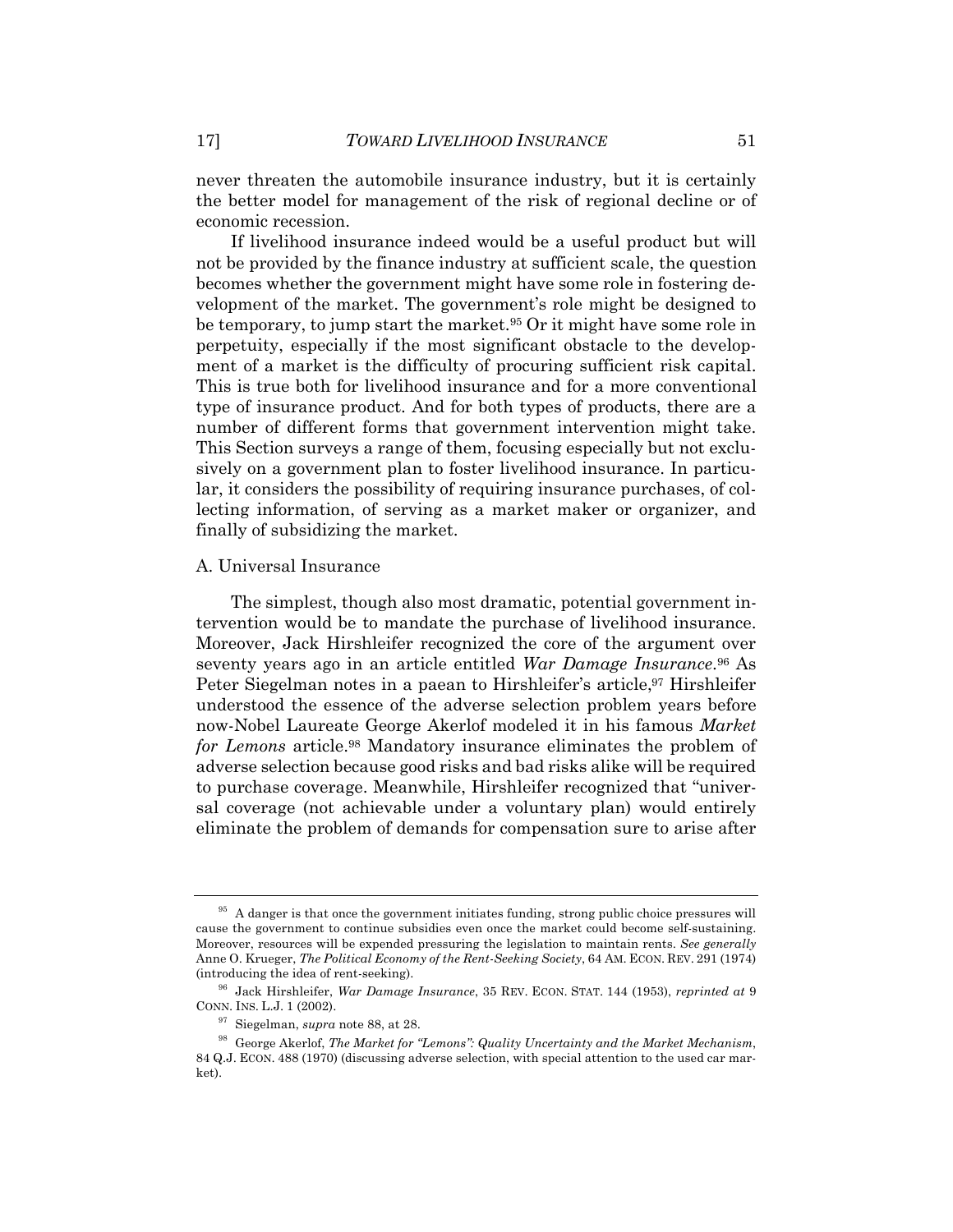never threaten the automobile insurance industry, but it is certainly the better model for management of the risk of regional decline or of economic recession.

If livelihood insurance indeed would be a useful product but will not be provided by the finance industry at sufficient scale, the question becomes whether the government might have some role in fostering development of the market. The government's role might be designed to be temporary, to jump start the market.[95] Or it might have some role in perpetuity, especially if the most significant obstacle to the development of a market is the difficulty of procuring sufficient risk capital. This is true both for livelihood insurance and for a more conventional type of insurance product. And for both types of products, there are a number of different forms that government intervention might take. This Section surveys a range of them, focusing especially but not exclusively on a government plan to foster livelihood insurance. In particular, it considers the possibility of requiring insurance purchases, of collecting information, of serving as a market maker or organizer, and finally of subsidizing the market.

## A. Universal Insurance

The simplest, though also most dramatic, potential government intervention would be to mandate the purchase of livelihood insurance. Moreover, Jack Hirshleifer recognized the core of the argument over seventy years ago in an article entitled *War Damage Insurance*.[96] As Peter Siegelman notes in a paean to Hirshleifer's article,[97] Hirshleifer understood the essence of the adverse selection problem years before now-Nobel Laureate George Akerlof modeled it in his famous *Market for Lemons* article.[98] Mandatory insurance eliminates the problem of adverse selection because good risks and bad risks alike will be required to purchase coverage. Meanwhile, Hirshleifer recognized that "universal coverage (not achievable under a voluntary plan) would entirely eliminate the problem of demands for compensation sure to arise after

---

[95] A danger is that once the government initiates funding, strong public choice pressures will cause the government to continue subsidies even once the market could become self-sustaining. Moreover, resources will be expended pressuring the legislation to maintain rents. *See generally* Anne O. Krueger, *The Political Economy of the Rent-Seeking Society*, 64 AM. ECON. REV. 291 (1974) (introducing the idea of rent-seeking).

[96] Jack Hirshleifer, *War Damage Insurance*, 35 REV. ECON. STAT. 144 (1953), *reprinted at* 9 CONN. INS. L.J. 1 (2002).

[97] Siegelman, *supra* note 88, at 28.

[98] George Akerlof, *The Market for "Lemons": Quality Uncertainty and the Market Mechanism*, 84 Q.J. ECON. 488 (1970) (discussing adverse selection, with special attention to the used car market).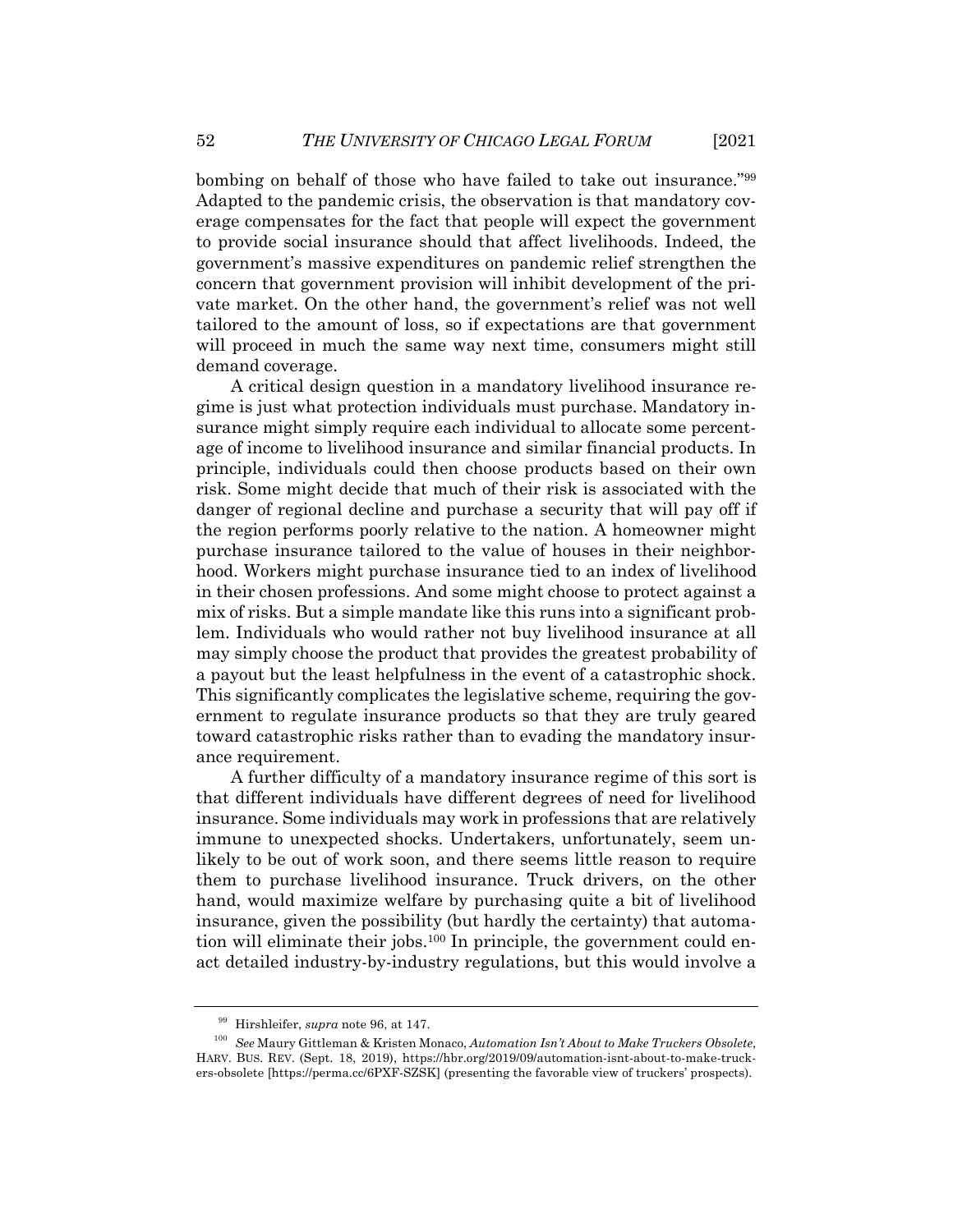bombing on behalf of those who have failed to take out insurance."[99] Adapted to the pandemic crisis, the observation is that mandatory coverage compensates for the fact that people will expect the government to provide social insurance should that affect livelihoods. Indeed, the government's massive expenditures on pandemic relief strengthen the concern that government provision will inhibit development of the private market. On the other hand, the government's relief was not well tailored to the amount of loss, so if expectations are that government will proceed in much the same way next time, consumers might still demand coverage.

A critical design question in a mandatory livelihood insurance regime is just what protection individuals must purchase. Mandatory insurance might simply require each individual to allocate some percentage of income to livelihood insurance and similar financial products. In principle, individuals could then choose products based on their own risk. Some might decide that much of their risk is associated with the danger of regional decline and purchase a security that will pay off if the region performs poorly relative to the nation. A homeowner might purchase insurance tailored to the value of houses in their neighborhood. Workers might purchase insurance tied to an index of livelihood in their chosen professions. And some might choose to protect against a mix of risks. But a simple mandate like this runs into a significant problem. Individuals who would rather not buy livelihood insurance at all may simply choose the product that provides the greatest probability of a payout but the least helpfulness in the event of a catastrophic shock. This significantly complicates the legislative scheme, requiring the government to regulate insurance products so that they are truly geared toward catastrophic risks rather than to evading the mandatory insurance requirement.

A further difficulty of a mandatory insurance regime of this sort is that different individuals have different degrees of need for livelihood insurance. Some individuals may work in professions that are relatively immune to unexpected shocks. Undertakers, unfortunately, seem unlikely to be out of work soon, and there seems little reason to require them to purchase livelihood insurance. Truck drivers, on the other hand, would maximize welfare by purchasing quite a bit of livelihood insurance, given the possibility (but hardly the certainty) that automation will eliminate their jobs.[100] In principle, the government could enact detailed industry-by-industry regulations, but this would involve a

---

[99] Hirshleifer, *supra* note 96, at 147.

[100] *See* Maury Gittleman & Kristen Monaco, *Automation Isn't About to Make Truckers Obsolete*, HARV. BUS. REV. (Sept. 18, 2019), https://hbr.org/2019/09/automation-isnt-about-to-make-truckers-obsolete [https://perma.cc/6PXF-SZSK] (presenting the favorable view of truckers' prospects).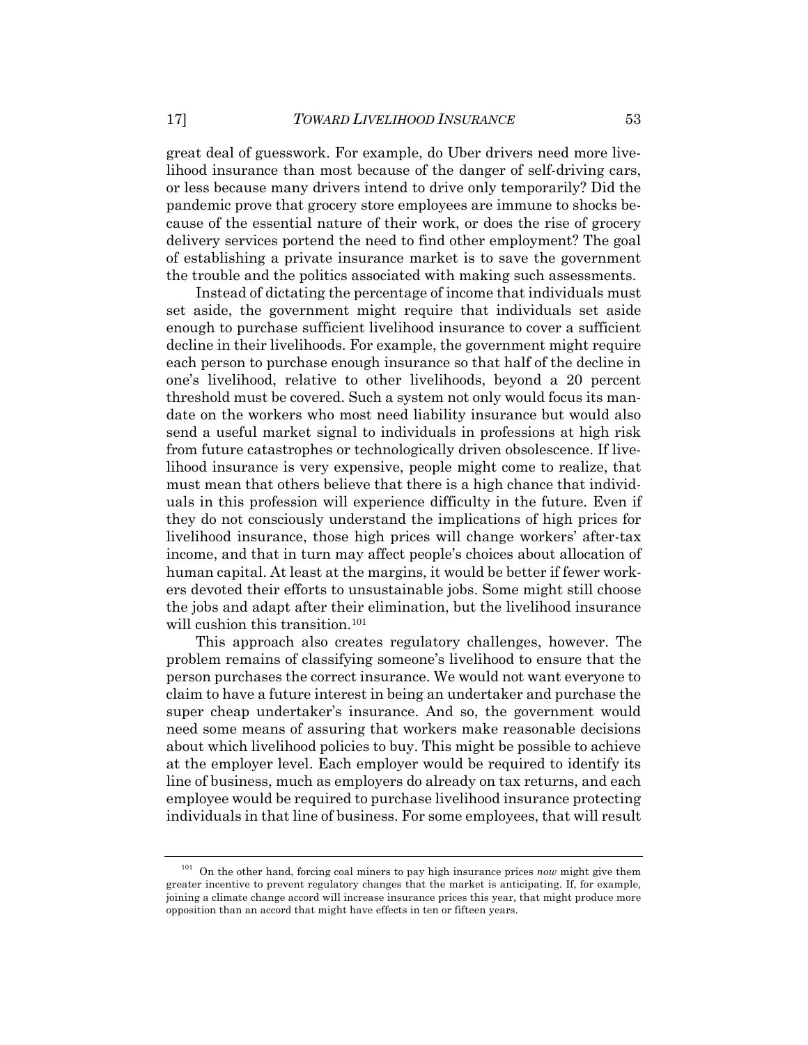great deal of guesswork. For example, do Uber drivers need more livelihood insurance than most because of the danger of self-driving cars, or less because many drivers intend to drive only temporarily? Did the pandemic prove that grocery store employees are immune to shocks because of the essential nature of their work, or does the rise of grocery delivery services portend the need to find other employment? The goal of establishing a private insurance market is to save the government the trouble and the politics associated with making such assessments.

Instead of dictating the percentage of income that individuals must set aside, the government might require that individuals set aside enough to purchase sufficient livelihood insurance to cover a sufficient decline in their livelihoods. For example, the government might require each person to purchase enough insurance so that half of the decline in one's livelihood, relative to other livelihoods, beyond a 20 percent threshold must be covered. Such a system not only would focus its mandate on the workers who most need liability insurance but would also send a useful market signal to individuals in professions at high risk from future catastrophes or technologically driven obsolescence. If livelihood insurance is very expensive, people might come to realize, that must mean that others believe that there is a high chance that individuals in this profession will experience difficulty in the future. Even if they do not consciously understand the implications of high prices for livelihood insurance, those high prices will change workers' after-tax income, and that in turn may affect people's choices about allocation of human capital. At least at the margins, it would be better if fewer workers devoted their efforts to unsustainable jobs. Some might still choose the jobs and adapt after their elimination, but the livelihood insurance will cushion this transition.[101]

This approach also creates regulatory challenges, however. The problem remains of classifying someone's livelihood to ensure that the person purchases the correct insurance. We would not want everyone to claim to have a future interest in being an undertaker and purchase the super cheap undertaker's insurance. And so, the government would need some means of assuring that workers make reasonable decisions about which livelihood policies to buy. This might be possible to achieve at the employer level. Each employer would be required to identify its line of business, much as employers do already on tax returns, and each employee would be required to purchase livelihood insurance protecting individuals in that line of business. For some employees, that will result

---

[101] On the other hand, forcing coal miners to pay high insurance prices *now* might give them greater incentive to prevent regulatory changes that the market is anticipating. If, for example, joining a climate change accord will increase insurance prices this year, that might produce more opposition than an accord that might have effects in ten or fifteen years.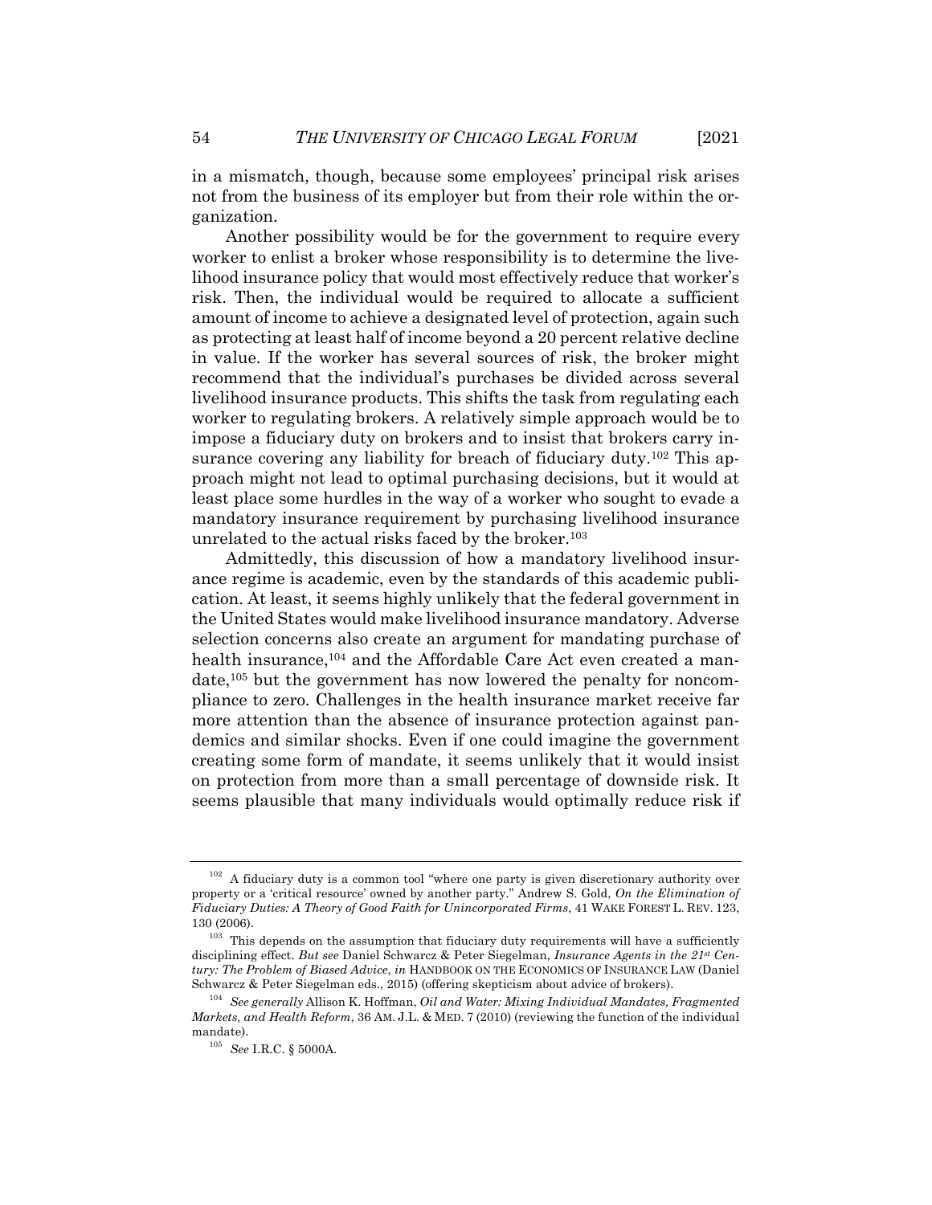in a mismatch, though, because some employees' principal risk arises not from the business of its employer but from their role within the organization.

Another possibility would be for the government to require every worker to enlist a broker whose responsibility is to determine the livelihood insurance policy that would most effectively reduce that worker's risk. Then, the individual would be required to allocate a sufficient amount of income to achieve a designated level of protection, again such as protecting at least half of income beyond a 20 percent relative decline in value. If the worker has several sources of risk, the broker might recommend that the individual's purchases be divided across several livelihood insurance products. This shifts the task from regulating each worker to regulating brokers. A relatively simple approach would be to impose a fiduciary duty on brokers and to insist that brokers carry insurance covering any liability for breach of fiduciary duty.[102] This approach might not lead to optimal purchasing decisions, but it would at least place some hurdles in the way of a worker who sought to evade a mandatory insurance requirement by purchasing livelihood insurance unrelated to the actual risks faced by the broker.[103]

Admittedly, this discussion of how a mandatory livelihood insurance regime is academic, even by the standards of this academic publication. At least, it seems highly unlikely that the federal government in the United States would make livelihood insurance mandatory. Adverse selection concerns also create an argument for mandating purchase of health insurance,[104] and the Affordable Care Act even created a mandate,[105] but the government has now lowered the penalty for noncompliance to zero. Challenges in the health insurance market receive far more attention than the absence of insurance protection against pandemics and similar shocks. Even if one could imagine the government creating some form of mandate, it seems unlikely that it would insist on protection from more than a small percentage of downside risk. It seems plausible that many individuals would optimally reduce risk if

---

[102] A fiduciary duty is a common tool "where one party is given discretionary authority over property or a 'critical resource' owned by another party." Andrew S. Gold, *On the Elimination of Fiduciary Duties: A Theory of Good Faith for Unincorporated Firms*, 41 WAKE FOREST L. REV. 123, 130 (2006).

[103] This depends on the assumption that fiduciary duty requirements will have a sufficiently disciplining effect. *But see* Daniel Schwarcz & Peter Siegelman, *Insurance Agents in the 21st Century: The Problem of Biased Advice*, *in* HANDBOOK ON THE ECONOMICS OF INSURANCE LAW (Daniel Schwarcz & Peter Siegelman eds., 2015) (offering skepticism about advice of brokers).

[104] *See generally* Allison K. Hoffman, *Oil and Water: Mixing Individual Mandates, Fragmented Markets, and Health Reform*, 36 AM. J.L. & MED. 7 (2010) (reviewing the function of the individual mandate).

[105] *See* I.R.C. § 5000A.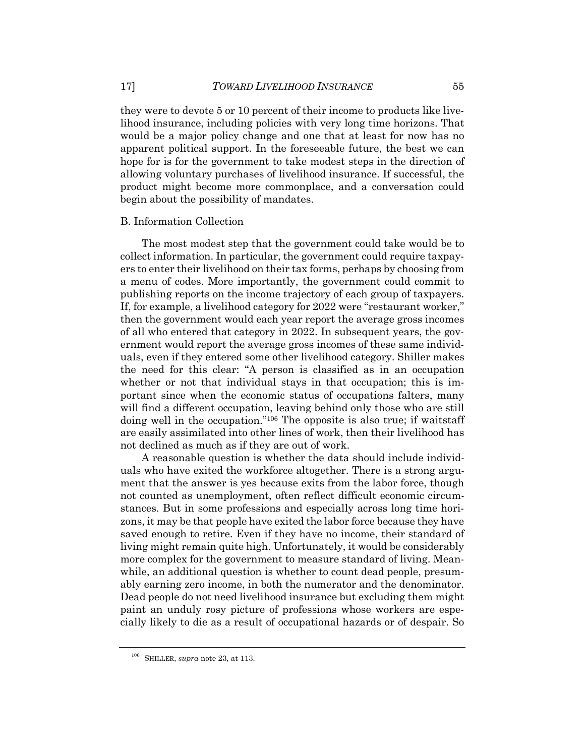they were to devote 5 or 10 percent of their income to products like livelihood insurance, including policies with very long time horizons. That would be a major policy change and one that at least for now has no apparent political support. In the foreseeable future, the best we can hope for is for the government to take modest steps in the direction of allowing voluntary purchases of livelihood insurance. If successful, the product might become more commonplace, and a conversation could begin about the possibility of mandates.

### B. Information Collection

The most modest step that the government could take would be to collect information. In particular, the government could require taxpayers to enter their livelihood on their tax forms, perhaps by choosing from a menu of codes. More importantly, the government could commit to publishing reports on the income trajectory of each group of taxpayers. If, for example, a livelihood category for 2022 were "restaurant worker," then the government would each year report the average gross incomes of all who entered that category in 2022. In subsequent years, the government would report the average gross incomes of these same individuals, even if they entered some other livelihood category. Shiller makes the need for this clear: "A person is classified as in an occupation whether or not that individual stays in that occupation; this is important since when the economic status of occupations falters, many will find a different occupation, leaving behind only those who are still doing well in the occupation."[106] The opposite is also true; if waitstaff are easily assimilated into other lines of work, then their livelihood has not declined as much as if they are out of work.

A reasonable question is whether the data should include individuals who have exited the workforce altogether. There is a strong argument that the answer is yes because exits from the labor force, though not counted as unemployment, often reflect difficult economic circumstances. But in some professions and especially across long time horizons, it may be that people have exited the labor force because they have saved enough to retire. Even if they have no income, their standard of living might remain quite high. Unfortunately, it would be considerably more complex for the government to measure standard of living. Meanwhile, an additional question is whether to count dead people, presumably earning zero income, in both the numerator and the denominator. Dead people do not need livelihood insurance but excluding them might paint an unduly rosy picture of professions whose workers are especially likely to die as a result of occupational hazards or of despair. So

---

[106] SHILLER, *supra* note 23, at 113.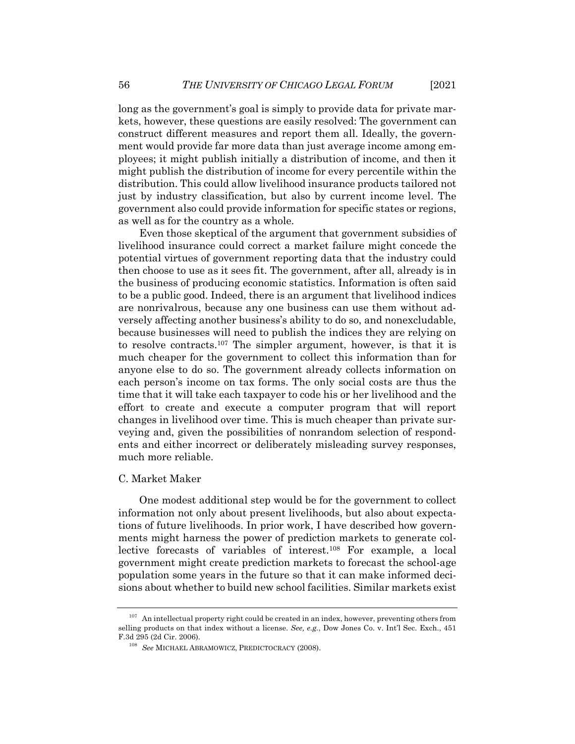long as the government's goal is simply to provide data for private markets, however, these questions are easily resolved: The government can construct different measures and report them all. Ideally, the government would provide far more data than just average income among employees; it might publish initially a distribution of income, and then it might publish the distribution of income for every percentile within the distribution. This could allow livelihood insurance products tailored not just by industry classification, but also by current income level. The government also could provide information for specific states or regions, as well as for the country as a whole.

Even those skeptical of the argument that government subsidies of livelihood insurance could correct a market failure might concede the potential virtues of government reporting data that the industry could then choose to use as it sees fit. The government, after all, already is in the business of producing economic statistics. Information is often said to be a public good. Indeed, there is an argument that livelihood indices are nonrivalrous, because any one business can use them without adversely affecting another business's ability to do so, and nonexcludable, because businesses will need to publish the indices they are relying on to resolve contracts.[107] The simpler argument, however, is that it is much cheaper for the government to collect this information than for anyone else to do so. The government already collects information on each person's income on tax forms. The only social costs are thus the time that it will take each taxpayer to code his or her livelihood and the effort to create and execute a computer program that will report changes in livelihood over time. This is much cheaper than private surveying and, given the possibilities of nonrandom selection of respondents and either incorrect or deliberately misleading survey responses, much more reliable.

### C. Market Maker

One modest additional step would be for the government to collect information not only about present livelihoods, but also about expectations of future livelihoods. In prior work, I have described how governments might harness the power of prediction markets to generate collective forecasts of variables of interest.[108] For example, a local government might create prediction markets to forecast the school-age population some years in the future so that it can make informed decisions about whether to build new school facilities. Similar markets exist

---

[107] An intellectual property right could be created in an index, however, preventing others from selling products on that index without a license. *See, e.g.*, Dow Jones Co. v. Int'l Sec. Exch., 451 F.3d 295 (2d Cir. 2006).

[108] *See* MICHAEL ABRAMOWICZ, PREDICTOCRACY (2008).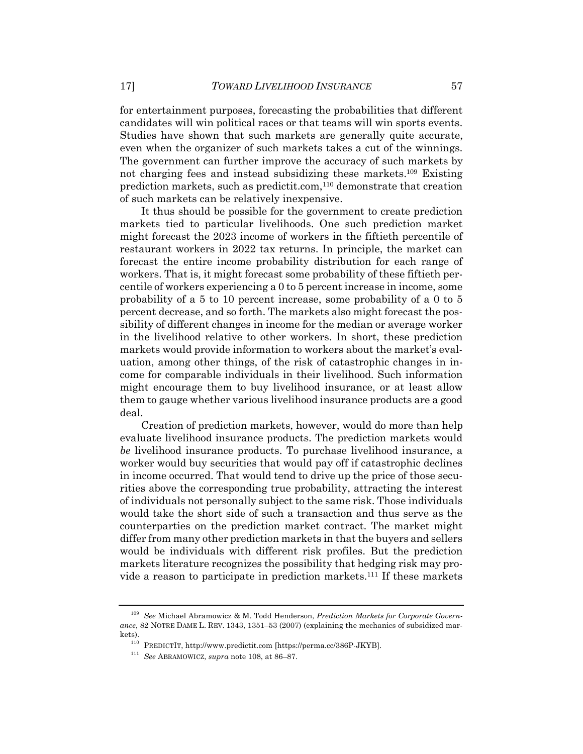for entertainment purposes, forecasting the probabilities that different candidates will win political races or that teams will win sports events. Studies have shown that such markets are generally quite accurate, even when the organizer of such markets takes a cut of the winnings. The government can further improve the accuracy of such markets by not charging fees and instead subsidizing these markets.[109] Existing prediction markets, such as predictit.com,[110] demonstrate that creation of such markets can be relatively inexpensive.

It thus should be possible for the government to create prediction markets tied to particular livelihoods. One such prediction market might forecast the 2023 income of workers in the fiftieth percentile of restaurant workers in 2022 tax returns. In principle, the market can forecast the entire income probability distribution for each range of workers. That is, it might forecast some probability of these fiftieth percentile of workers experiencing a 0 to 5 percent increase in income, some probability of a 5 to 10 percent increase, some probability of a 0 to 5 percent decrease, and so forth. The markets also might forecast the possibility of different changes in income for the median or average worker in the livelihood relative to other workers. In short, these prediction markets would provide information to workers about the market's evaluation, among other things, of the risk of catastrophic changes in income for comparable individuals in their livelihood. Such information might encourage them to buy livelihood insurance, or at least allow them to gauge whether various livelihood insurance products are a good deal.

Creation of prediction markets, however, would do more than help evaluate livelihood insurance products. The prediction markets would *be* livelihood insurance products. To purchase livelihood insurance, a worker would buy securities that would pay off if catastrophic declines in income occurred. That would tend to drive up the price of those securities above the corresponding true probability, attracting the interest of individuals not personally subject to the same risk. Those individuals would take the short side of such a transaction and thus serve as the counterparties on the prediction market contract. The market might differ from many other prediction markets in that the buyers and sellers would be individuals with different risk profiles. But the prediction markets literature recognizes the possibility that hedging risk may provide a reason to participate in prediction markets.[111] If these markets

---

[109] *See* Michael Abramowicz & M. Todd Henderson, *Prediction Markets for Corporate Governance*, 82 NOTRE DAME L. REV. 1343, 1351–53 (2007) (explaining the mechanics of subsidized markets).

[110] PREDICTIT, http://www.predictit.com [https://perma.cc/386P-JKYB].

[111] *See* ABRAMOWICZ, *supra* note 108, at 86–87.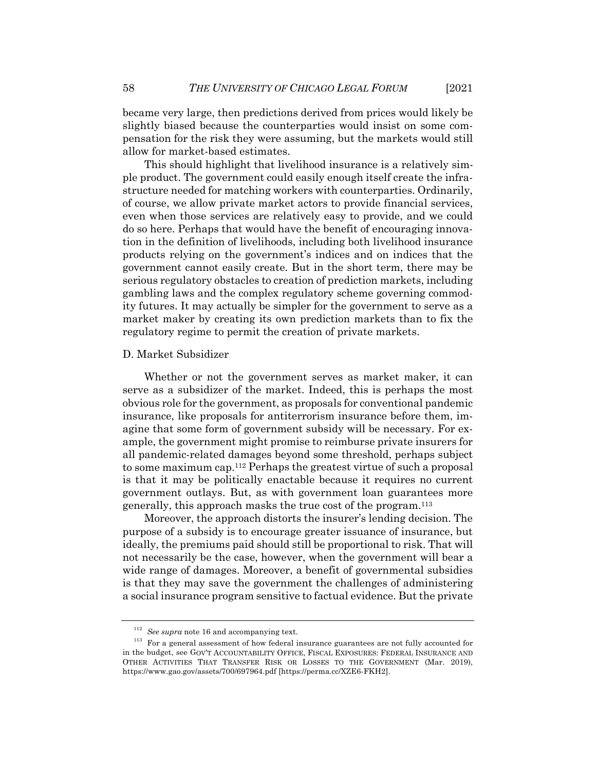became very large, then predictions derived from prices would likely be slightly biased because the counterparties would insist on some compensation for the risk they were assuming, but the markets would still allow for market-based estimates.

This should highlight that livelihood insurance is a relatively simple product. The government could easily enough itself create the infrastructure needed for matching workers with counterparties. Ordinarily, of course, we allow private market actors to provide financial services, even when those services are relatively easy to provide, and we could do so here. Perhaps that would have the benefit of encouraging innovation in the definition of livelihoods, including both livelihood insurance products relying on the government's indices and on indices that the government cannot easily create. But in the short term, there may be serious regulatory obstacles to creation of prediction markets, including gambling laws and the complex regulatory scheme governing commodity futures. It may actually be simpler for the government to serve as a market maker by creating its own prediction markets than to fix the regulatory regime to permit the creation of private markets.

### D. Market Subsidizer

Whether or not the government serves as market maker, it can serve as a subsidizer of the market. Indeed, this is perhaps the most obvious role for the government, as proposals for conventional pandemic insurance, like proposals for antiterrorism insurance before them, imagine that some form of government subsidy will be necessary. For example, the government might promise to reimburse private insurers for all pandemic-related damages beyond some threshold, perhaps subject to some maximum cap.[112] Perhaps the greatest virtue of such a proposal is that it may be politically enactable because it requires no current government outlays. But, as with government loan guarantees more generally, this approach masks the true cost of the program.[113]

Moreover, the approach distorts the insurer's lending decision. The purpose of a subsidy is to encourage greater issuance of insurance, but ideally, the premiums paid should still be proportional to risk. That will not necessarily be the case, however, when the government will bear a wide range of damages. Moreover, a benefit of governmental subsidies is that they may save the government the challenges of administering a social insurance program sensitive to factual evidence. But the private

---

[112] *See supra* note 16 and accompanying text.

[113] For a general assessment of how federal insurance guarantees are not fully accounted for in the budget, see GOV'T ACCOUNTABILITY OFFICE, FISCAL EXPOSURES: FEDERAL INSURANCE AND OTHER ACTIVITIES THAT TRANSFER RISK OR LOSSES TO THE GOVERNMENT (Mar. 2019), https://www.gao.gov/assets/700/697964.pdf [https://perma.cc/XZE6-FKH2].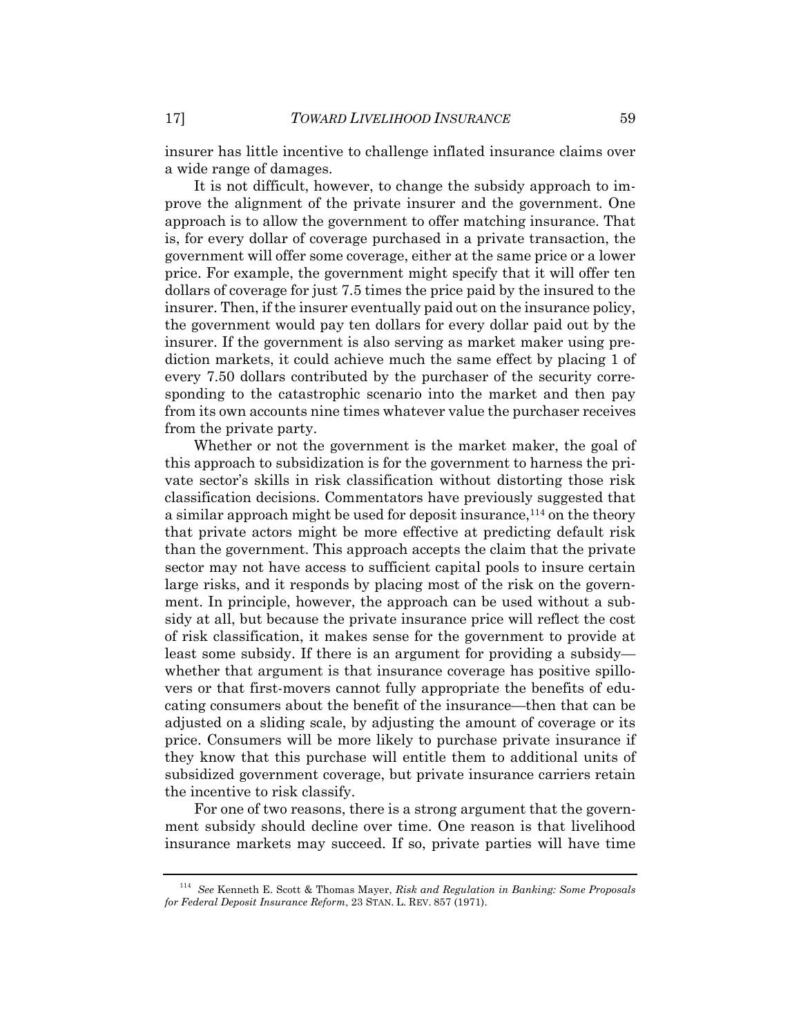insurer has little incentive to challenge inflated insurance claims over a wide range of damages.

It is not difficult, however, to change the subsidy approach to improve the alignment of the private insurer and the government. One approach is to allow the government to offer matching insurance. That is, for every dollar of coverage purchased in a private transaction, the government will offer some coverage, either at the same price or a lower price. For example, the government might specify that it will offer ten dollars of coverage for just 7.5 times the price paid by the insured to the insurer. Then, if the insurer eventually paid out on the insurance policy, the government would pay ten dollars for every dollar paid out by the insurer. If the government is also serving as market maker using prediction markets, it could achieve much the same effect by placing 1 of every 7.50 dollars contributed by the purchaser of the security corresponding to the catastrophic scenario into the market and then pay from its own accounts nine times whatever value the purchaser receives from the private party.

Whether or not the government is the market maker, the goal of this approach to subsidization is for the government to harness the private sector's skills in risk classification without distorting those risk classification decisions. Commentators have previously suggested that a similar approach might be used for deposit insurance,[114] on the theory that private actors might be more effective at predicting default risk than the government. This approach accepts the claim that the private sector may not have access to sufficient capital pools to insure certain large risks, and it responds by placing most of the risk on the government. In principle, however, the approach can be used without a subsidy at all, but because the private insurance price will reflect the cost of risk classification, it makes sense for the government to provide at least some subsidy. If there is an argument for providing a subsidy—whether that argument is that insurance coverage has positive spillovers or that first-movers cannot fully appropriate the benefits of educating consumers about the benefit of the insurance—then that can be adjusted on a sliding scale, by adjusting the amount of coverage or its price. Consumers will be more likely to purchase private insurance if they know that this purchase will entitle them to additional units of subsidized government coverage, but private insurance carriers retain the incentive to risk classify.

For one of two reasons, there is a strong argument that the government subsidy should decline over time. One reason is that livelihood insurance markets may succeed. If so, private parties will have time

[114] *See* Kenneth E. Scott & Thomas Mayer, *Risk and Regulation in Banking: Some Proposals for Federal Deposit Insurance Reform*, 23 STAN. L. REV. 857 (1971).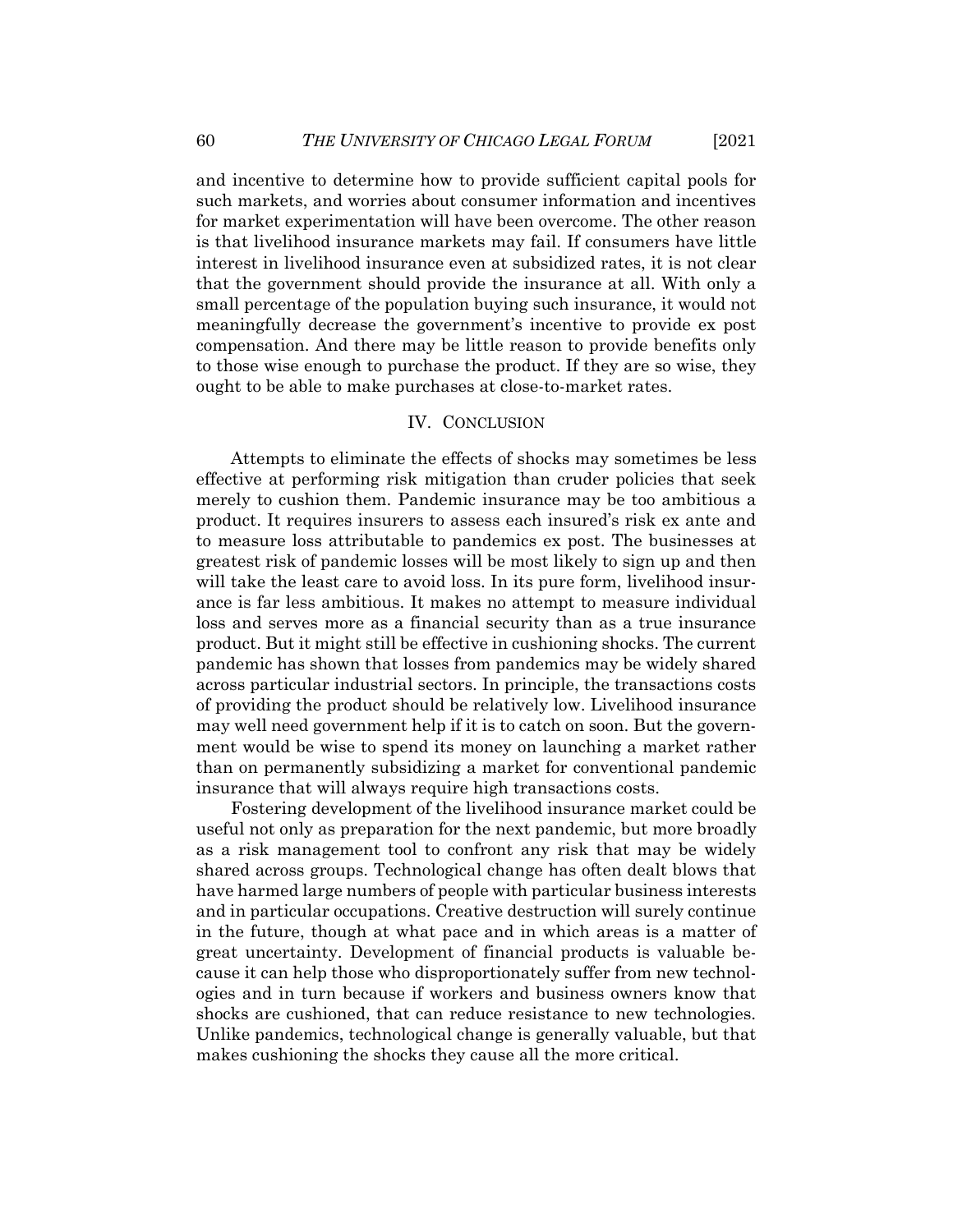and incentive to determine how to provide sufficient capital pools for such markets, and worries about consumer information and incentives for market experimentation will have been overcome. The other reason is that livelihood insurance markets may fail. If consumers have little interest in livelihood insurance even at subsidized rates, it is not clear that the government should provide the insurance at all. With only a small percentage of the population buying such insurance, it would not meaningfully decrease the government's incentive to provide ex post compensation. And there may be little reason to provide benefits only to those wise enough to purchase the product. If they are so wise, they ought to be able to make purchases at close-to-market rates.

## IV. CONCLUSION

Attempts to eliminate the effects of shocks may sometimes be less effective at performing risk mitigation than cruder policies that seek merely to cushion them. Pandemic insurance may be too ambitious a product. It requires insurers to assess each insured's risk ex ante and to measure loss attributable to pandemics ex post. The businesses at greatest risk of pandemic losses will be most likely to sign up and then will take the least care to avoid loss. In its pure form, livelihood insurance is far less ambitious. It makes no attempt to measure individual loss and serves more as a financial security than as a true insurance product. But it might still be effective in cushioning shocks. The current pandemic has shown that losses from pandemics may be widely shared across particular industrial sectors. In principle, the transactions costs of providing the product should be relatively low. Livelihood insurance may well need government help if it is to catch on soon. But the government would be wise to spend its money on launching a market rather than on permanently subsidizing a market for conventional pandemic insurance that will always require high transactions costs.

Fostering development of the livelihood insurance market could be useful not only as preparation for the next pandemic, but more broadly as a risk management tool to confront any risk that may be widely shared across groups. Technological change has often dealt blows that have harmed large numbers of people with particular business interests and in particular occupations. Creative destruction will surely continue in the future, though at what pace and in which areas is a matter of great uncertainty. Development of financial products is valuable because it can help those who disproportionately suffer from new technologies and in turn because if workers and business owners know that shocks are cushioned, that can reduce resistance to new technologies. Unlike pandemics, technological change is generally valuable, but that makes cushioning the shocks they cause all the more critical.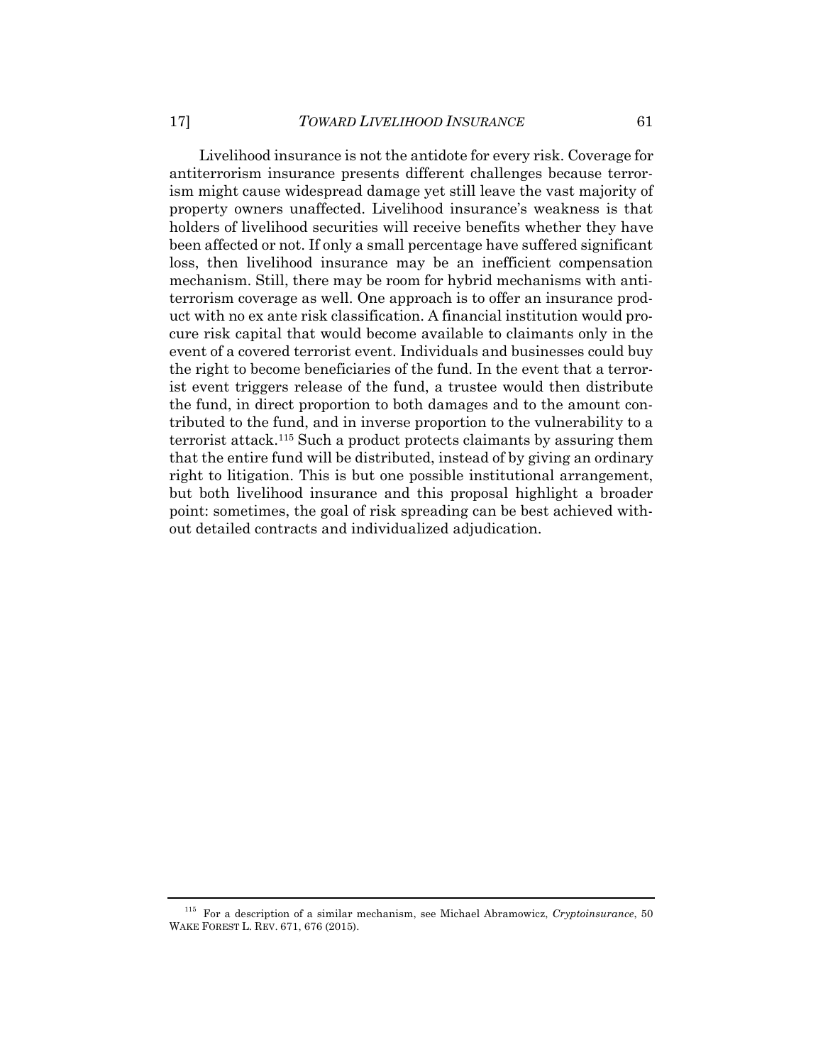Livelihood insurance is not the antidote for every risk. Coverage for antiterrorism insurance presents different challenges because terrorism might cause widespread damage yet still leave the vast majority of property owners unaffected. Livelihood insurance's weakness is that holders of livelihood securities will receive benefits whether they have been affected or not. If only a small percentage have suffered significant loss, then livelihood insurance may be an inefficient compensation mechanism. Still, there may be room for hybrid mechanisms with antiterrorism coverage as well. One approach is to offer an insurance product with no ex ante risk classification. A financial institution would procure risk capital that would become available to claimants only in the event of a covered terrorist event. Individuals and businesses could buy the right to become beneficiaries of the fund. In the event that a terrorist event triggers release of the fund, a trustee would then distribute the fund, in direct proportion to both damages and to the amount contributed to the fund, and in inverse proportion to the vulnerability to a terrorist attack.[115] Such a product protects claimants by assuring them that the entire fund will be distributed, instead of by giving an ordinary right to litigation. This is but one possible institutional arrangement, but both livelihood insurance and this proposal highlight a broader point: sometimes, the goal of risk spreading can be best achieved without detailed contracts and individualized adjudication.

---

[115] For a description of a similar mechanism, see Michael Abramowicz, *Cryptoinsurance*, 50 WAKE FOREST L. REV. 671, 676 (2015).